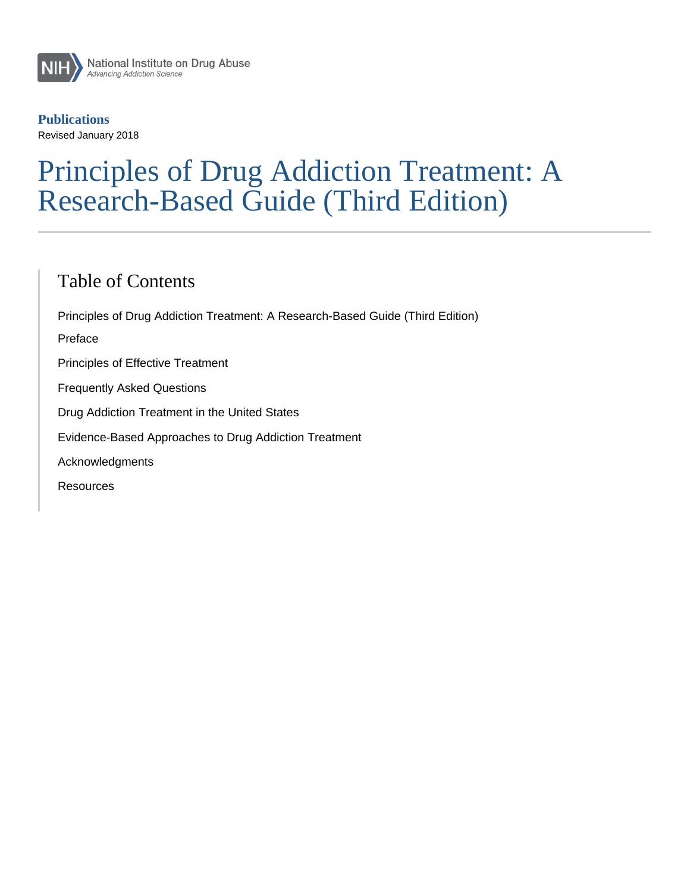National Institute on Drug Abuse
*Advancing Addiction Science*

**Publications**

Revised January 2018

# Principles of Drug Addiction Treatment: A Research-Based Guide (Third Edition)

## Table of Contents

- Principles of Drug Addiction Treatment: A Research-Based Guide (Third Edition)
- Preface
- Principles of Effective Treatment
- Frequently Asked Questions
- Drug Addiction Treatment in the United States
- Evidence-Based Approaches to Drug Addiction Treatment
- Acknowledgments
- Resources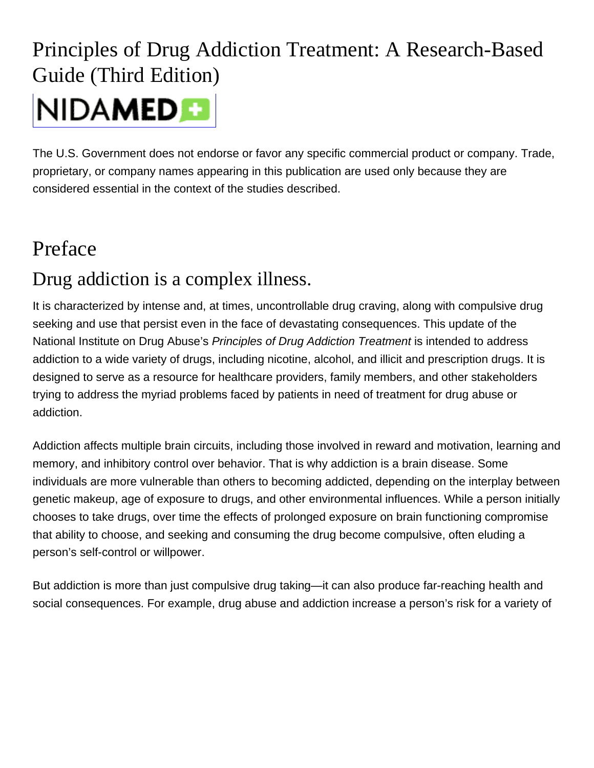# Principles of Drug Addiction Treatment: A Research-Based Guide (Third Edition)

NIDAMED

The U.S. Government does not endorse or favor any specific commercial product or company. Trade, proprietary, or company names appearing in this publication are used only because they are considered essential in the context of the studies described.

## Preface

### Drug addiction is a complex illness.

It is characterized by intense and, at times, uncontrollable drug craving, along with compulsive drug seeking and use that persist even in the face of devastating consequences. This update of the National Institute on Drug Abuse's *Principles of Drug Addiction Treatment* is intended to address addiction to a wide variety of drugs, including nicotine, alcohol, and illicit and prescription drugs. It is designed to serve as a resource for healthcare providers, family members, and other stakeholders trying to address the myriad problems faced by patients in need of treatment for drug abuse or addiction.

Addiction affects multiple brain circuits, including those involved in reward and motivation, learning and memory, and inhibitory control over behavior. That is why addiction is a brain disease. Some individuals are more vulnerable than others to becoming addicted, depending on the interplay between genetic makeup, age of exposure to drugs, and other environmental influences. While a person initially chooses to take drugs, over time the effects of prolonged exposure on brain functioning compromise that ability to choose, and seeking and consuming the drug become compulsive, often eluding a person's self-control or willpower.

But addiction is more than just compulsive drug taking—it can also produce far-reaching health and social consequences. For example, drug abuse and addiction increase a person's risk for a variety of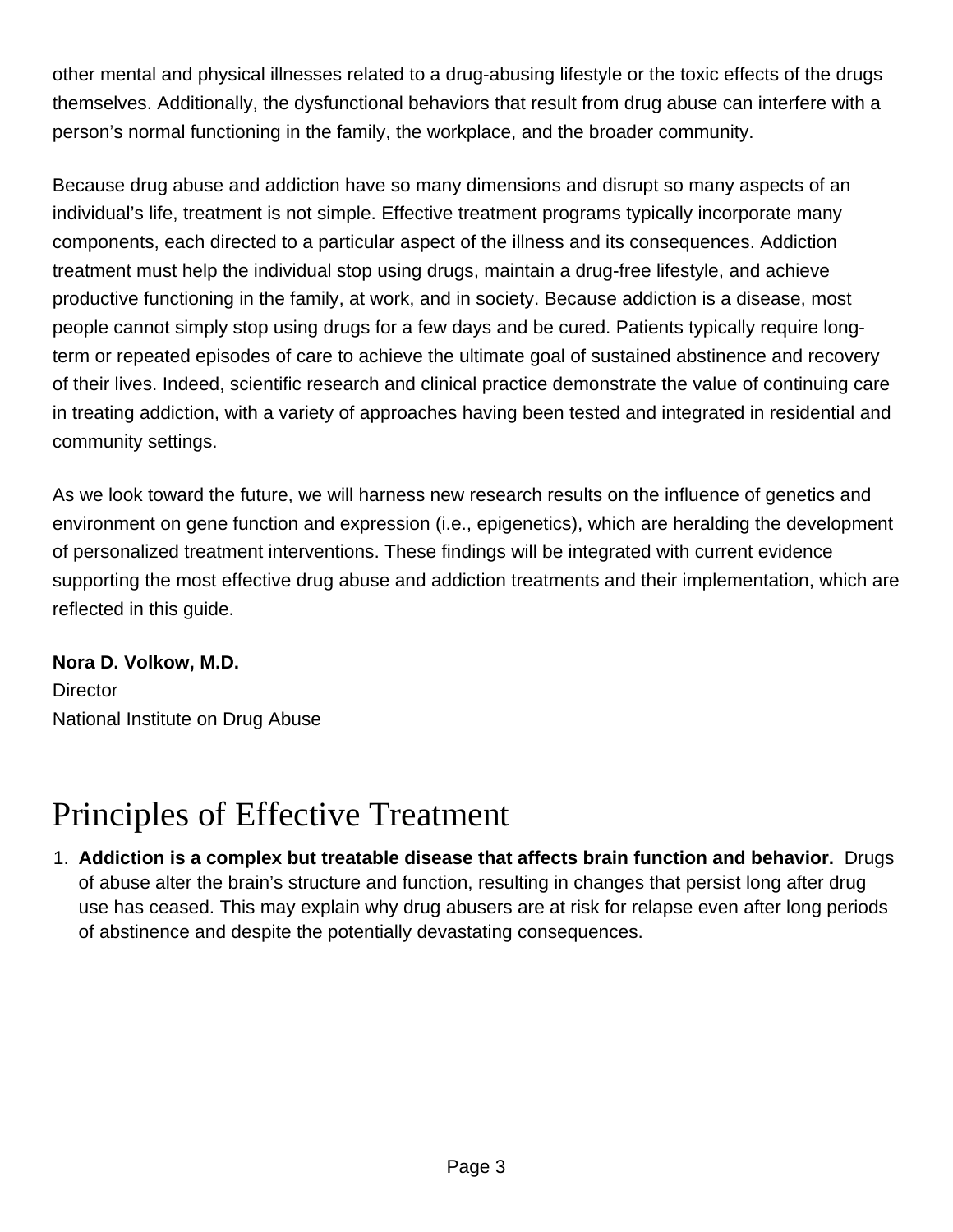other mental and physical illnesses related to a drug-abusing lifestyle or the toxic effects of the drugs themselves. Additionally, the dysfunctional behaviors that result from drug abuse can interfere with a person's normal functioning in the family, the workplace, and the broader community.

Because drug abuse and addiction have so many dimensions and disrupt so many aspects of an individual's life, treatment is not simple. Effective treatment programs typically incorporate many components, each directed to a particular aspect of the illness and its consequences. Addiction treatment must help the individual stop using drugs, maintain a drug-free lifestyle, and achieve productive functioning in the family, at work, and in society. Because addiction is a disease, most people cannot simply stop using drugs for a few days and be cured. Patients typically require long-term or repeated episodes of care to achieve the ultimate goal of sustained abstinence and recovery of their lives. Indeed, scientific research and clinical practice demonstrate the value of continuing care in treating addiction, with a variety of approaches having been tested and integrated in residential and community settings.

As we look toward the future, we will harness new research results on the influence of genetics and environment on gene function and expression (i.e., epigenetics), which are heralding the development of personalized treatment interventions. These findings will be integrated with current evidence supporting the most effective drug abuse and addiction treatments and their implementation, which are reflected in this guide.

**Nora D. Volkow, M.D.**
Director
National Institute on Drug Abuse

# Principles of Effective Treatment

1. **Addiction is a complex but treatable disease that affects brain function and behavior.** Drugs of abuse alter the brain's structure and function, resulting in changes that persist long after drug use has ceased. This may explain why drug abusers are at risk for relapse even after long periods of abstinence and despite the potentially devastating consequences.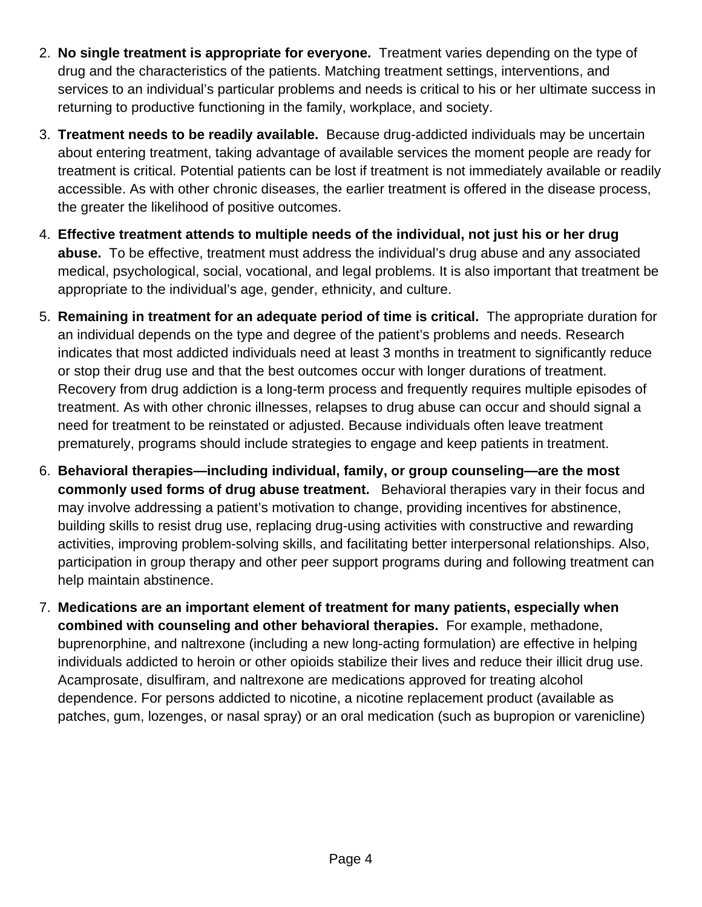2. **No single treatment is appropriate for everyone.** Treatment varies depending on the type of drug and the characteristics of the patients. Matching treatment settings, interventions, and services to an individual's particular problems and needs is critical to his or her ultimate success in returning to productive functioning in the family, workplace, and society.

3. **Treatment needs to be readily available.** Because drug-addicted individuals may be uncertain about entering treatment, taking advantage of available services the moment people are ready for treatment is critical. Potential patients can be lost if treatment is not immediately available or readily accessible. As with other chronic diseases, the earlier treatment is offered in the disease process, the greater the likelihood of positive outcomes.

4. **Effective treatment attends to multiple needs of the individual, not just his or her drug abuse.** To be effective, treatment must address the individual's drug abuse and any associated medical, psychological, social, vocational, and legal problems. It is also important that treatment be appropriate to the individual's age, gender, ethnicity, and culture.

5. **Remaining in treatment for an adequate period of time is critical.** The appropriate duration for an individual depends on the type and degree of the patient's problems and needs. Research indicates that most addicted individuals need at least 3 months in treatment to significantly reduce or stop their drug use and that the best outcomes occur with longer durations of treatment. Recovery from drug addiction is a long-term process and frequently requires multiple episodes of treatment. As with other chronic illnesses, relapses to drug abuse can occur and should signal a need for treatment to be reinstated or adjusted. Because individuals often leave treatment prematurely, programs should include strategies to engage and keep patients in treatment.

6. **Behavioral therapies—including individual, family, or group counseling—are the most commonly used forms of drug abuse treatment.** Behavioral therapies vary in their focus and may involve addressing a patient's motivation to change, providing incentives for abstinence, building skills to resist drug use, replacing drug-using activities with constructive and rewarding activities, improving problem-solving skills, and facilitating better interpersonal relationships. Also, participation in group therapy and other peer support programs during and following treatment can help maintain abstinence.

7. **Medications are an important element of treatment for many patients, especially when combined with counseling and other behavioral therapies.** For example, methadone, buprenorphine, and naltrexone (including a new long-acting formulation) are effective in helping individuals addicted to heroin or other opioids stabilize their lives and reduce their illicit drug use. Acamprosate, disulfiram, and naltrexone are medications approved for treating alcohol dependence. For persons addicted to nicotine, a nicotine replacement product (available as patches, gum, lozenges, or nasal spray) or an oral medication (such as bupropion or varenicline)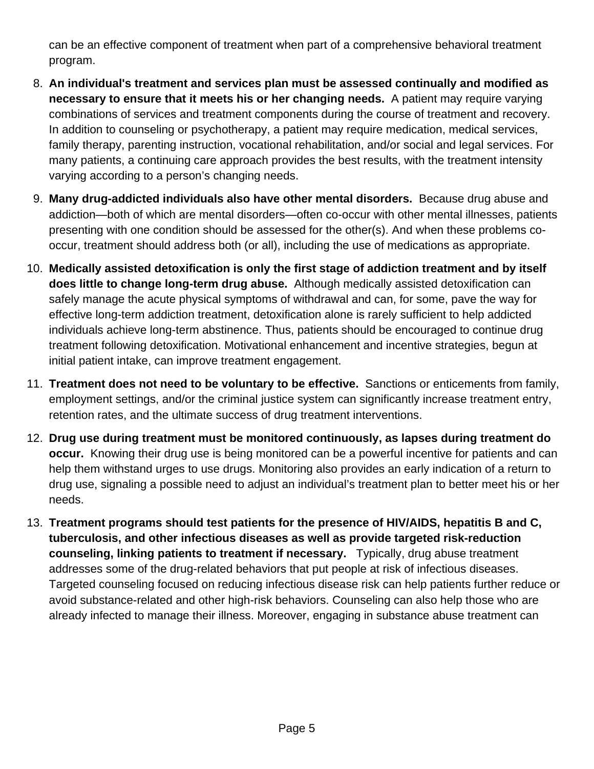can be an effective component of treatment when part of a comprehensive behavioral treatment program.

8. **An individual's treatment and services plan must be assessed continually and modified as necessary to ensure that it meets his or her changing needs.** A patient may require varying combinations of services and treatment components during the course of treatment and recovery. In addition to counseling or psychotherapy, a patient may require medication, medical services, family therapy, parenting instruction, vocational rehabilitation, and/or social and legal services. For many patients, a continuing care approach provides the best results, with the treatment intensity varying according to a person's changing needs.
9. **Many drug-addicted individuals also have other mental disorders.** Because drug abuse and addiction—both of which are mental disorders—often co-occur with other mental illnesses, patients presenting with one condition should be assessed for the other(s). And when these problems co-occur, treatment should address both (or all), including the use of medications as appropriate.
10. **Medically assisted detoxification is only the first stage of addiction treatment and by itself does little to change long-term drug abuse.** Although medically assisted detoxification can safely manage the acute physical symptoms of withdrawal and can, for some, pave the way for effective long-term addiction treatment, detoxification alone is rarely sufficient to help addicted individuals achieve long-term abstinence. Thus, patients should be encouraged to continue drug treatment following detoxification. Motivational enhancement and incentive strategies, begun at initial patient intake, can improve treatment engagement.
11. **Treatment does not need to be voluntary to be effective.** Sanctions or enticements from family, employment settings, and/or the criminal justice system can significantly increase treatment entry, retention rates, and the ultimate success of drug treatment interventions.
12. **Drug use during treatment must be monitored continuously, as lapses during treatment do occur.** Knowing their drug use is being monitored can be a powerful incentive for patients and can help them withstand urges to use drugs. Monitoring also provides an early indication of a return to drug use, signaling a possible need to adjust an individual's treatment plan to better meet his or her needs.
13. **Treatment programs should test patients for the presence of HIV/AIDS, hepatitis B and C, tuberculosis, and other infectious diseases as well as provide targeted risk-reduction counseling, linking patients to treatment if necessary.** Typically, drug abuse treatment addresses some of the drug-related behaviors that put people at risk of infectious diseases. Targeted counseling focused on reducing infectious disease risk can help patients further reduce or avoid substance-related and other high-risk behaviors. Counseling can also help those who are already infected to manage their illness. Moreover, engaging in substance abuse treatment can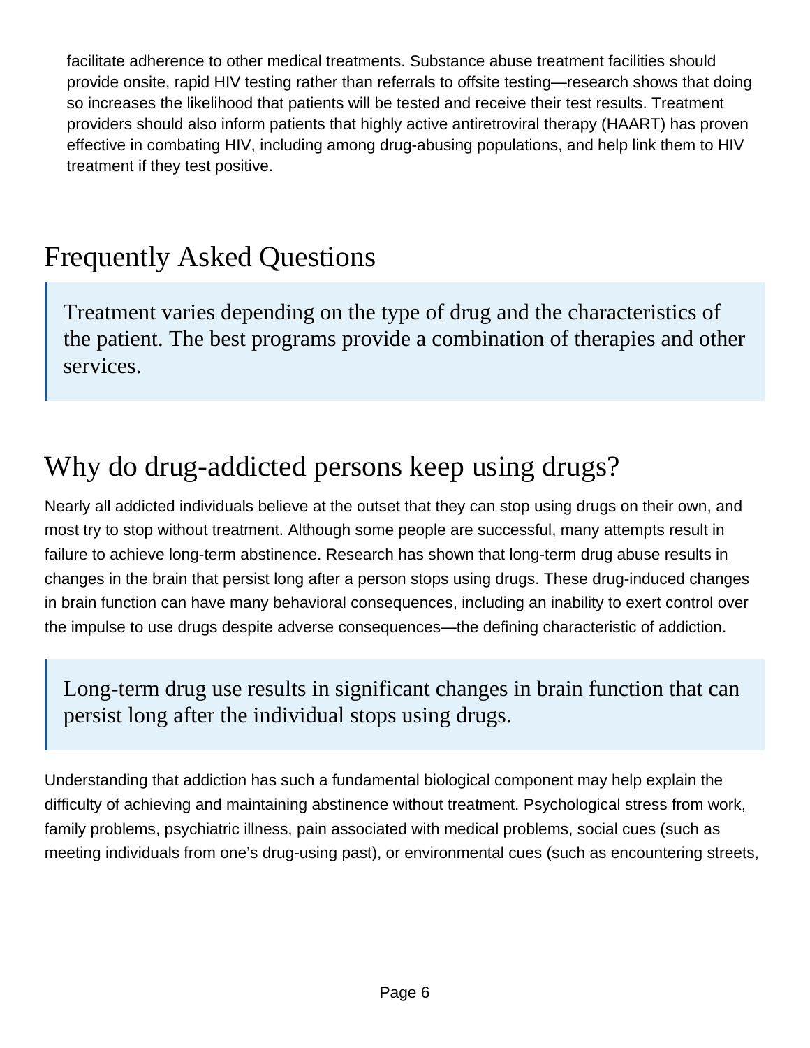facilitate adherence to other medical treatments. Substance abuse treatment facilities should provide onsite, rapid HIV testing rather than referrals to offsite testing—research shows that doing so increases the likelihood that patients will be tested and receive their test results. Treatment providers should also inform patients that highly active antiretroviral therapy (HAART) has proven effective in combating HIV, including among drug-abusing populations, and help link them to HIV treatment if they test positive.

# Frequently Asked Questions

> Treatment varies depending on the type of drug and the characteristics of the patient. The best programs provide a combination of therapies and other services.

## Why do drug-addicted persons keep using drugs?

Nearly all addicted individuals believe at the outset that they can stop using drugs on their own, and most try to stop without treatment. Although some people are successful, many attempts result in failure to achieve long-term abstinence. Research has shown that long-term drug abuse results in changes in the brain that persist long after a person stops using drugs. These drug-induced changes in brain function can have many behavioral consequences, including an inability to exert control over the impulse to use drugs despite adverse consequences—the defining characteristic of addiction.

> Long-term drug use results in significant changes in brain function that can persist long after the individual stops using drugs.

Understanding that addiction has such a fundamental biological component may help explain the difficulty of achieving and maintaining abstinence without treatment. Psychological stress from work, family problems, psychiatric illness, pain associated with medical problems, social cues (such as meeting individuals from one's drug-using past), or environmental cues (such as encountering streets,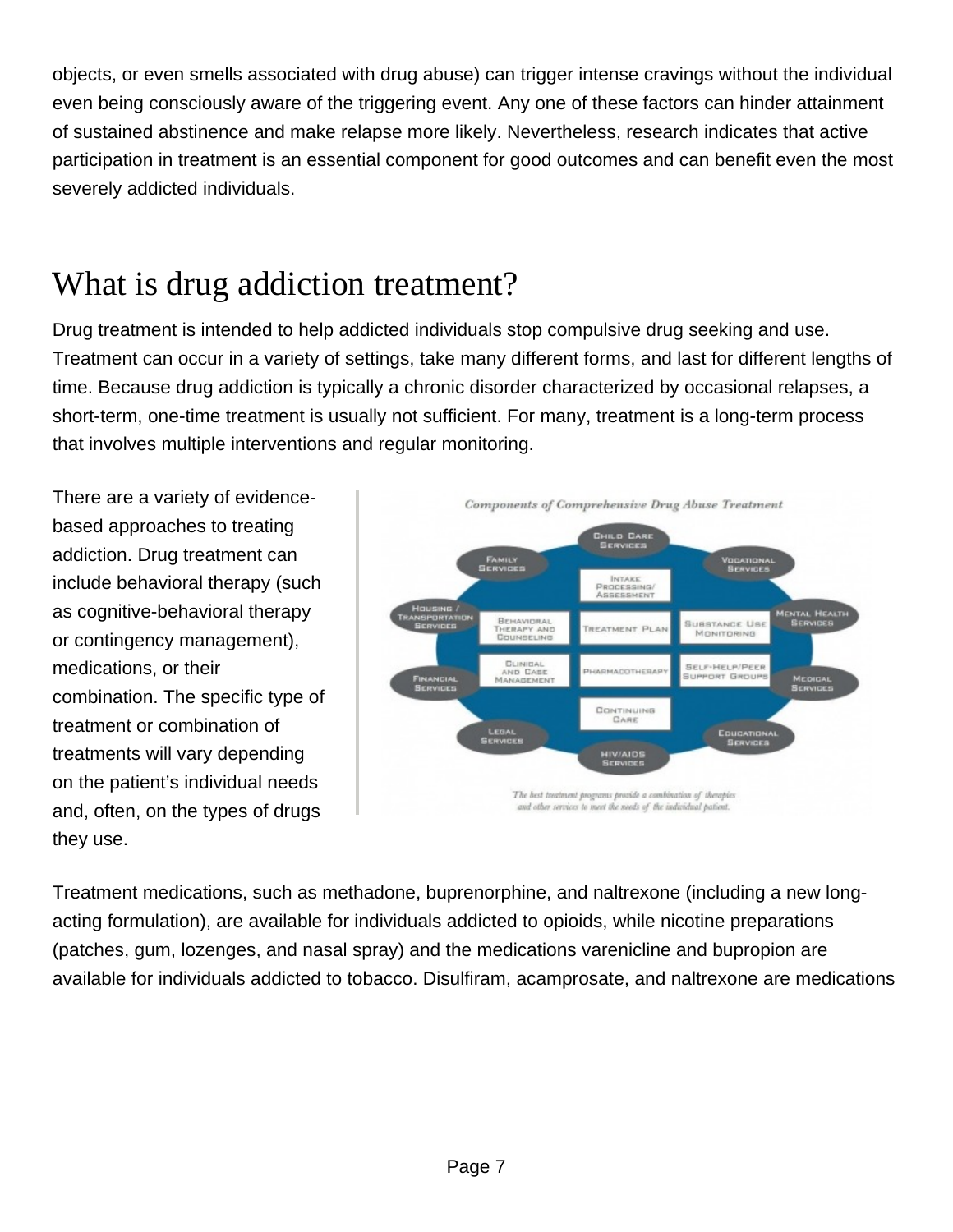objects, or even smells associated with drug abuse) can trigger intense cravings without the individual even being consciously aware of the triggering event. Any one of these factors can hinder attainment of sustained abstinence and make relapse more likely. Nevertheless, research indicates that active participation in treatment is an essential component for good outcomes and can benefit even the most severely addicted individuals.

## What is drug addiction treatment?

Drug treatment is intended to help addicted individuals stop compulsive drug seeking and use. Treatment can occur in a variety of settings, take many different forms, and last for different lengths of time. Because drug addiction is typically a chronic disorder characterized by occasional relapses, a short-term, one-time treatment is usually not sufficient. For many, treatment is a long-term process that involves multiple interventions and regular monitoring.

There are a variety of evidence-based approaches to treating addiction. Drug treatment can include behavioral therapy (such as cognitive-behavioral therapy or contingency management), medications, or their combination. The specific type of treatment or combination of treatments will vary depending on the patient's individual needs and, often, on the types of drugs they use.

*Components of Comprehensive Drug Abuse Treatment*

*The best treatment programs provide a combination of therapies and other services to meet the needs of the individual patient.*

Treatment medications, such as methadone, buprenorphine, and naltrexone (including a new long-acting formulation), are available for individuals addicted to opioids, while nicotine preparations (patches, gum, lozenges, and nasal spray) and the medications varenicline and bupropion are available for individuals addicted to tobacco. Disulfiram, acamprosate, and naltrexone are medications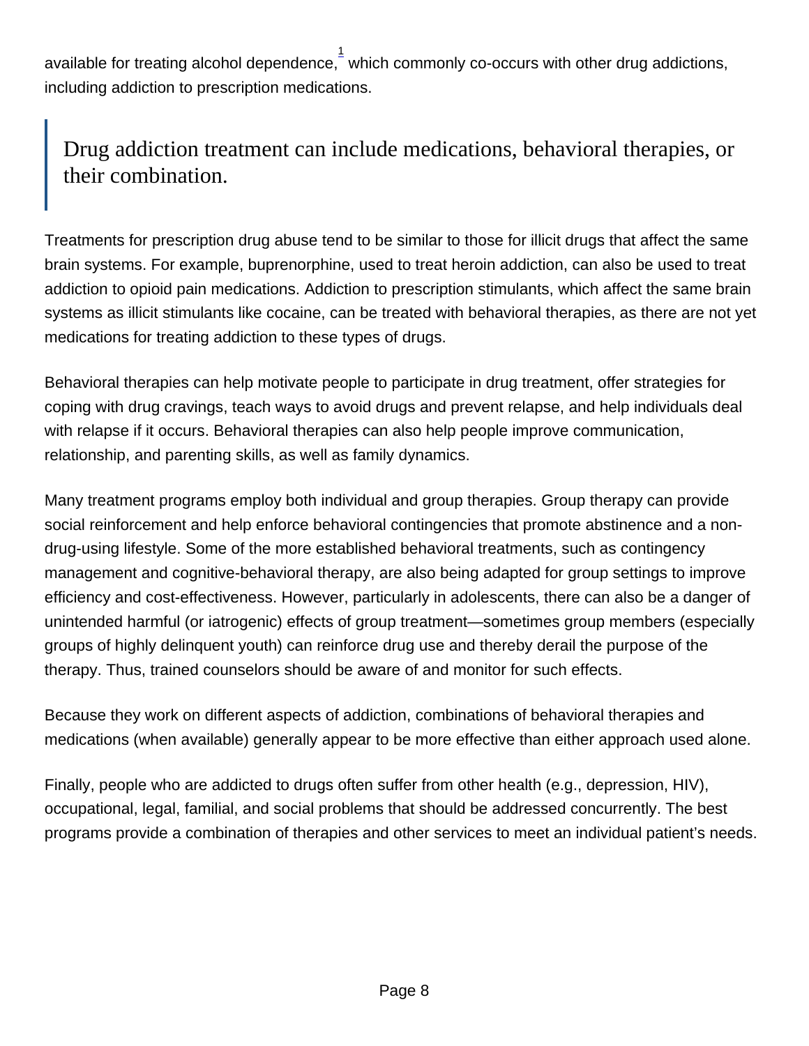available for treating alcohol dependence,[1] which commonly co-occurs with other drug addictions, including addiction to prescription medications.

> Drug addiction treatment can include medications, behavioral therapies, or their combination.

Treatments for prescription drug abuse tend to be similar to those for illicit drugs that affect the same brain systems. For example, buprenorphine, used to treat heroin addiction, can also be used to treat addiction to opioid pain medications. Addiction to prescription stimulants, which affect the same brain systems as illicit stimulants like cocaine, can be treated with behavioral therapies, as there are not yet medications for treating addiction to these types of drugs.

Behavioral therapies can help motivate people to participate in drug treatment, offer strategies for coping with drug cravings, teach ways to avoid drugs and prevent relapse, and help individuals deal with relapse if it occurs. Behavioral therapies can also help people improve communication, relationship, and parenting skills, as well as family dynamics.

Many treatment programs employ both individual and group therapies. Group therapy can provide social reinforcement and help enforce behavioral contingencies that promote abstinence and a non-drug-using lifestyle. Some of the more established behavioral treatments, such as contingency management and cognitive-behavioral therapy, are also being adapted for group settings to improve efficiency and cost-effectiveness. However, particularly in adolescents, there can also be a danger of unintended harmful (or iatrogenic) effects of group treatment—sometimes group members (especially groups of highly delinquent youth) can reinforce drug use and thereby derail the purpose of the therapy. Thus, trained counselors should be aware of and monitor for such effects.

Because they work on different aspects of addiction, combinations of behavioral therapies and medications (when available) generally appear to be more effective than either approach used alone.

Finally, people who are addicted to drugs often suffer from other health (e.g., depression, HIV), occupational, legal, familial, and social problems that should be addressed concurrently. The best programs provide a combination of therapies and other services to meet an individual patient's needs.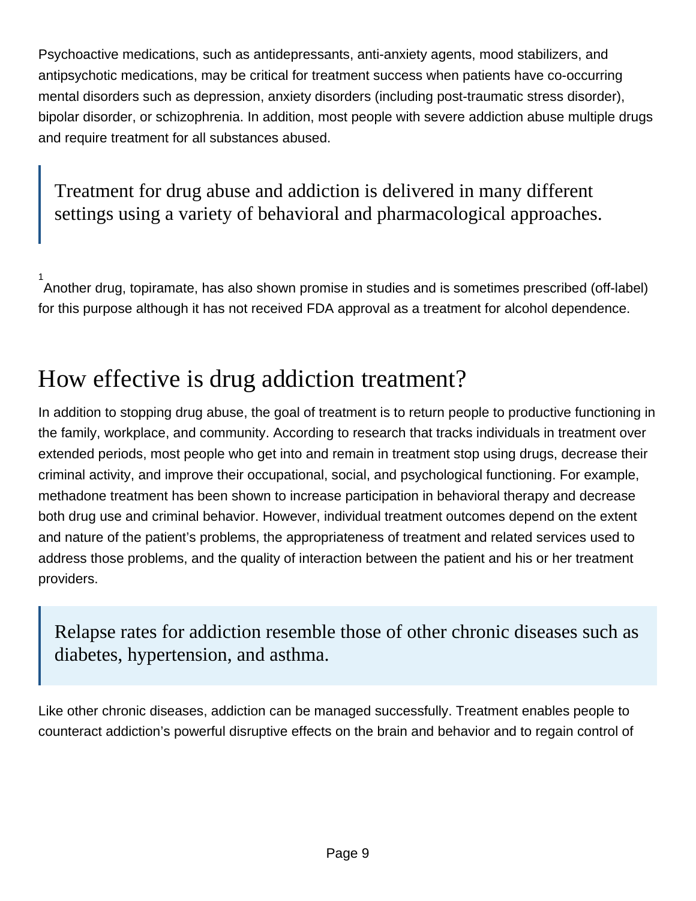Psychoactive medications, such as antidepressants, anti-anxiety agents, mood stabilizers, and antipsychotic medications, may be critical for treatment success when patients have co-occurring mental disorders such as depression, anxiety disorders (including post-traumatic stress disorder), bipolar disorder, or schizophrenia. In addition, most people with severe addiction abuse multiple drugs and require treatment for all substances abused.

> Treatment for drug abuse and addiction is delivered in many different settings using a variety of behavioral and pharmacological approaches.

[1] Another drug, topiramate, has also shown promise in studies and is sometimes prescribed (off-label) for this purpose although it has not received FDA approval as a treatment for alcohol dependence.

## How effective is drug addiction treatment?

In addition to stopping drug abuse, the goal of treatment is to return people to productive functioning in the family, workplace, and community. According to research that tracks individuals in treatment over extended periods, most people who get into and remain in treatment stop using drugs, decrease their criminal activity, and improve their occupational, social, and psychological functioning. For example, methadone treatment has been shown to increase participation in behavioral therapy and decrease both drug use and criminal behavior. However, individual treatment outcomes depend on the extent and nature of the patient's problems, the appropriateness of treatment and related services used to address those problems, and the quality of interaction between the patient and his or her treatment providers.

> Relapse rates for addiction resemble those of other chronic diseases such as diabetes, hypertension, and asthma.

Like other chronic diseases, addiction can be managed successfully. Treatment enables people to counteract addiction's powerful disruptive effects on the brain and behavior and to regain control of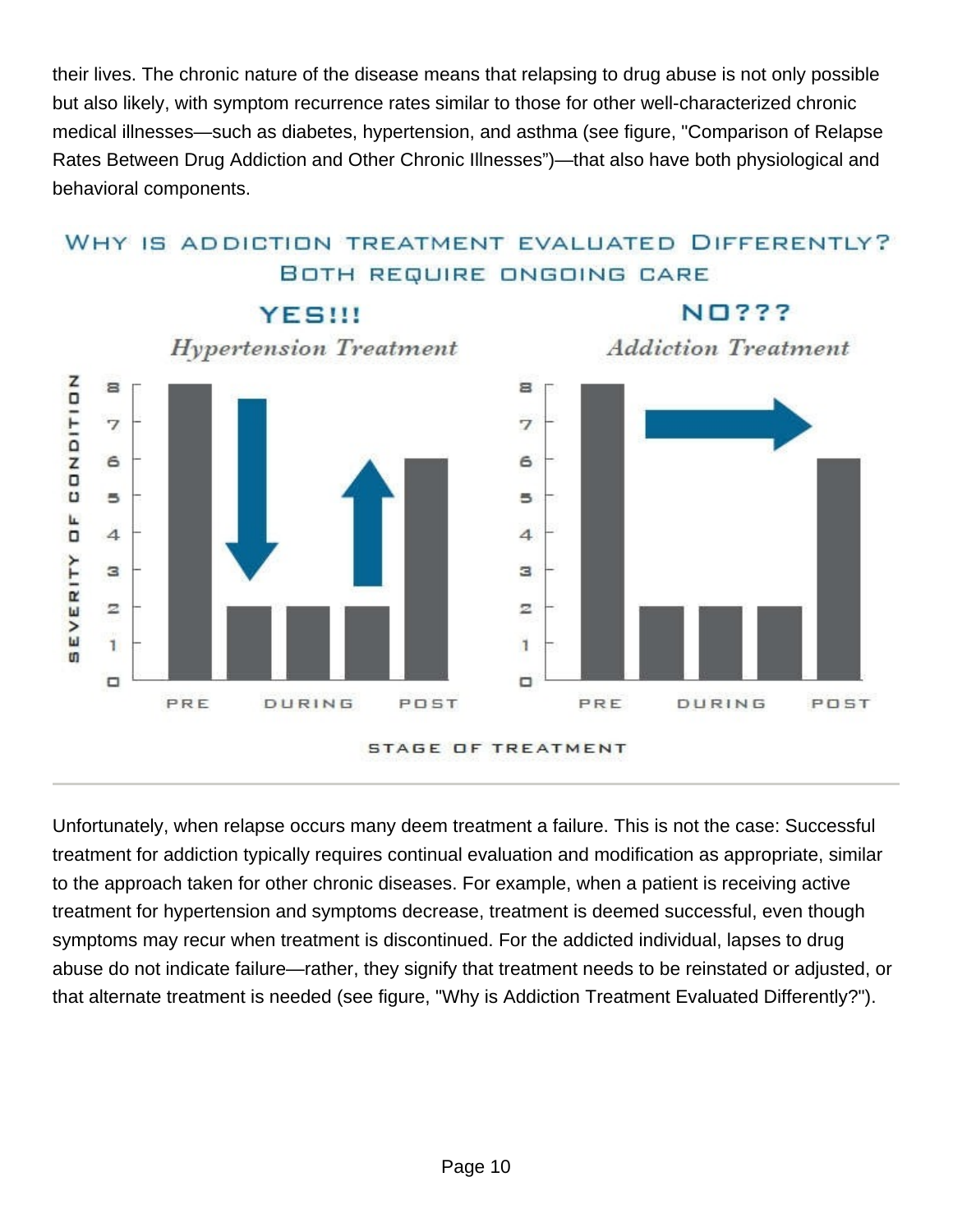their lives. The chronic nature of the disease means that relapsing to drug abuse is not only possible but also likely, with symptom recurrence rates similar to those for other well-characterized chronic medical illnesses—such as diabetes, hypertension, and asthma (see figure, "Comparison of Relapse Rates Between Drug Addiction and Other Chronic Illnesses")—that also have both physiological and behavioral components.

WHY IS ADDICTION TREATMENT EVALUATED DIFFERENTLY? BOTH REQUIRE ONGOING CARE

| Stage of Treatment | Hypertension Treatment (YES!!!) Severity of Condition | Addiction Treatment (NO???) Severity of Condition |
|---|---|---|
| PRE | 8 | 8 |
| DURING | 2 | 2 |
| DURING | 2 | 2 |
| DURING | 2 | 2 |
| POST | 6 | 6 |

---

Unfortunately, when relapse occurs many deem treatment a failure. This is not the case: Successful treatment for addiction typically requires continual evaluation and modification as appropriate, similar to the approach taken for other chronic diseases. For example, when a patient is receiving active treatment for hypertension and symptoms decrease, treatment is deemed successful, even though symptoms may recur when treatment is discontinued. For the addicted individual, lapses to drug abuse do not indicate failure—rather, they signify that treatment needs to be reinstated or adjusted, or that alternate treatment is needed (see figure, "Why is Addiction Treatment Evaluated Differently?").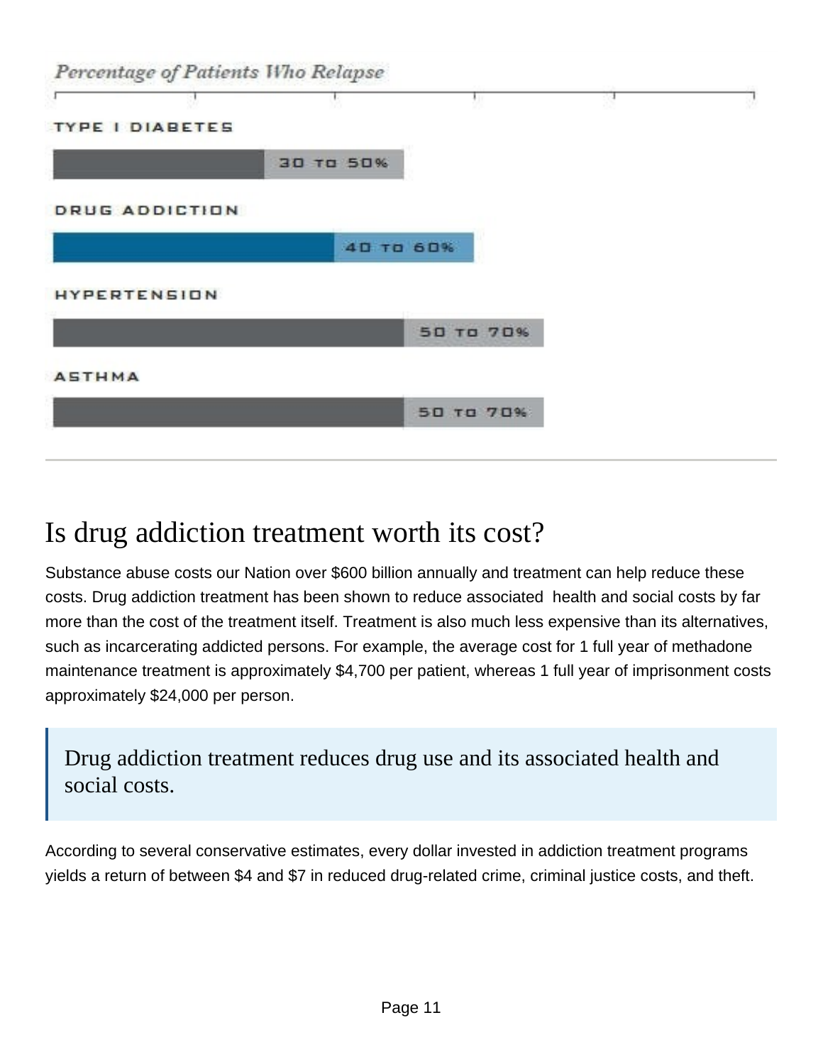*Percentage of Patients Who Relapse*

| Condition | Relapse Rate |
| --- | --- |
| TYPE I DIABETES | 30 TO 50% |
| DRUG ADDICTION | 40 TO 60% |
| HYPERTENSION | 50 TO 70% |
| ASTHMA | 50 TO 70% |

## Is drug addiction treatment worth its cost?

Substance abuse costs our Nation over $600 billion annually and treatment can help reduce these costs. Drug addiction treatment has been shown to reduce associated health and social costs by far more than the cost of the treatment itself. Treatment is also much less expensive than its alternatives, such as incarcerating addicted persons. For example, the average cost for 1 full year of methadone maintenance treatment is approximately $4,700 per patient, whereas 1 full year of imprisonment costs approximately $24,000 per person.

> Drug addiction treatment reduces drug use and its associated health and social costs.

According to several conservative estimates, every dollar invested in addiction treatment programs yields a return of between $4 and $7 in reduced drug-related crime, criminal justice costs, and theft.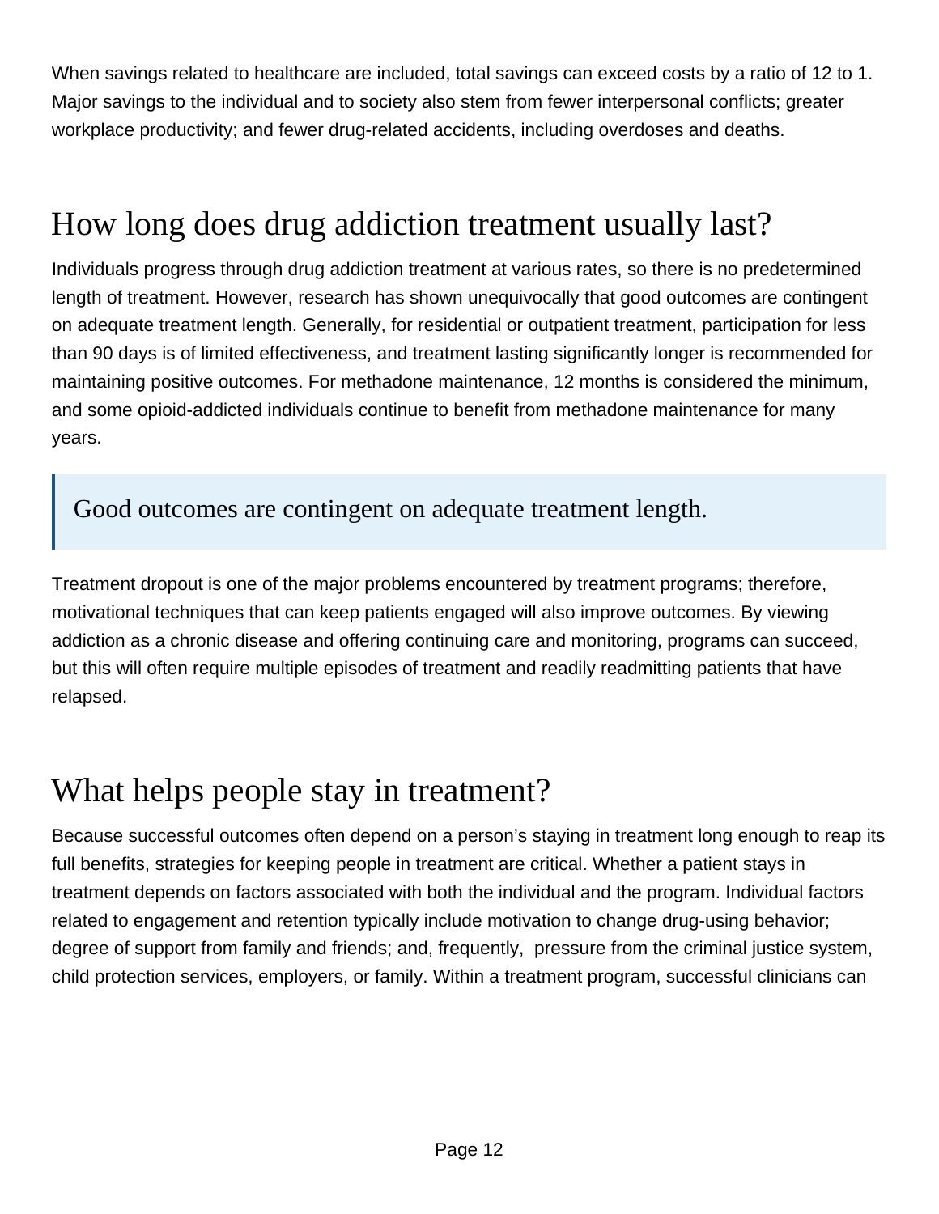When savings related to healthcare are included, total savings can exceed costs by a ratio of 12 to 1. Major savings to the individual and to society also stem from fewer interpersonal conflicts; greater workplace productivity; and fewer drug-related accidents, including overdoses and deaths.

## How long does drug addiction treatment usually last?

Individuals progress through drug addiction treatment at various rates, so there is no predetermined length of treatment. However, research has shown unequivocally that good outcomes are contingent on adequate treatment length. Generally, for residential or outpatient treatment, participation for less than 90 days is of limited effectiveness, and treatment lasting significantly longer is recommended for maintaining positive outcomes. For methadone maintenance, 12 months is considered the minimum, and some opioid-addicted individuals continue to benefit from methadone maintenance for many years.

> Good outcomes are contingent on adequate treatment length.

Treatment dropout is one of the major problems encountered by treatment programs; therefore, motivational techniques that can keep patients engaged will also improve outcomes. By viewing addiction as a chronic disease and offering continuing care and monitoring, programs can succeed, but this will often require multiple episodes of treatment and readily readmitting patients that have relapsed.

## What helps people stay in treatment?

Because successful outcomes often depend on a person's staying in treatment long enough to reap its full benefits, strategies for keeping people in treatment are critical. Whether a patient stays in treatment depends on factors associated with both the individual and the program. Individual factors related to engagement and retention typically include motivation to change drug-using behavior; degree of support from family and friends; and, frequently, pressure from the criminal justice system, child protection services, employers, or family. Within a treatment program, successful clinicians can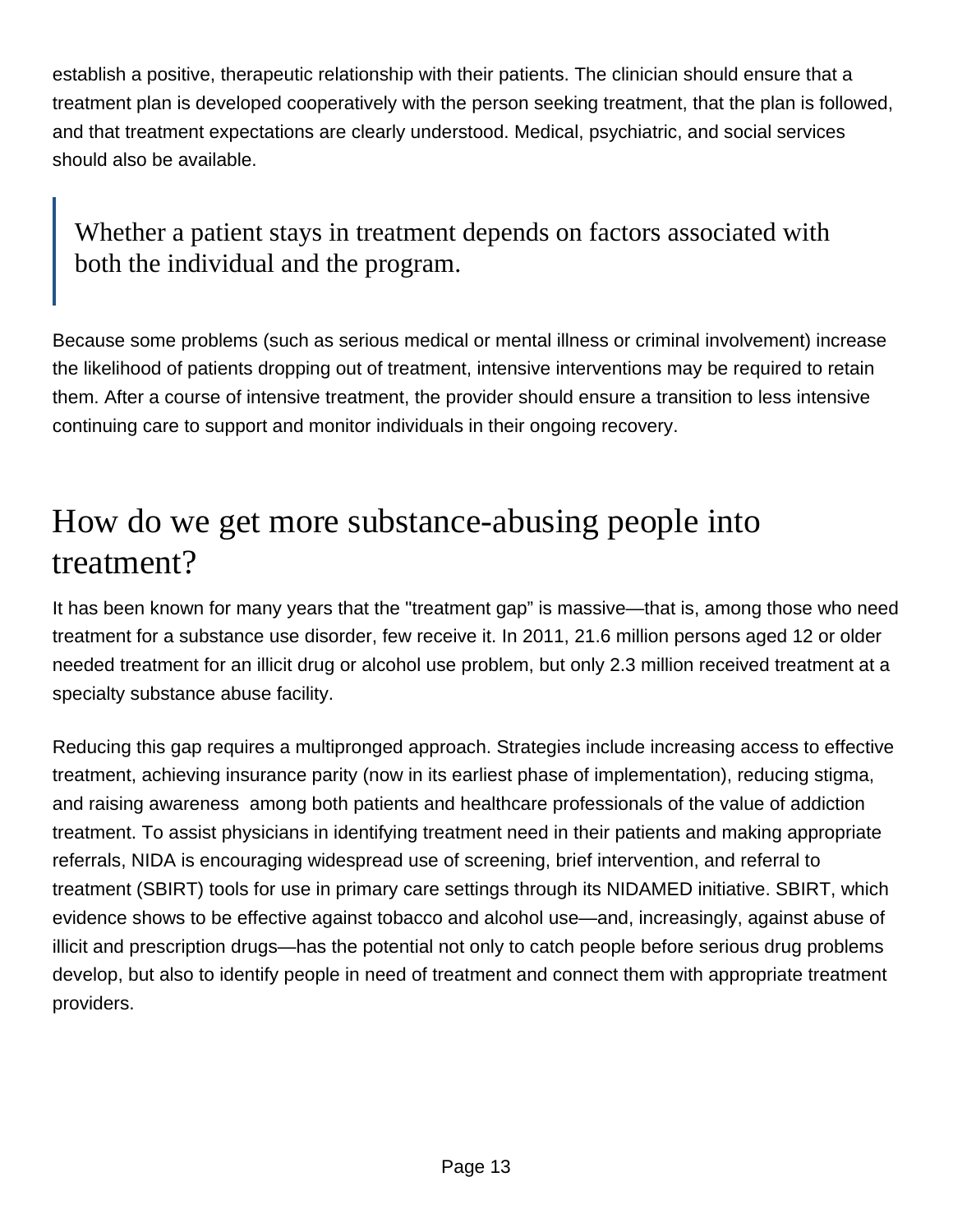establish a positive, therapeutic relationship with their patients. The clinician should ensure that a treatment plan is developed cooperatively with the person seeking treatment, that the plan is followed, and that treatment expectations are clearly understood. Medical, psychiatric, and social services should also be available.

> Whether a patient stays in treatment depends on factors associated with both the individual and the program.

Because some problems (such as serious medical or mental illness or criminal involvement) increase the likelihood of patients dropping out of treatment, intensive interventions may be required to retain them. After a course of intensive treatment, the provider should ensure a transition to less intensive continuing care to support and monitor individuals in their ongoing recovery.

## How do we get more substance-abusing people into treatment?

It has been known for many years that the "treatment gap" is massive—that is, among those who need treatment for a substance use disorder, few receive it. In 2011, 21.6 million persons aged 12 or older needed treatment for an illicit drug or alcohol use problem, but only 2.3 million received treatment at a specialty substance abuse facility.

Reducing this gap requires a multipronged approach. Strategies include increasing access to effective treatment, achieving insurance parity (now in its earliest phase of implementation), reducing stigma, and raising awareness among both patients and healthcare professionals of the value of addiction treatment. To assist physicians in identifying treatment need in their patients and making appropriate referrals, NIDA is encouraging widespread use of screening, brief intervention, and referral to treatment (SBIRT) tools for use in primary care settings through its NIDAMED initiative. SBIRT, which evidence shows to be effective against tobacco and alcohol use—and, increasingly, against abuse of illicit and prescription drugs—has the potential not only to catch people before serious drug problems develop, but also to identify people in need of treatment and connect them with appropriate treatment providers.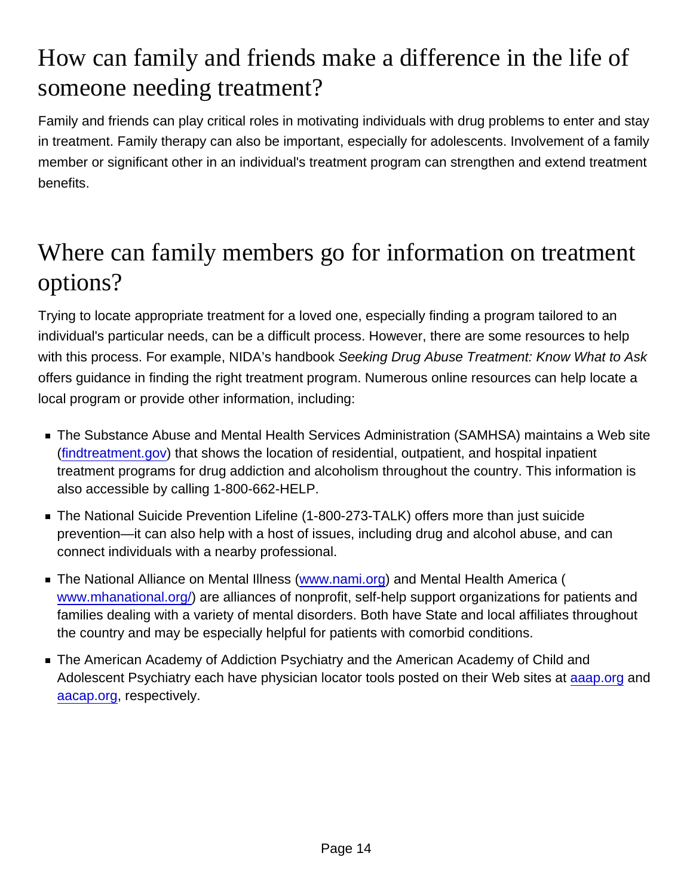## How can family and friends make a difference in the life of someone needing treatment?

Family and friends can play critical roles in motivating individuals with drug problems to enter and stay in treatment. Family therapy can also be important, especially for adolescents. Involvement of a family member or significant other in an individual's treatment program can strengthen and extend treatment benefits.

## Where can family members go for information on treatment options?

Trying to locate appropriate treatment for a loved one, especially finding a program tailored to an individual's particular needs, can be a difficult process. However, there are some resources to help with this process. For example, NIDA's handbook *Seeking Drug Abuse Treatment: Know What to Ask* offers guidance in finding the right treatment program. Numerous online resources can help locate a local program or provide other information, including:

- The Substance Abuse and Mental Health Services Administration (SAMHSA) maintains a Web site (findtreatment.gov) that shows the location of residential, outpatient, and hospital inpatient treatment programs for drug addiction and alcoholism throughout the country. This information is also accessible by calling 1-800-662-HELP.
- The National Suicide Prevention Lifeline (1-800-273-TALK) offers more than just suicide prevention—it can also help with a host of issues, including drug and alcohol abuse, and can connect individuals with a nearby professional.
- The National Alliance on Mental Illness (www.nami.org) and Mental Health America ( www.mhanational.org/) are alliances of nonprofit, self-help support organizations for patients and families dealing with a variety of mental disorders. Both have State and local affiliates throughout the country and may be especially helpful for patients with comorbid conditions.
- The American Academy of Addiction Psychiatry and the American Academy of Child and Adolescent Psychiatry each have physician locator tools posted on their Web sites at aaap.org and aacap.org, respectively.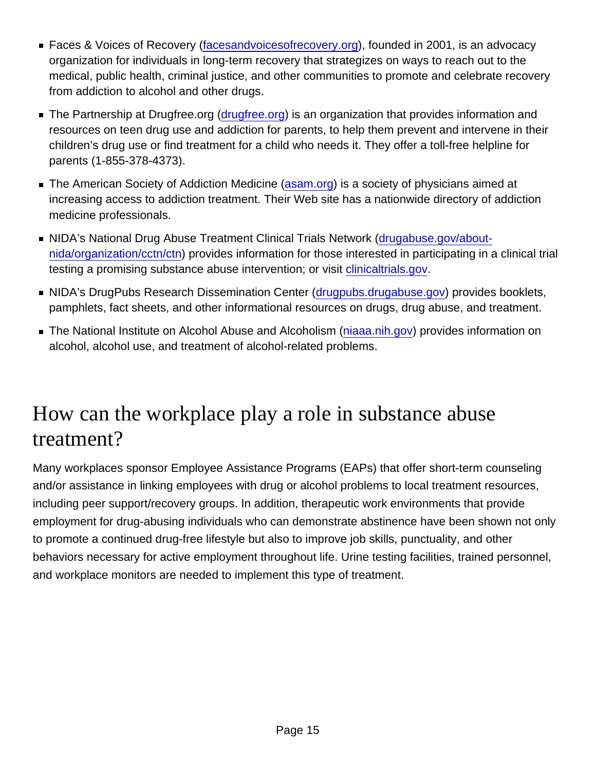- Faces & Voices of Recovery (facesandvoicesofrecovery.org), founded in 2001, is an advocacy organization for individuals in long-term recovery that strategizes on ways to reach out to the medical, public health, criminal justice, and other communities to promote and celebrate recovery from addiction to alcohol and other drugs.
- The Partnership at Drugfree.org (drugfree.org) is an organization that provides information and resources on teen drug use and addiction for parents, to help them prevent and intervene in their children's drug use or find treatment for a child who needs it. They offer a toll-free helpline for parents (1-855-378-4373).
- The American Society of Addiction Medicine (asam.org) is a society of physicians aimed at increasing access to addiction treatment. Their Web site has a nationwide directory of addiction medicine professionals.
- NIDA's National Drug Abuse Treatment Clinical Trials Network (drugabuse.gov/about-nida/organization/cctn/ctn) provides information for those interested in participating in a clinical trial testing a promising substance abuse intervention; or visit clinicaltrials.gov.
- NIDA's DrugPubs Research Dissemination Center (drugpubs.drugabuse.gov) provides booklets, pamphlets, fact sheets, and other informational resources on drugs, drug abuse, and treatment.
- The National Institute on Alcohol Abuse and Alcoholism (niaaa.nih.gov) provides information on alcohol, alcohol use, and treatment of alcohol-related problems.

# How can the workplace play a role in substance abuse treatment?

Many workplaces sponsor Employee Assistance Programs (EAPs) that offer short-term counseling and/or assistance in linking employees with drug or alcohol problems to local treatment resources, including peer support/recovery groups. In addition, therapeutic work environments that provide employment for drug-abusing individuals who can demonstrate abstinence have been shown not only to promote a continued drug-free lifestyle but also to improve job skills, punctuality, and other behaviors necessary for active employment throughout life. Urine testing facilities, trained personnel, and workplace monitors are needed to implement this type of treatment.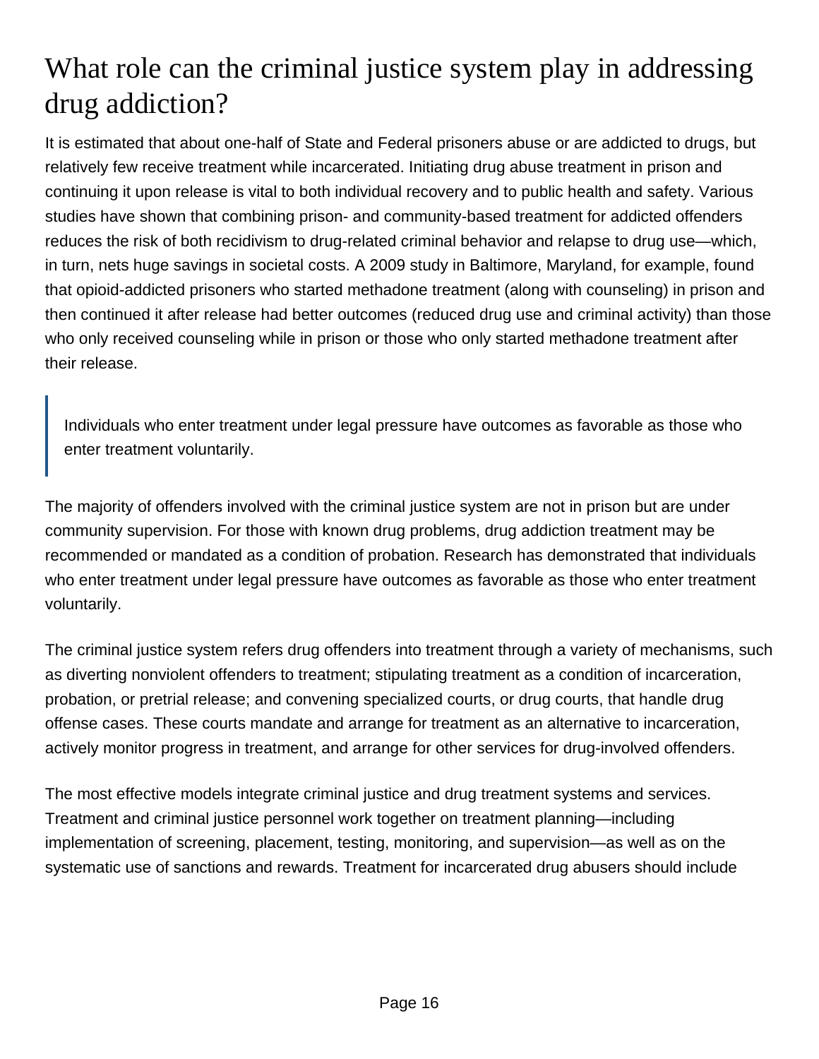# What role can the criminal justice system play in addressing drug addiction?

It is estimated that about one-half of State and Federal prisoners abuse or are addicted to drugs, but relatively few receive treatment while incarcerated. Initiating drug abuse treatment in prison and continuing it upon release is vital to both individual recovery and to public health and safety. Various studies have shown that combining prison- and community-based treatment for addicted offenders reduces the risk of both recidivism to drug-related criminal behavior and relapse to drug use—which, in turn, nets huge savings in societal costs. A 2009 study in Baltimore, Maryland, for example, found that opioid-addicted prisoners who started methadone treatment (along with counseling) in prison and then continued it after release had better outcomes (reduced drug use and criminal activity) than those who only received counseling while in prison or those who only started methadone treatment after their release.

> Individuals who enter treatment under legal pressure have outcomes as favorable as those who enter treatment voluntarily.

The majority of offenders involved with the criminal justice system are not in prison but are under community supervision. For those with known drug problems, drug addiction treatment may be recommended or mandated as a condition of probation. Research has demonstrated that individuals who enter treatment under legal pressure have outcomes as favorable as those who enter treatment voluntarily.

The criminal justice system refers drug offenders into treatment through a variety of mechanisms, such as diverting nonviolent offenders to treatment; stipulating treatment as a condition of incarceration, probation, or pretrial release; and convening specialized courts, or drug courts, that handle drug offense cases. These courts mandate and arrange for treatment as an alternative to incarceration, actively monitor progress in treatment, and arrange for other services for drug-involved offenders.

The most effective models integrate criminal justice and drug treatment systems and services. Treatment and criminal justice personnel work together on treatment planning—including implementation of screening, placement, testing, monitoring, and supervision—as well as on the systematic use of sanctions and rewards. Treatment for incarcerated drug abusers should include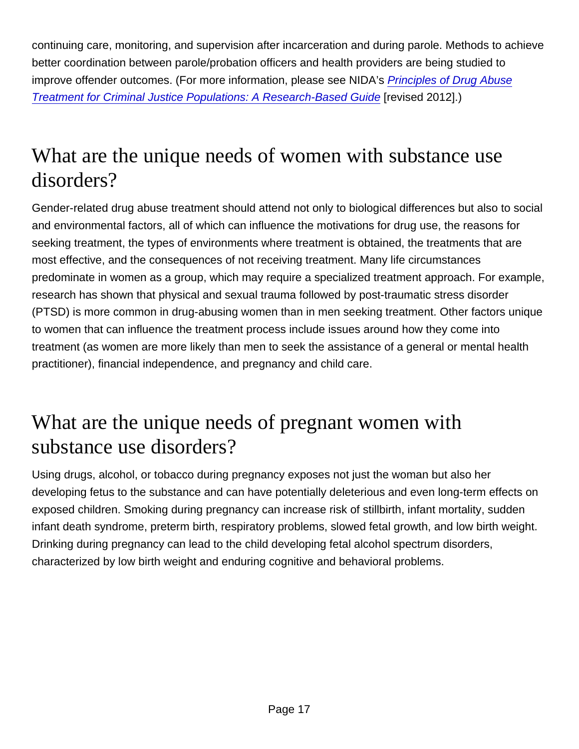continuing care, monitoring, and supervision after incarceration and during parole. Methods to achieve better coordination between parole/probation officers and health providers are being studied to improve offender outcomes. (For more information, please see NIDA's *Principles of Drug Abuse Treatment for Criminal Justice Populations: A Research-Based Guide* [revised 2012].)

## What are the unique needs of women with substance use disorders?

Gender-related drug abuse treatment should attend not only to biological differences but also to social and environmental factors, all of which can influence the motivations for drug use, the reasons for seeking treatment, the types of environments where treatment is obtained, the treatments that are most effective, and the consequences of not receiving treatment. Many life circumstances predominate in women as a group, which may require a specialized treatment approach. For example, research has shown that physical and sexual trauma followed by post-traumatic stress disorder (PTSD) is more common in drug-abusing women than in men seeking treatment. Other factors unique to women that can influence the treatment process include issues around how they come into treatment (as women are more likely than men to seek the assistance of a general or mental health practitioner), financial independence, and pregnancy and child care.

## What are the unique needs of pregnant women with substance use disorders?

Using drugs, alcohol, or tobacco during pregnancy exposes not just the woman but also her developing fetus to the substance and can have potentially deleterious and even long-term effects on exposed children. Smoking during pregnancy can increase risk of stillbirth, infant mortality, sudden infant death syndrome, preterm birth, respiratory problems, slowed fetal growth, and low birth weight. Drinking during pregnancy can lead to the child developing fetal alcohol spectrum disorders, characterized by low birth weight and enduring cognitive and behavioral problems.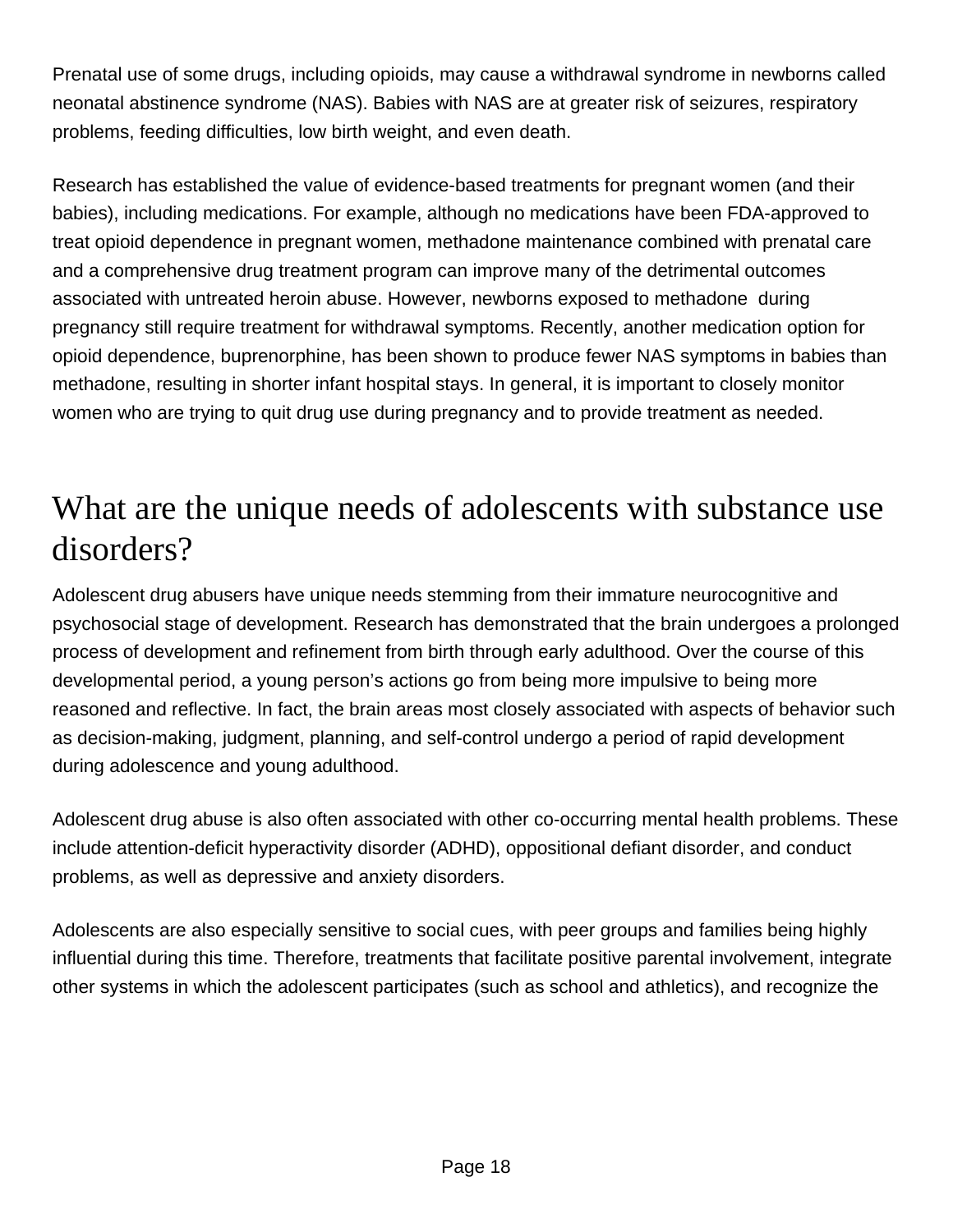Prenatal use of some drugs, including opioids, may cause a withdrawal syndrome in newborns called neonatal abstinence syndrome (NAS). Babies with NAS are at greater risk of seizures, respiratory problems, feeding difficulties, low birth weight, and even death.

Research has established the value of evidence-based treatments for pregnant women (and their babies), including medications. For example, although no medications have been FDA-approved to treat opioid dependence in pregnant women, methadone maintenance combined with prenatal care and a comprehensive drug treatment program can improve many of the detrimental outcomes associated with untreated heroin abuse. However, newborns exposed to methadone during pregnancy still require treatment for withdrawal symptoms. Recently, another medication option for opioid dependence, buprenorphine, has been shown to produce fewer NAS symptoms in babies than methadone, resulting in shorter infant hospital stays. In general, it is important to closely monitor women who are trying to quit drug use during pregnancy and to provide treatment as needed.

## What are the unique needs of adolescents with substance use disorders?

Adolescent drug abusers have unique needs stemming from their immature neurocognitive and psychosocial stage of development. Research has demonstrated that the brain undergoes a prolonged process of development and refinement from birth through early adulthood. Over the course of this developmental period, a young person's actions go from being more impulsive to being more reasoned and reflective. In fact, the brain areas most closely associated with aspects of behavior such as decision-making, judgment, planning, and self-control undergo a period of rapid development during adolescence and young adulthood.

Adolescent drug abuse is also often associated with other co-occurring mental health problems. These include attention-deficit hyperactivity disorder (ADHD), oppositional defiant disorder, and conduct problems, as well as depressive and anxiety disorders.

Adolescents are also especially sensitive to social cues, with peer groups and families being highly influential during this time. Therefore, treatments that facilitate positive parental involvement, integrate other systems in which the adolescent participates (such as school and athletics), and recognize the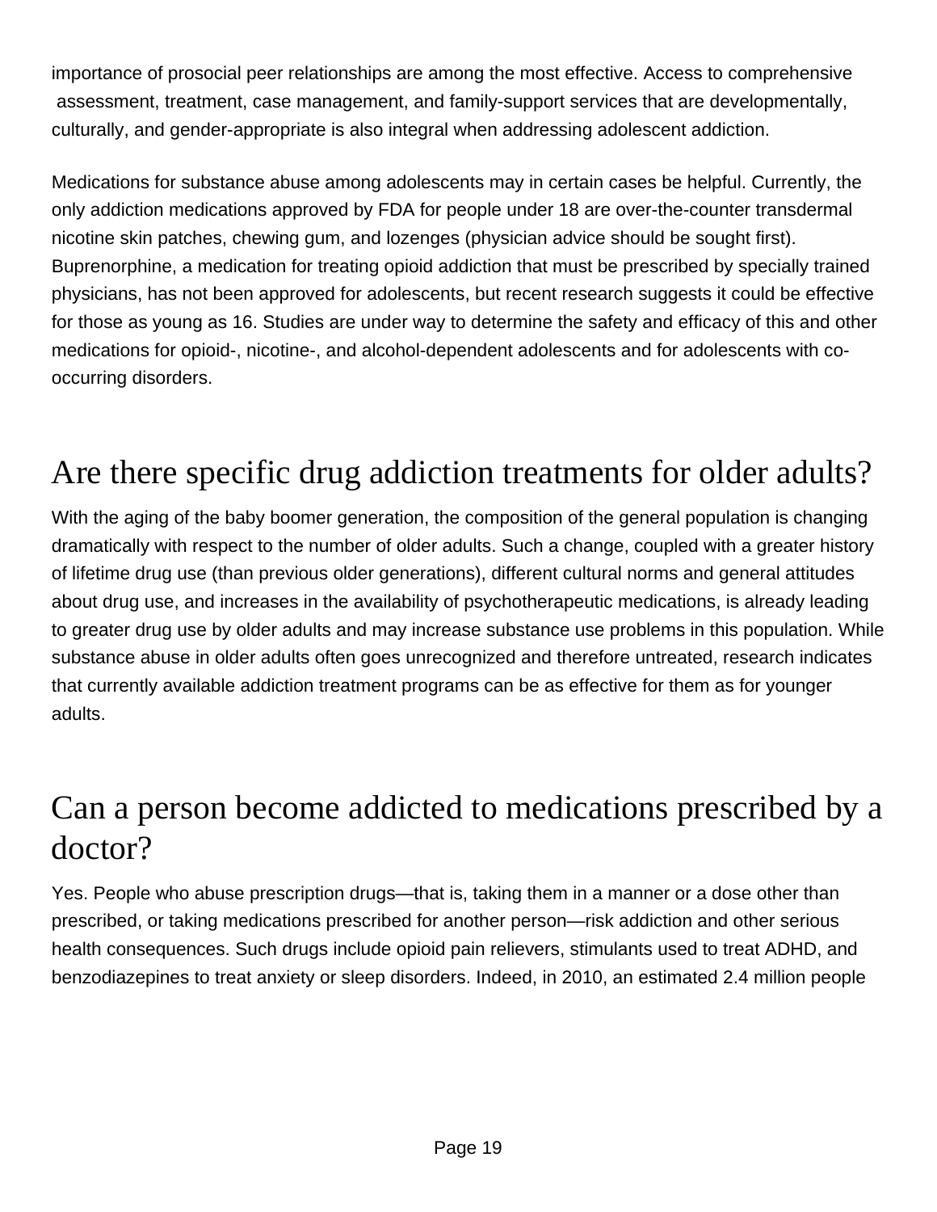importance of prosocial peer relationships are among the most effective. Access to comprehensive assessment, treatment, case management, and family-support services that are developmentally, culturally, and gender-appropriate is also integral when addressing adolescent addiction.

Medications for substance abuse among adolescents may in certain cases be helpful. Currently, the only addiction medications approved by FDA for people under 18 are over-the-counter transdermal nicotine skin patches, chewing gum, and lozenges (physician advice should be sought first). Buprenorphine, a medication for treating opioid addiction that must be prescribed by specially trained physicians, has not been approved for adolescents, but recent research suggests it could be effective for those as young as 16. Studies are under way to determine the safety and efficacy of this and other medications for opioid-, nicotine-, and alcohol-dependent adolescents and for adolescents with co-occurring disorders.

## Are there specific drug addiction treatments for older adults?

With the aging of the baby boomer generation, the composition of the general population is changing dramatically with respect to the number of older adults. Such a change, coupled with a greater history of lifetime drug use (than previous older generations), different cultural norms and general attitudes about drug use, and increases in the availability of psychotherapeutic medications, is already leading to greater drug use by older adults and may increase substance use problems in this population. While substance abuse in older adults often goes unrecognized and therefore untreated, research indicates that currently available addiction treatment programs can be as effective for them as for younger adults.

## Can a person become addicted to medications prescribed by a doctor?

Yes. People who abuse prescription drugs—that is, taking them in a manner or a dose other than prescribed, or taking medications prescribed for another person—risk addiction and other serious health consequences. Such drugs include opioid pain relievers, stimulants used to treat ADHD, and benzodiazepines to treat anxiety or sleep disorders. Indeed, in 2010, an estimated 2.4 million people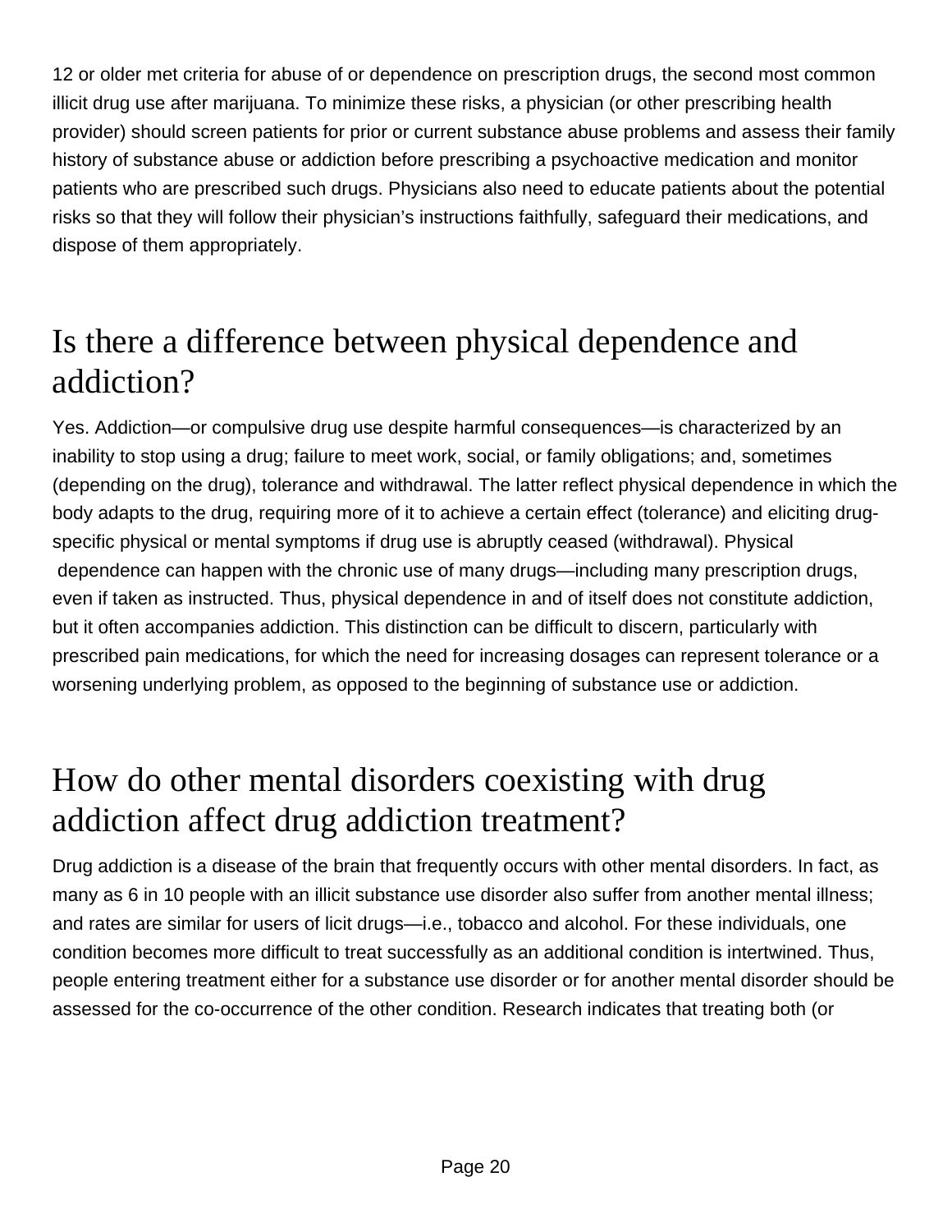12 or older met criteria for abuse of or dependence on prescription drugs, the second most common illicit drug use after marijuana. To minimize these risks, a physician (or other prescribing health provider) should screen patients for prior or current substance abuse problems and assess their family history of substance abuse or addiction before prescribing a psychoactive medication and monitor patients who are prescribed such drugs. Physicians also need to educate patients about the potential risks so that they will follow their physician's instructions faithfully, safeguard their medications, and dispose of them appropriately.

## Is there a difference between physical dependence and addiction?

Yes. Addiction—or compulsive drug use despite harmful consequences—is characterized by an inability to stop using a drug; failure to meet work, social, or family obligations; and, sometimes (depending on the drug), tolerance and withdrawal. The latter reflect physical dependence in which the body adapts to the drug, requiring more of it to achieve a certain effect (tolerance) and eliciting drug-specific physical or mental symptoms if drug use is abruptly ceased (withdrawal). Physical dependence can happen with the chronic use of many drugs—including many prescription drugs, even if taken as instructed. Thus, physical dependence in and of itself does not constitute addiction, but it often accompanies addiction. This distinction can be difficult to discern, particularly with prescribed pain medications, for which the need for increasing dosages can represent tolerance or a worsening underlying problem, as opposed to the beginning of substance use or addiction.

## How do other mental disorders coexisting with drug addiction affect drug addiction treatment?

Drug addiction is a disease of the brain that frequently occurs with other mental disorders. In fact, as many as 6 in 10 people with an illicit substance use disorder also suffer from another mental illness; and rates are similar for users of licit drugs—i.e., tobacco and alcohol. For these individuals, one condition becomes more difficult to treat successfully as an additional condition is intertwined. Thus, people entering treatment either for a substance use disorder or for another mental disorder should be assessed for the co-occurrence of the other condition. Research indicates that treating both (or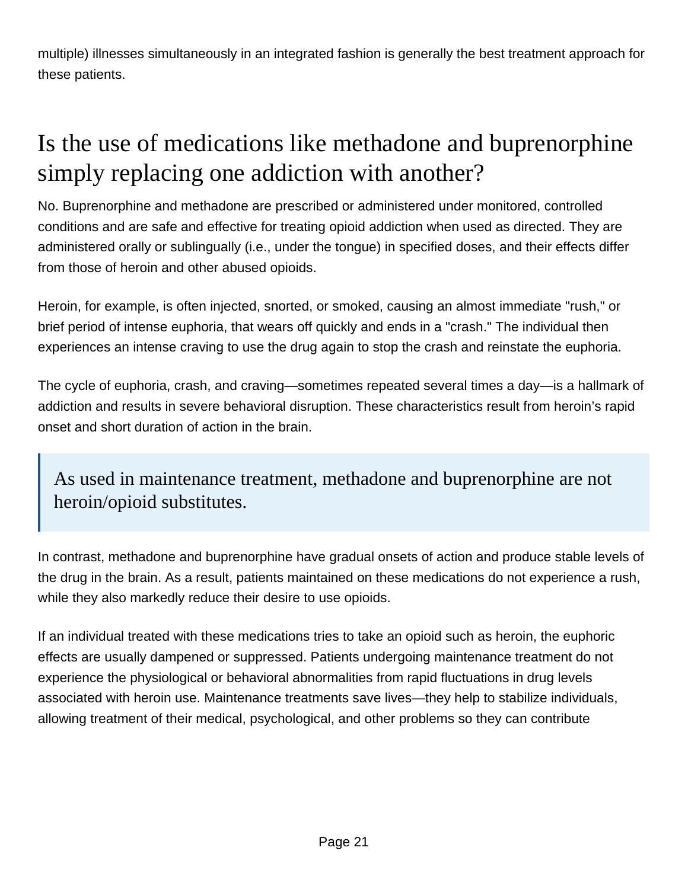multiple) illnesses simultaneously in an integrated fashion is generally the best treatment approach for these patients.

## Is the use of medications like methadone and buprenorphine simply replacing one addiction with another?

No. Buprenorphine and methadone are prescribed or administered under monitored, controlled conditions and are safe and effective for treating opioid addiction when used as directed. They are administered orally or sublingually (i.e., under the tongue) in specified doses, and their effects differ from those of heroin and other abused opioids.

Heroin, for example, is often injected, snorted, or smoked, causing an almost immediate "rush," or brief period of intense euphoria, that wears off quickly and ends in a "crash." The individual then experiences an intense craving to use the drug again to stop the crash and reinstate the euphoria.

The cycle of euphoria, crash, and craving—sometimes repeated several times a day—is a hallmark of addiction and results in severe behavioral disruption. These characteristics result from heroin's rapid onset and short duration of action in the brain.

> As used in maintenance treatment, methadone and buprenorphine are not heroin/opioid substitutes.

In contrast, methadone and buprenorphine have gradual onsets of action and produce stable levels of the drug in the brain. As a result, patients maintained on these medications do not experience a rush, while they also markedly reduce their desire to use opioids.

If an individual treated with these medications tries to take an opioid such as heroin, the euphoric effects are usually dampened or suppressed. Patients undergoing maintenance treatment do not experience the physiological or behavioral abnormalities from rapid fluctuations in drug levels associated with heroin use. Maintenance treatments save lives—they help to stabilize individuals, allowing treatment of their medical, psychological, and other problems so they can contribute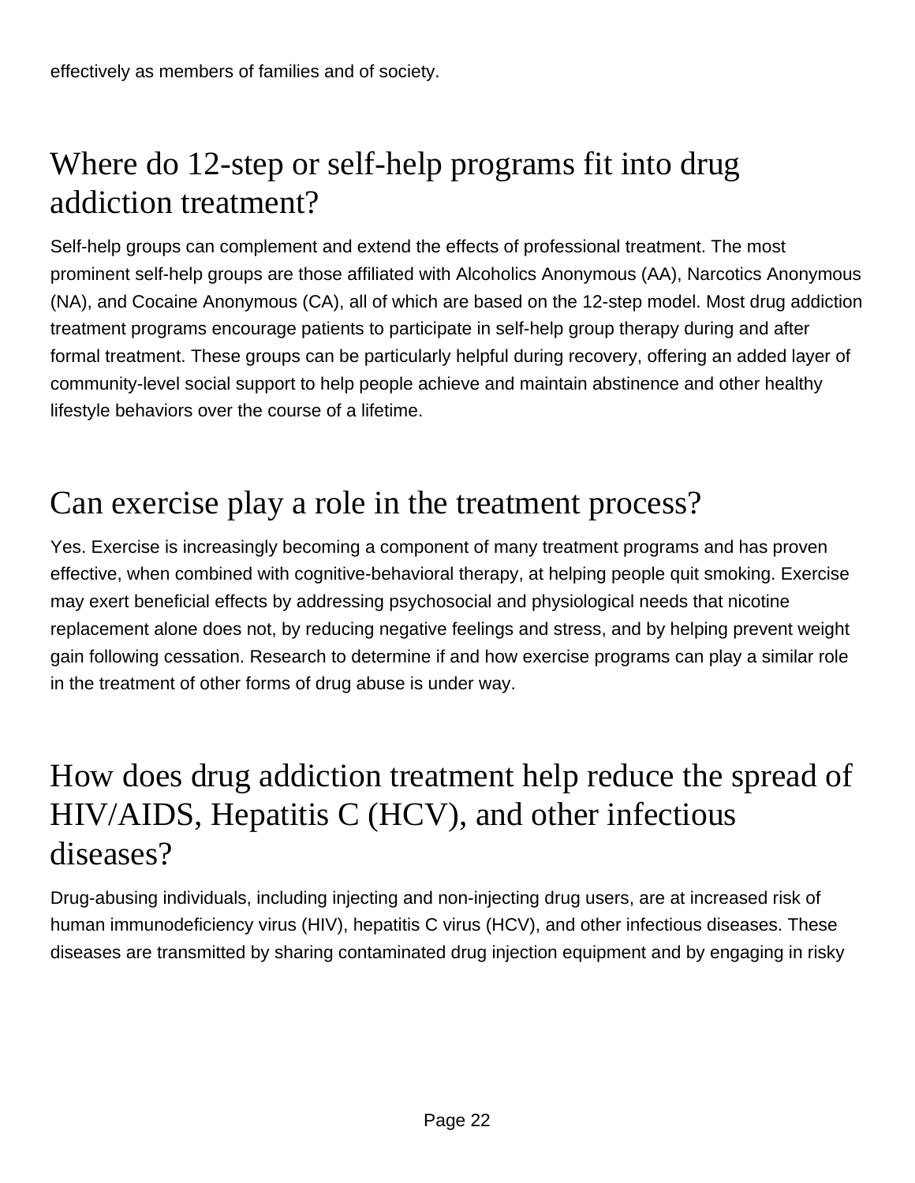effectively as members of families and of society.

## Where do 12-step or self-help programs fit into drug addiction treatment?

Self-help groups can complement and extend the effects of professional treatment. The most prominent self-help groups are those affiliated with Alcoholics Anonymous (AA), Narcotics Anonymous (NA), and Cocaine Anonymous (CA), all of which are based on the 12-step model. Most drug addiction treatment programs encourage patients to participate in self-help group therapy during and after formal treatment. These groups can be particularly helpful during recovery, offering an added layer of community-level social support to help people achieve and maintain abstinence and other healthy lifestyle behaviors over the course of a lifetime.

## Can exercise play a role in the treatment process?

Yes. Exercise is increasingly becoming a component of many treatment programs and has proven effective, when combined with cognitive-behavioral therapy, at helping people quit smoking. Exercise may exert beneficial effects by addressing psychosocial and physiological needs that nicotine replacement alone does not, by reducing negative feelings and stress, and by helping prevent weight gain following cessation. Research to determine if and how exercise programs can play a similar role in the treatment of other forms of drug abuse is under way.

## How does drug addiction treatment help reduce the spread of HIV/AIDS, Hepatitis C (HCV), and other infectious diseases?

Drug-abusing individuals, including injecting and non-injecting drug users, are at increased risk of human immunodeficiency virus (HIV), hepatitis C virus (HCV), and other infectious diseases. These diseases are transmitted by sharing contaminated drug injection equipment and by engaging in risky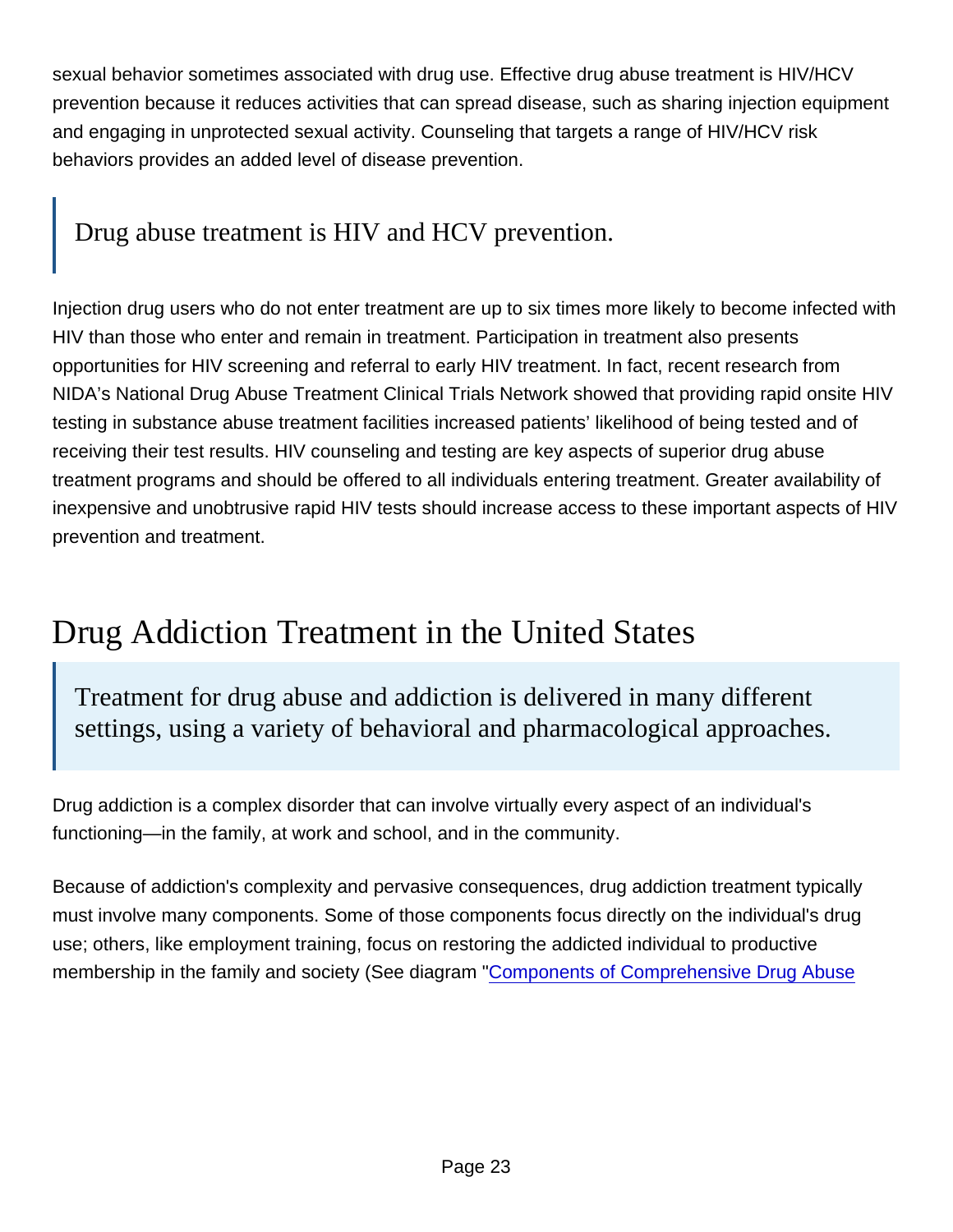sexual behavior sometimes associated with drug use. Effective drug abuse treatment is HIV/HCV prevention because it reduces activities that can spread disease, such as sharing injection equipment and engaging in unprotected sexual activity. Counseling that targets a range of HIV/HCV risk behaviors provides an added level of disease prevention.

> Drug abuse treatment is HIV and HCV prevention.

Injection drug users who do not enter treatment are up to six times more likely to become infected with HIV than those who enter and remain in treatment. Participation in treatment also presents opportunities for HIV screening and referral to early HIV treatment. In fact, recent research from NIDA's National Drug Abuse Treatment Clinical Trials Network showed that providing rapid onsite HIV testing in substance abuse treatment facilities increased patients' likelihood of being tested and of receiving their test results. HIV counseling and testing are key aspects of superior drug abuse treatment programs and should be offered to all individuals entering treatment. Greater availability of inexpensive and unobtrusive rapid HIV tests should increase access to these important aspects of HIV prevention and treatment.

## Drug Addiction Treatment in the United States

> Treatment for drug abuse and addiction is delivered in many different settings, using a variety of behavioral and pharmacological approaches.

Drug addiction is a complex disorder that can involve virtually every aspect of an individual's functioning—in the family, at work and school, and in the community.

Because of addiction's complexity and pervasive consequences, drug addiction treatment typically must involve many components. Some of those components focus directly on the individual's drug use; others, like employment training, focus on restoring the addicted individual to productive membership in the family and society (See diagram "Components of Comprehensive Drug Abuse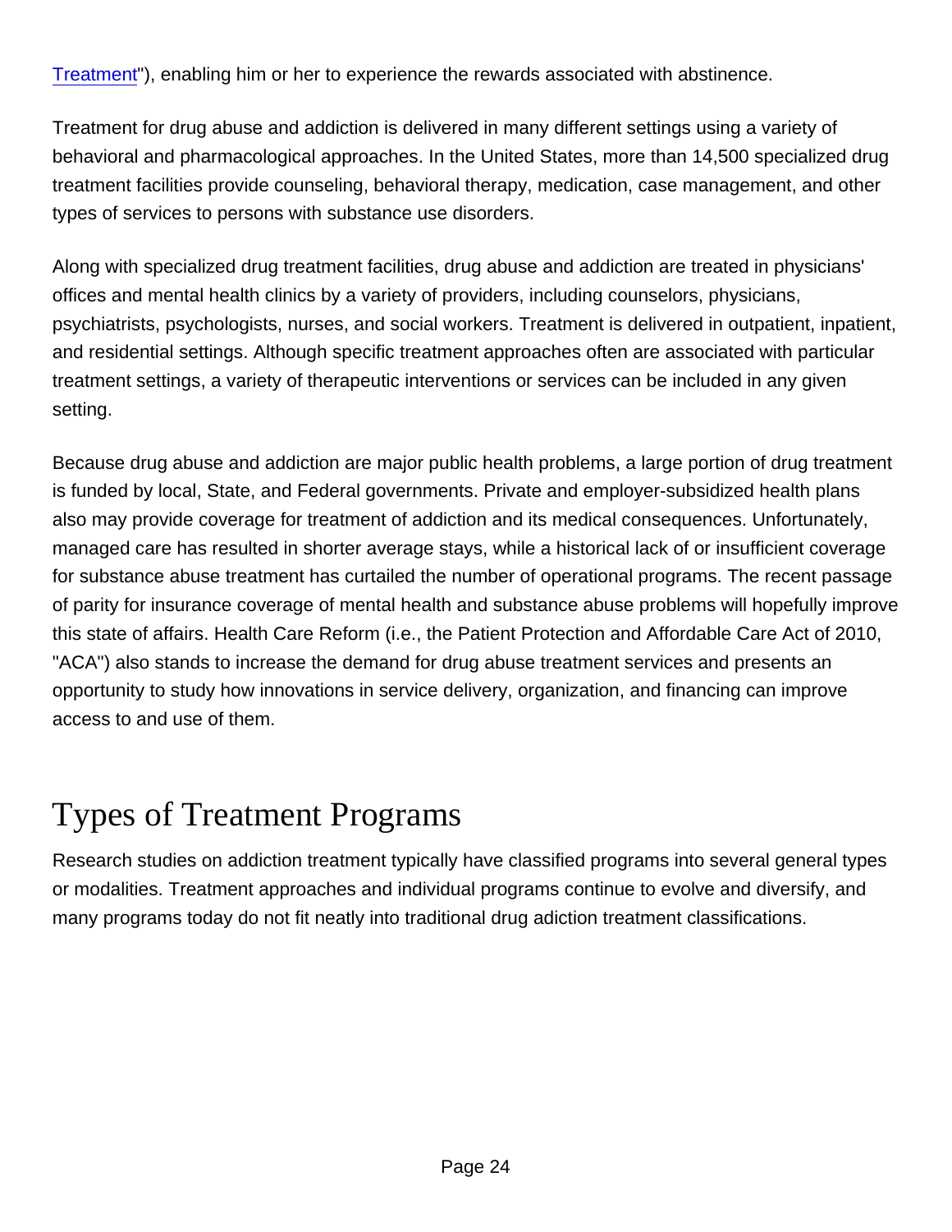Treatment"), enabling him or her to experience the rewards associated with abstinence.

Treatment for drug abuse and addiction is delivered in many different settings using a variety of behavioral and pharmacological approaches. In the United States, more than 14,500 specialized drug treatment facilities provide counseling, behavioral therapy, medication, case management, and other types of services to persons with substance use disorders.

Along with specialized drug treatment facilities, drug abuse and addiction are treated in physicians' offices and mental health clinics by a variety of providers, including counselors, physicians, psychiatrists, psychologists, nurses, and social workers. Treatment is delivered in outpatient, inpatient, and residential settings. Although specific treatment approaches often are associated with particular treatment settings, a variety of therapeutic interventions or services can be included in any given setting.

Because drug abuse and addiction are major public health problems, a large portion of drug treatment is funded by local, State, and Federal governments. Private and employer-subsidized health plans also may provide coverage for treatment of addiction and its medical consequences. Unfortunately, managed care has resulted in shorter average stays, while a historical lack of or insufficient coverage for substance abuse treatment has curtailed the number of operational programs. The recent passage of parity for insurance coverage of mental health and substance abuse problems will hopefully improve this state of affairs. Health Care Reform (i.e., the Patient Protection and Affordable Care Act of 2010, "ACA") also stands to increase the demand for drug abuse treatment services and presents an opportunity to study how innovations in service delivery, organization, and financing can improve access to and use of them.

# Types of Treatment Programs

Research studies on addiction treatment typically have classified programs into several general types or modalities. Treatment approaches and individual programs continue to evolve and diversify, and many programs today do not fit neatly into traditional drug adiction treatment classifications.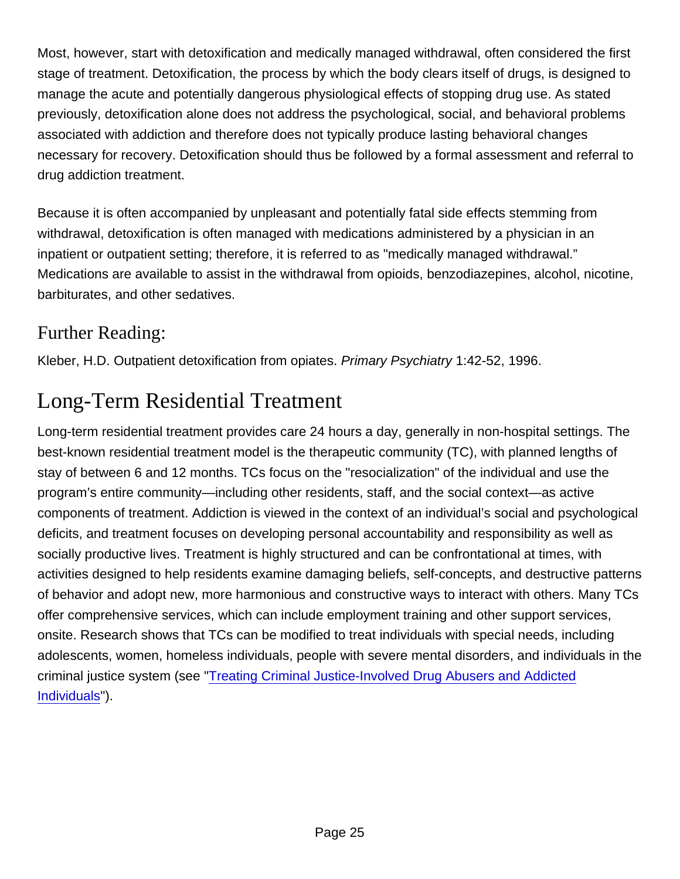Most, however, start with detoxification and medically managed withdrawal, often considered the first stage of treatment. Detoxification, the process by which the body clears itself of drugs, is designed to manage the acute and potentially dangerous physiological effects of stopping drug use. As stated previously, detoxification alone does not address the psychological, social, and behavioral problems associated with addiction and therefore does not typically produce lasting behavioral changes necessary for recovery. Detoxification should thus be followed by a formal assessment and referral to drug addiction treatment.

Because it is often accompanied by unpleasant and potentially fatal side effects stemming from withdrawal, detoxification is often managed with medications administered by a physician in an inpatient or outpatient setting; therefore, it is referred to as "medically managed withdrawal." Medications are available to assist in the withdrawal from opioids, benzodiazepines, alcohol, nicotine, barbiturates, and other sedatives.

### Further Reading:

Kleber, H.D. Outpatient detoxification from opiates. *Primary Psychiatry* 1:42-52, 1996.

## Long-Term Residential Treatment

Long-term residential treatment provides care 24 hours a day, generally in non-hospital settings. The best-known residential treatment model is the therapeutic community (TC), with planned lengths of stay of between 6 and 12 months. TCs focus on the "resocialization" of the individual and use the program's entire community—including other residents, staff, and the social context—as active components of treatment. Addiction is viewed in the context of an individual's social and psychological deficits, and treatment focuses on developing personal accountability and responsibility as well as socially productive lives. Treatment is highly structured and can be confrontational at times, with activities designed to help residents examine damaging beliefs, self-concepts, and destructive patterns of behavior and adopt new, more harmonious and constructive ways to interact with others. Many TCs offer comprehensive services, which can include employment training and other support services, onsite. Research shows that TCs can be modified to treat individuals with special needs, including adolescents, women, homeless individuals, people with severe mental disorders, and individuals in the criminal justice system (see "Treating Criminal Justice-Involved Drug Abusers and Addicted Individuals").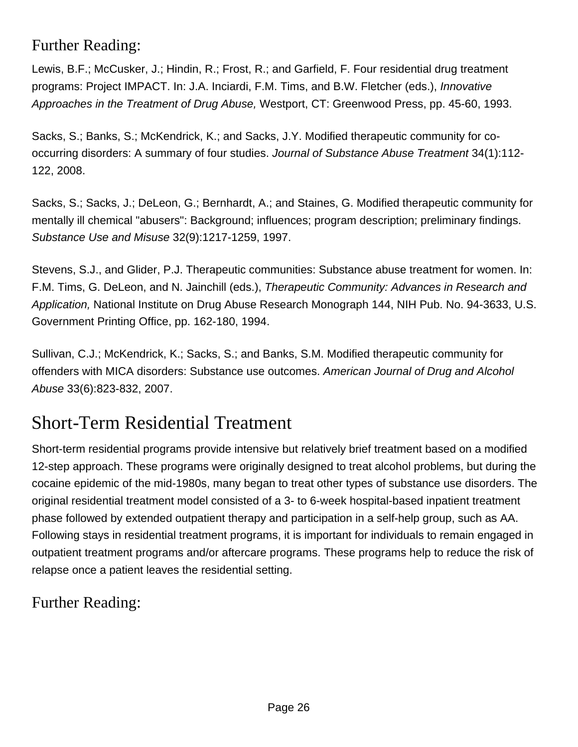### Further Reading:

Lewis, B.F.; McCusker, J.; Hindin, R.; Frost, R.; and Garfield, F. Four residential drug treatment programs: Project IMPACT. In: J.A. Inciardi, F.M. Tims, and B.W. Fletcher (eds.), *Innovative Approaches in the Treatment of Drug Abuse,* Westport, CT: Greenwood Press, pp. 45-60, 1993.

Sacks, S.; Banks, S.; McKendrick, K.; and Sacks, J.Y. Modified therapeutic community for co-occurring disorders: A summary of four studies. *Journal of Substance Abuse Treatment* 34(1):112-122, 2008.

Sacks, S.; Sacks, J.; DeLeon, G.; Bernhardt, A.; and Staines, G. Modified therapeutic community for mentally ill chemical "abusers": Background; influences; program description; preliminary findings. *Substance Use and Misuse* 32(9):1217-1259, 1997.

Stevens, S.J., and Glider, P.J. Therapeutic communities: Substance abuse treatment for women. In: F.M. Tims, G. DeLeon, and N. Jainchill (eds.), *Therapeutic Community: Advances in Research and Application,* National Institute on Drug Abuse Research Monograph 144, NIH Pub. No. 94-3633, U.S. Government Printing Office, pp. 162-180, 1994.

Sullivan, C.J.; McKendrick, K.; Sacks, S.; and Banks, S.M. Modified therapeutic community for offenders with MICA disorders: Substance use outcomes. *American Journal of Drug and Alcohol Abuse* 33(6):823-832, 2007.

## Short-Term Residential Treatment

Short-term residential programs provide intensive but relatively brief treatment based on a modified 12-step approach. These programs were originally designed to treat alcohol problems, but during the cocaine epidemic of the mid-1980s, many began to treat other types of substance use disorders. The original residential treatment model consisted of a 3- to 6-week hospital-based inpatient treatment phase followed by extended outpatient therapy and participation in a self-help group, such as AA. Following stays in residential treatment programs, it is important for individuals to remain engaged in outpatient treatment programs and/or aftercare programs. These programs help to reduce the risk of relapse once a patient leaves the residential setting.

### Further Reading: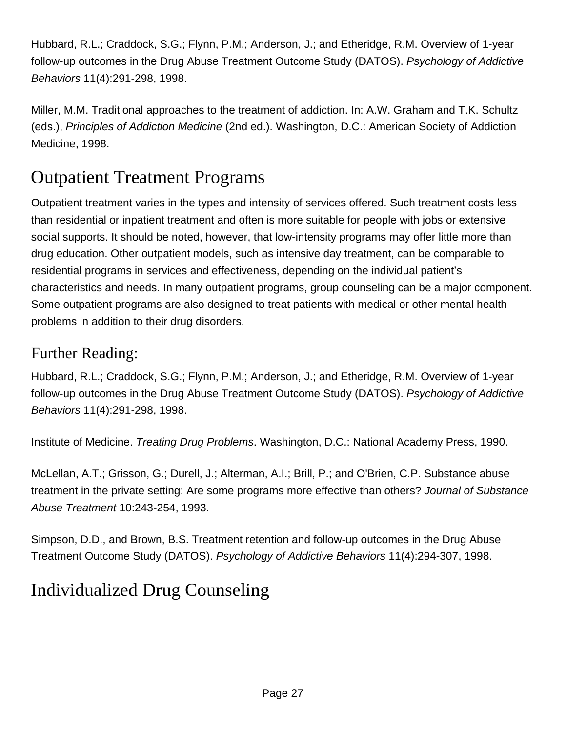Hubbard, R.L.; Craddock, S.G.; Flynn, P.M.; Anderson, J.; and Etheridge, R.M. Overview of 1-year follow-up outcomes in the Drug Abuse Treatment Outcome Study (DATOS). *Psychology of Addictive Behaviors* 11(4):291-298, 1998.

Miller, M.M. Traditional approaches to the treatment of addiction. In: A.W. Graham and T.K. Schultz (eds.), *Principles of Addiction Medicine* (2nd ed.). Washington, D.C.: American Society of Addiction Medicine, 1998.

## Outpatient Treatment Programs

Outpatient treatment varies in the types and intensity of services offered. Such treatment costs less than residential or inpatient treatment and often is more suitable for people with jobs or extensive social supports. It should be noted, however, that low-intensity programs may offer little more than drug education. Other outpatient models, such as intensive day treatment, can be comparable to residential programs in services and effectiveness, depending on the individual patient’s characteristics and needs. In many outpatient programs, group counseling can be a major component. Some outpatient programs are also designed to treat patients with medical or other mental health problems in addition to their drug disorders.

### Further Reading:

Hubbard, R.L.; Craddock, S.G.; Flynn, P.M.; Anderson, J.; and Etheridge, R.M. Overview of 1-year follow-up outcomes in the Drug Abuse Treatment Outcome Study (DATOS). *Psychology of Addictive Behaviors* 11(4):291-298, 1998.

Institute of Medicine. *Treating Drug Problems*. Washington, D.C.: National Academy Press, 1990.

McLellan, A.T.; Grisson, G.; Durell, J.; Alterman, A.I.; Brill, P.; and O'Brien, C.P. Substance abuse treatment in the private setting: Are some programs more effective than others? *Journal of Substance Abuse Treatment* 10:243-254, 1993.

Simpson, D.D., and Brown, B.S. Treatment retention and follow-up outcomes in the Drug Abuse Treatment Outcome Study (DATOS). *Psychology of Addictive Behaviors* 11(4):294-307, 1998.

## Individualized Drug Counseling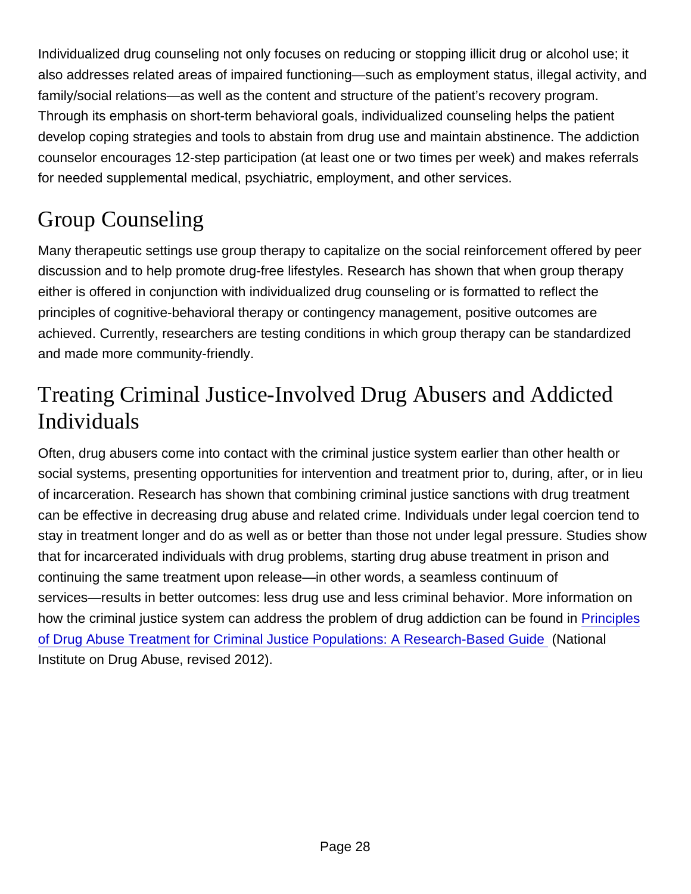Individualized drug counseling not only focuses on reducing or stopping illicit drug or alcohol use; it also addresses related areas of impaired functioning—such as employment status, illegal activity, and family/social relations—as well as the content and structure of the patient's recovery program. Through its emphasis on short-term behavioral goals, individualized counseling helps the patient develop coping strategies and tools to abstain from drug use and maintain abstinence. The addiction counselor encourages 12-step participation (at least one or two times per week) and makes referrals for needed supplemental medical, psychiatric, employment, and other services.

## Group Counseling

Many therapeutic settings use group therapy to capitalize on the social reinforcement offered by peer discussion and to help promote drug-free lifestyles. Research has shown that when group therapy either is offered in conjunction with individualized drug counseling or is formatted to reflect the principles of cognitive-behavioral therapy or contingency management, positive outcomes are achieved. Currently, researchers are testing conditions in which group therapy can be standardized and made more community-friendly.

## Treating Criminal Justice-Involved Drug Abusers and Addicted Individuals

Often, drug abusers come into contact with the criminal justice system earlier than other health or social systems, presenting opportunities for intervention and treatment prior to, during, after, or in lieu of incarceration. Research has shown that combining criminal justice sanctions with drug treatment can be effective in decreasing drug abuse and related crime. Individuals under legal coercion tend to stay in treatment longer and do as well as or better than those not under legal pressure. Studies show that for incarcerated individuals with drug problems, starting drug abuse treatment in prison and continuing the same treatment upon release—in other words, a seamless continuum of services—results in better outcomes: less drug use and less criminal behavior. More information on how the criminal justice system can address the problem of drug addiction can be found in Principles of Drug Abuse Treatment for Criminal Justice Populations: A Research-Based Guide (National Institute on Drug Abuse, revised 2012).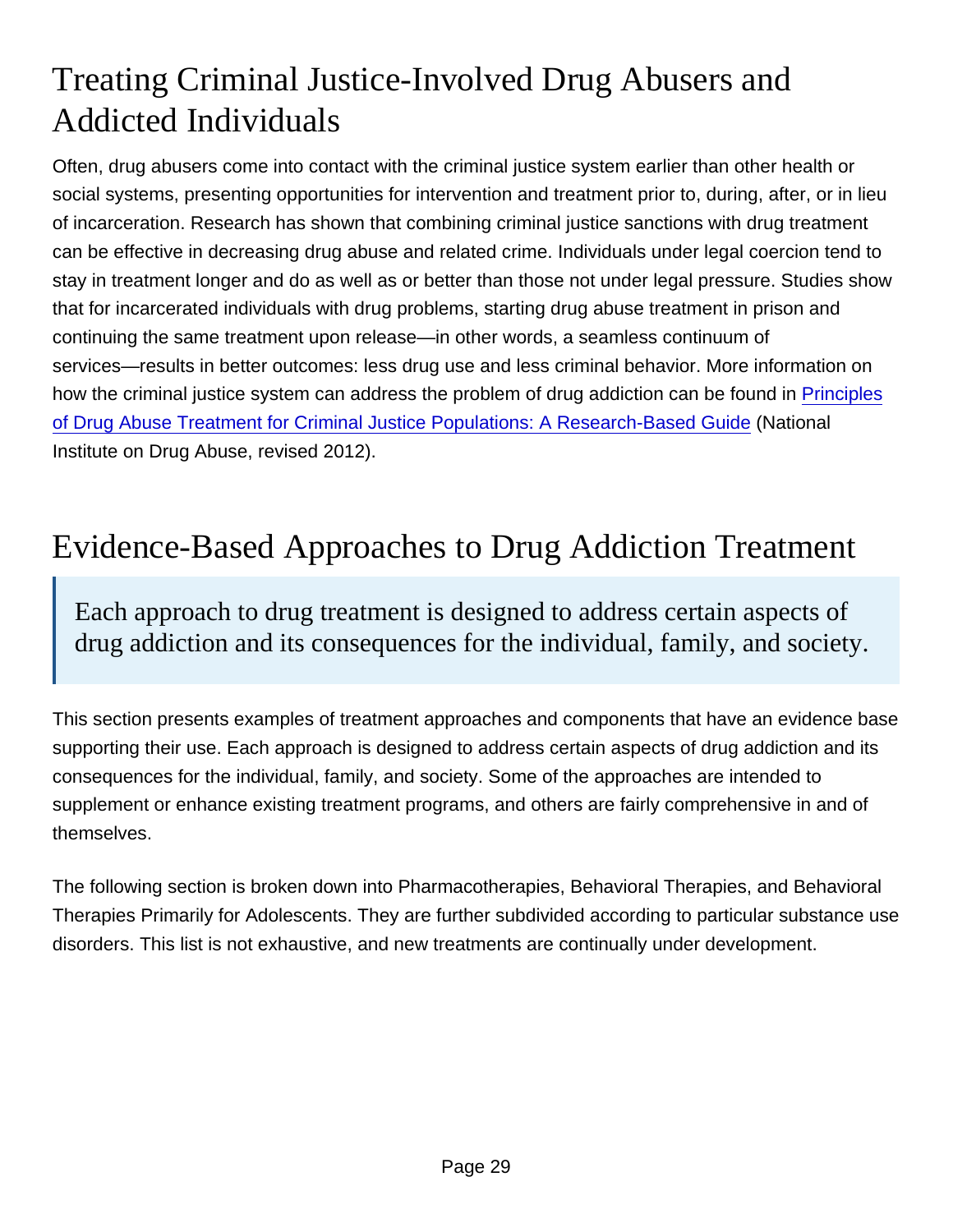# Treating Criminal Justice-Involved Drug Abusers and Addicted Individuals

Often, drug abusers come into contact with the criminal justice system earlier than other health or social systems, presenting opportunities for intervention and treatment prior to, during, after, or in lieu of incarceration. Research has shown that combining criminal justice sanctions with drug treatment can be effective in decreasing drug abuse and related crime. Individuals under legal coercion tend to stay in treatment longer and do as well as or better than those not under legal pressure. Studies show that for incarcerated individuals with drug problems, starting drug abuse treatment in prison and continuing the same treatment upon release—in other words, a seamless continuum of services—results in better outcomes: less drug use and less criminal behavior. More information on how the criminal justice system can address the problem of drug addiction can be found in Principles of Drug Abuse Treatment for Criminal Justice Populations: A Research-Based Guide (National Institute on Drug Abuse, revised 2012).

# Evidence-Based Approaches to Drug Addiction Treatment

> Each approach to drug treatment is designed to address certain aspects of drug addiction and its consequences for the individual, family, and society.

This section presents examples of treatment approaches and components that have an evidence base supporting their use. Each approach is designed to address certain aspects of drug addiction and its consequences for the individual, family, and society. Some of the approaches are intended to supplement or enhance existing treatment programs, and others are fairly comprehensive in and of themselves.

The following section is broken down into Pharmacotherapies, Behavioral Therapies, and Behavioral Therapies Primarily for Adolescents. They are further subdivided according to particular substance use disorders. This list is not exhaustive, and new treatments are continually under development.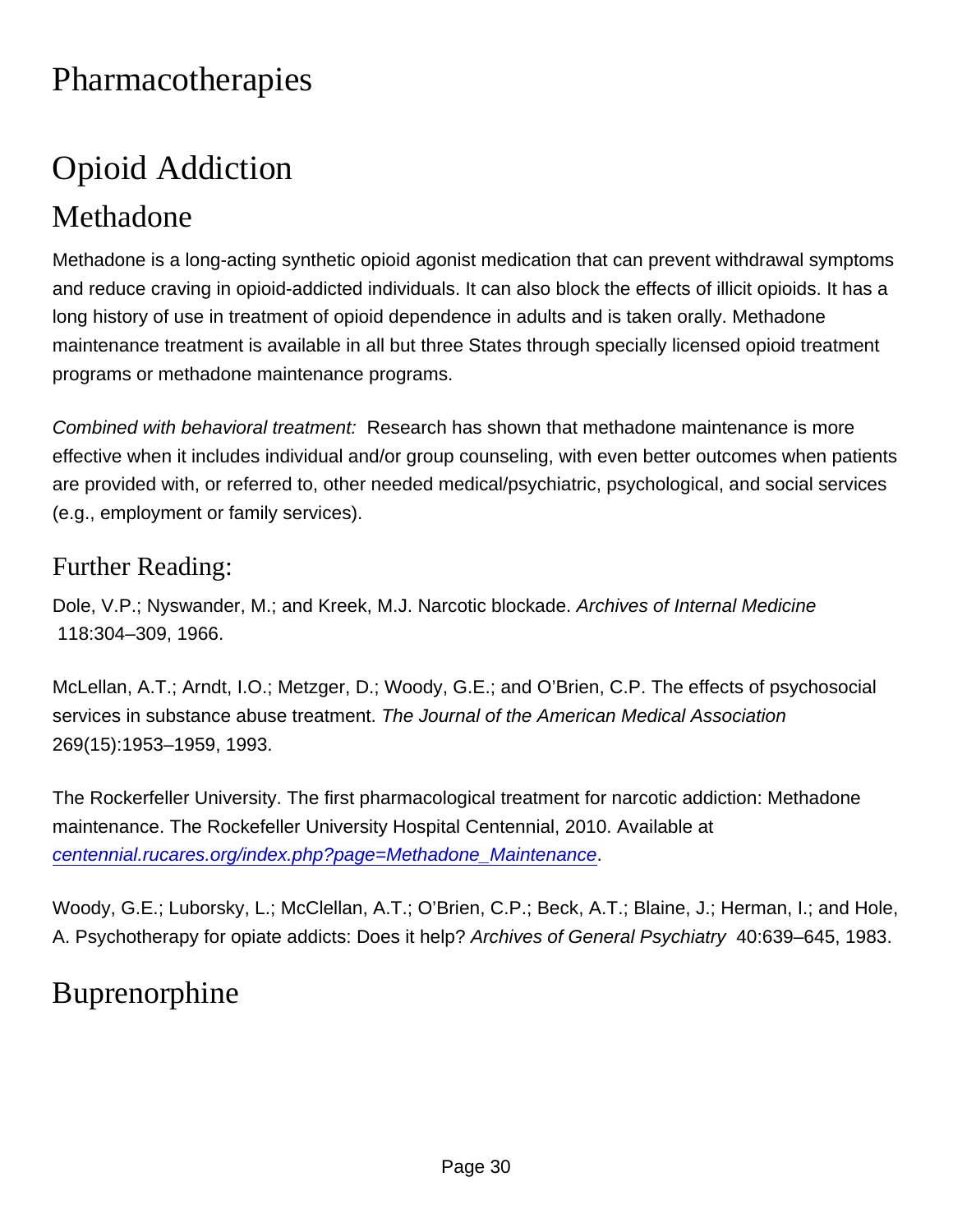# Pharmacotherapies

# Opioid Addiction

## Methadone

Methadone is a long-acting synthetic opioid agonist medication that can prevent withdrawal symptoms and reduce craving in opioid-addicted individuals. It can also block the effects of illicit opioids. It has a long history of use in treatment of opioid dependence in adults and is taken orally. Methadone maintenance treatment is available in all but three States through specially licensed opioid treatment programs or methadone maintenance programs.

*Combined with behavioral treatment:* Research has shown that methadone maintenance is more effective when it includes individual and/or group counseling, with even better outcomes when patients are provided with, or referred to, other needed medical/psychiatric, psychological, and social services (e.g., employment or family services).

### Further Reading:

Dole, V.P.; Nyswander, M.; and Kreek, M.J. Narcotic blockade. *Archives of Internal Medicine* 118:304–309, 1966.

McLellan, A.T.; Arndt, I.O.; Metzger, D.; Woody, G.E.; and O'Brien, C.P. The effects of psychosocial services in substance abuse treatment. *The Journal of the American Medical Association* 269(15):1953–1959, 1993.

The Rockerfeller University. The first pharmacological treatment for narcotic addiction: Methadone maintenance. The Rockefeller University Hospital Centennial, 2010. Available at [centennial.rucares.org/index.php?page=Methadone_Maintenance](centennial.rucares.org/index.php?page=Methadone_Maintenance).

Woody, G.E.; Luborsky, L.; McClellan, A.T.; O'Brien, C.P.; Beck, A.T.; Blaine, J.; Herman, I.; and Hole, A. Psychotherapy for opiate addicts: Does it help? *Archives of General Psychiatry* 40:639–645, 1983.

## Buprenorphine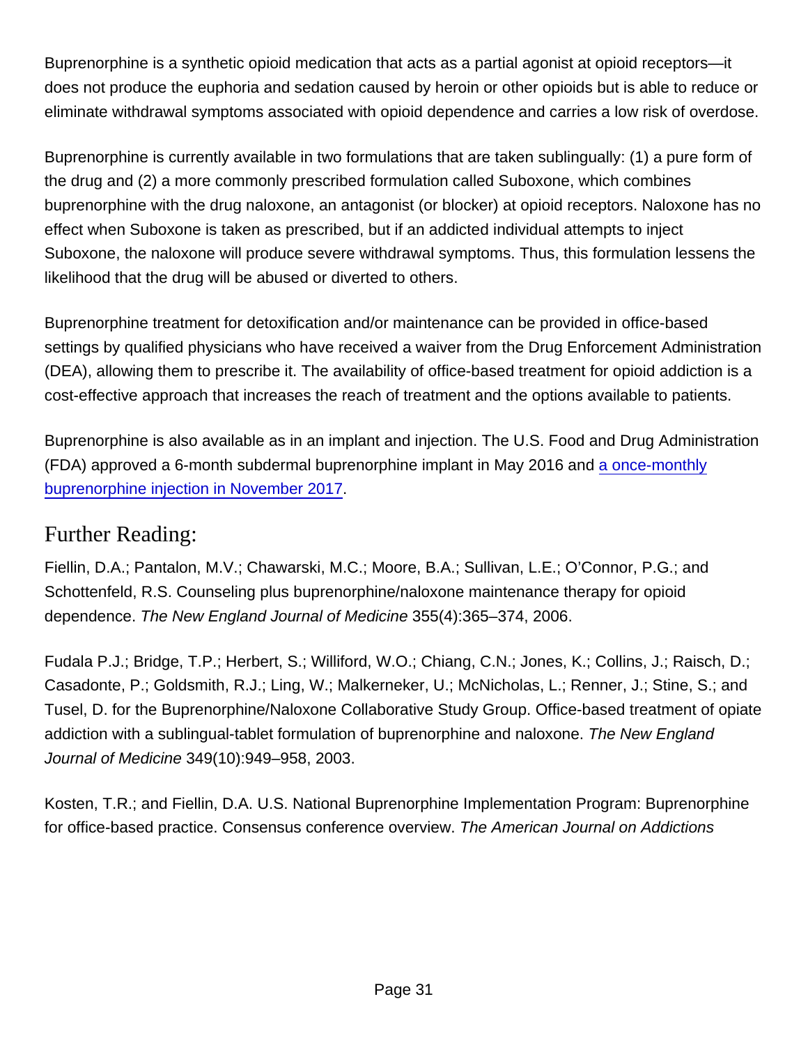Buprenorphine is a synthetic opioid medication that acts as a partial agonist at opioid receptors—it does not produce the euphoria and sedation caused by heroin or other opioids but is able to reduce or eliminate withdrawal symptoms associated with opioid dependence and carries a low risk of overdose.

Buprenorphine is currently available in two formulations that are taken sublingually: (1) a pure form of the drug and (2) a more commonly prescribed formulation called Suboxone, which combines buprenorphine with the drug naloxone, an antagonist (or blocker) at opioid receptors. Naloxone has no effect when Suboxone is taken as prescribed, but if an addicted individual attempts to inject Suboxone, the naloxone will produce severe withdrawal symptoms. Thus, this formulation lessens the likelihood that the drug will be abused or diverted to others.

Buprenorphine treatment for detoxification and/or maintenance can be provided in office-based settings by qualified physicians who have received a waiver from the Drug Enforcement Administration (DEA), allowing them to prescribe it. The availability of office-based treatment for opioid addiction is a cost-effective approach that increases the reach of treatment and the options available to patients.

Buprenorphine is also available as in an implant and injection. The U.S. Food and Drug Administration (FDA) approved a 6-month subdermal buprenorphine implant in May 2016 and a once-monthly buprenorphine injection in November 2017.

## Further Reading:

Fiellin, D.A.; Pantalon, M.V.; Chawarski, M.C.; Moore, B.A.; Sullivan, L.E.; O'Connor, P.G.; and Schottenfeld, R.S. Counseling plus buprenorphine/naloxone maintenance therapy for opioid dependence. *The New England Journal of Medicine* 355(4):365–374, 2006.

Fudala P.J.; Bridge, T.P.; Herbert, S.; Williford, W.O.; Chiang, C.N.; Jones, K.; Collins, J.; Raisch, D.; Casadonte, P.; Goldsmith, R.J.; Ling, W.; Malkerneker, U.; McNicholas, L.; Renner, J.; Stine, S.; and Tusel, D. for the Buprenorphine/Naloxone Collaborative Study Group. Office-based treatment of opiate addiction with a sublingual-tablet formulation of buprenorphine and naloxone. *The New England Journal of Medicine* 349(10):949–958, 2003.

Kosten, T.R.; and Fiellin, D.A. U.S. National Buprenorphine Implementation Program: Buprenorphine for office-based practice. Consensus conference overview. *The American Journal on Addictions*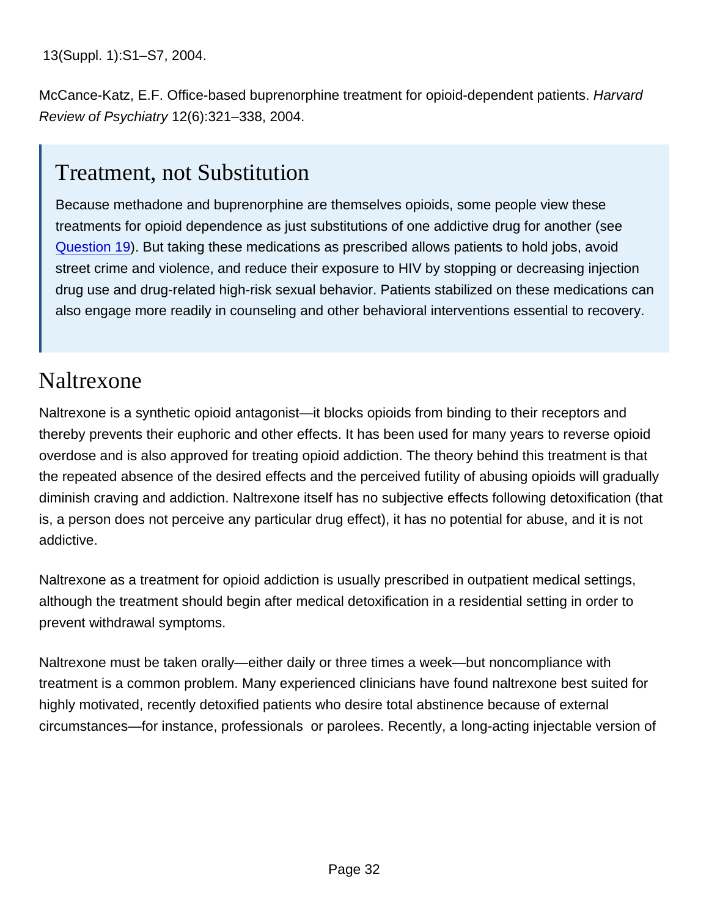13(Suppl. 1):S1–S7, 2004.

McCance-Katz, E.F. Office-based buprenorphine treatment for opioid-dependent patients. *Harvard Review of Psychiatry* 12(6):321–338, 2004.

> ## Treatment, not Substitution
>
> Because methadone and buprenorphine are themselves opioids, some people view these treatments for opioid dependence as just substitutions of one addictive drug for another (see Question 19). But taking these medications as prescribed allows patients to hold jobs, avoid street crime and violence, and reduce their exposure to HIV by stopping or decreasing injection drug use and drug-related high-risk sexual behavior. Patients stabilized on these medications can also engage more readily in counseling and other behavioral interventions essential to recovery.

## Naltrexone

Naltrexone is a synthetic opioid antagonist—it blocks opioids from binding to their receptors and thereby prevents their euphoric and other effects. It has been used for many years to reverse opioid overdose and is also approved for treating opioid addiction. The theory behind this treatment is that the repeated absence of the desired effects and the perceived futility of abusing opioids will gradually diminish craving and addiction. Naltrexone itself has no subjective effects following detoxification (that is, a person does not perceive any particular drug effect), it has no potential for abuse, and it is not addictive.

Naltrexone as a treatment for opioid addiction is usually prescribed in outpatient medical settings, although the treatment should begin after medical detoxification in a residential setting in order to prevent withdrawal symptoms.

Naltrexone must be taken orally—either daily or three times a week—but noncompliance with treatment is a common problem. Many experienced clinicians have found naltrexone best suited for highly motivated, recently detoxified patients who desire total abstinence because of external circumstances—for instance, professionals or parolees. Recently, a long-acting injectable version of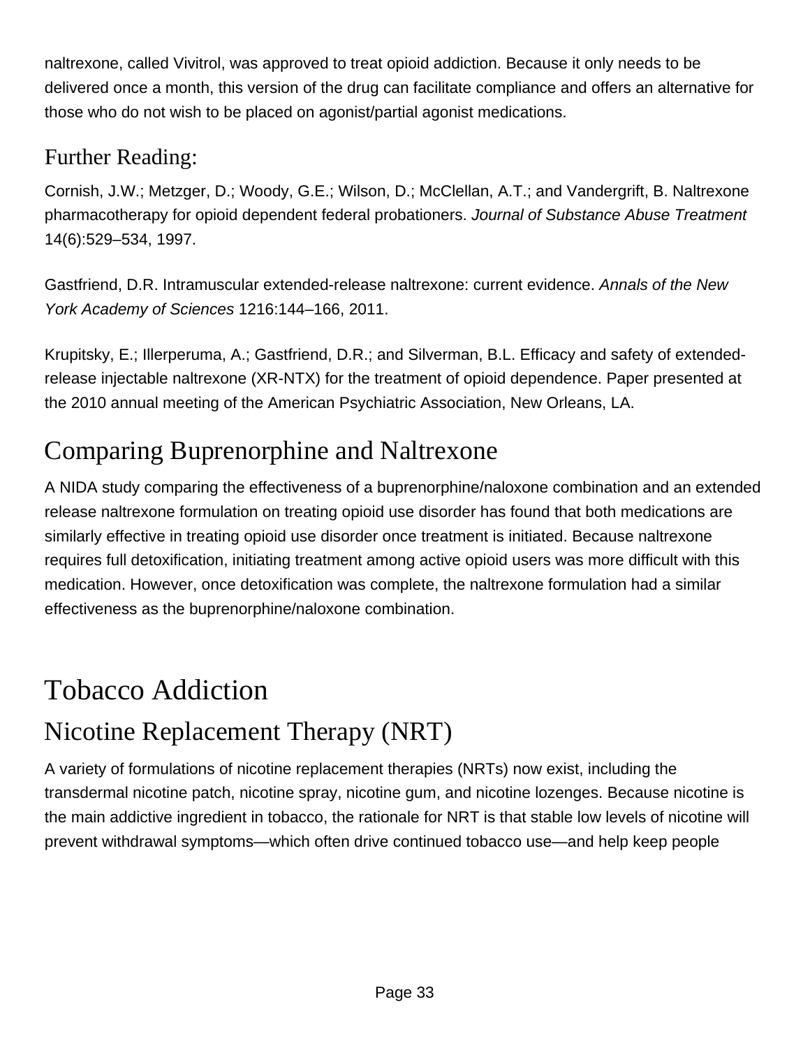naltrexone, called Vivitrol, was approved to treat opioid addiction. Because it only needs to be delivered once a month, this version of the drug can facilitate compliance and offers an alternative for those who do not wish to be placed on agonist/partial agonist medications.

### Further Reading:

Cornish, J.W.; Metzger, D.; Woody, G.E.; Wilson, D.; McClellan, A.T.; and Vandergrift, B. Naltrexone pharmacotherapy for opioid dependent federal probationers. *Journal of Substance Abuse Treatment* 14(6):529–534, 1997.

Gastfriend, D.R. Intramuscular extended-release naltrexone: current evidence. *Annals of the New York Academy of Sciences* 1216:144–166, 2011.

Krupitsky, E.; Illerperuma, A.; Gastfriend, D.R.; and Silverman, B.L. Efficacy and safety of extended-release injectable naltrexone (XR-NTX) for the treatment of opioid dependence. Paper presented at the 2010 annual meeting of the American Psychiatric Association, New Orleans, LA.

## Comparing Buprenorphine and Naltrexone

A NIDA study comparing the effectiveness of a buprenorphine/naloxone combination and an extended release naltrexone formulation on treating opioid use disorder has found that both medications are similarly effective in treating opioid use disorder once treatment is initiated. Because naltrexone requires full detoxification, initiating treatment among active opioid users was more difficult with this medication. However, once detoxification was complete, the naltrexone formulation had a similar effectiveness as the buprenorphine/naloxone combination.

# Tobacco Addiction

## Nicotine Replacement Therapy (NRT)

A variety of formulations of nicotine replacement therapies (NRTs) now exist, including the transdermal nicotine patch, nicotine spray, nicotine gum, and nicotine lozenges. Because nicotine is the main addictive ingredient in tobacco, the rationale for NRT is that stable low levels of nicotine will prevent withdrawal symptoms—which often drive continued tobacco use—and help keep people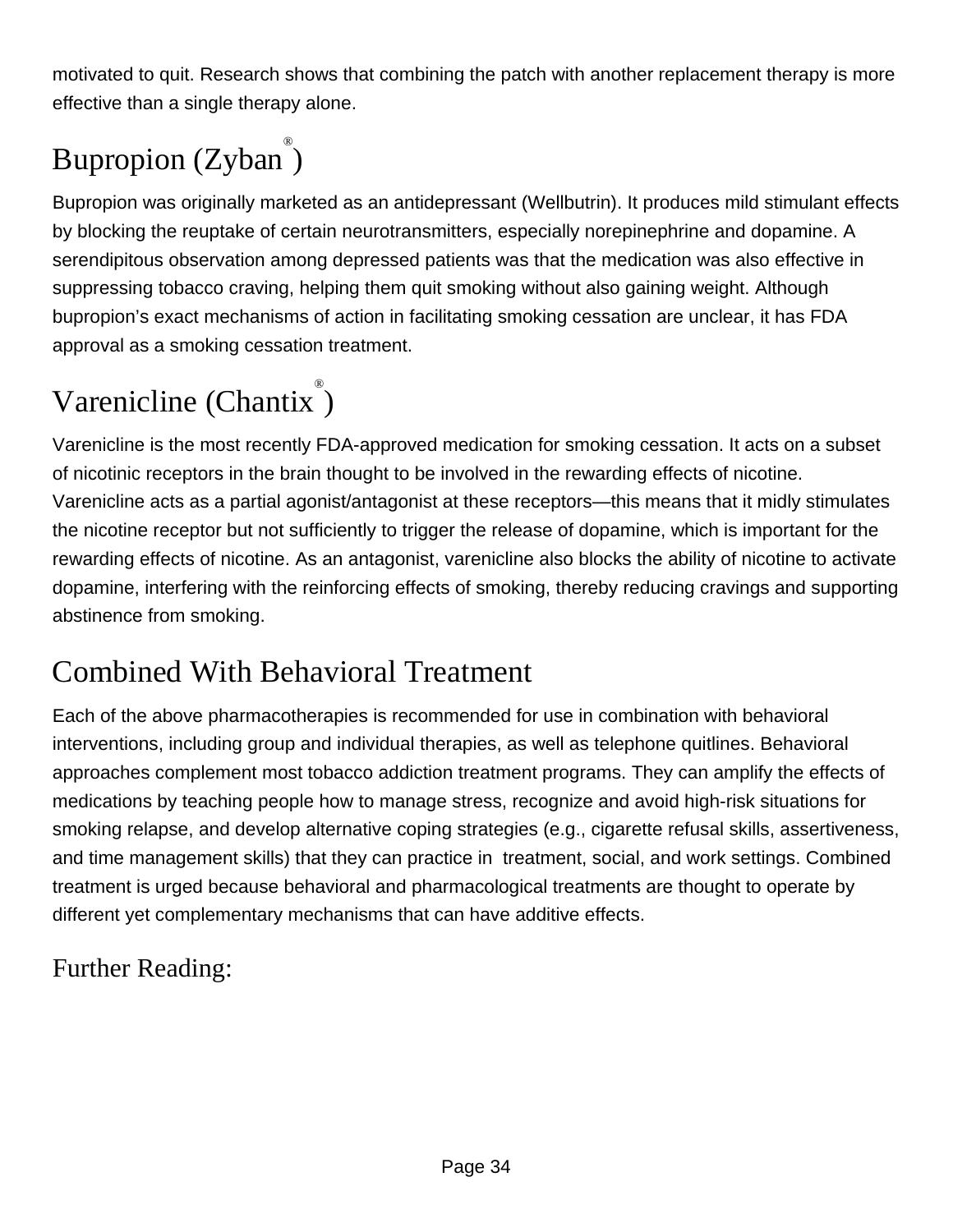motivated to quit. Research shows that combining the patch with another replacement therapy is more effective than a single therapy alone.

## Bupropion (Zyban®)

Bupropion was originally marketed as an antidepressant (Wellbutrin). It produces mild stimulant effects by blocking the reuptake of certain neurotransmitters, especially norepinephrine and dopamine. A serendipitous observation among depressed patients was that the medication was also effective in suppressing tobacco craving, helping them quit smoking without also gaining weight. Although bupropion's exact mechanisms of action in facilitating smoking cessation are unclear, it has FDA approval as a smoking cessation treatment.

## Varenicline (Chantix®)

Varenicline is the most recently FDA-approved medication for smoking cessation. It acts on a subset of nicotinic receptors in the brain thought to be involved in the rewarding effects of nicotine. Varenicline acts as a partial agonist/antagonist at these receptors—this means that it midly stimulates the nicotine receptor but not sufficiently to trigger the release of dopamine, which is important for the rewarding effects of nicotine. As an antagonist, varenicline also blocks the ability of nicotine to activate dopamine, interfering with the reinforcing effects of smoking, thereby reducing cravings and supporting abstinence from smoking.

## Combined With Behavioral Treatment

Each of the above pharmacotherapies is recommended for use in combination with behavioral interventions, including group and individual therapies, as well as telephone quitlines. Behavioral approaches complement most tobacco addiction treatment programs. They can amplify the effects of medications by teaching people how to manage stress, recognize and avoid high-risk situations for smoking relapse, and develop alternative coping strategies (e.g., cigarette refusal skills, assertiveness, and time management skills) that they can practice in treatment, social, and work settings. Combined treatment is urged because behavioral and pharmacological treatments are thought to operate by different yet complementary mechanisms that can have additive effects.

### Further Reading: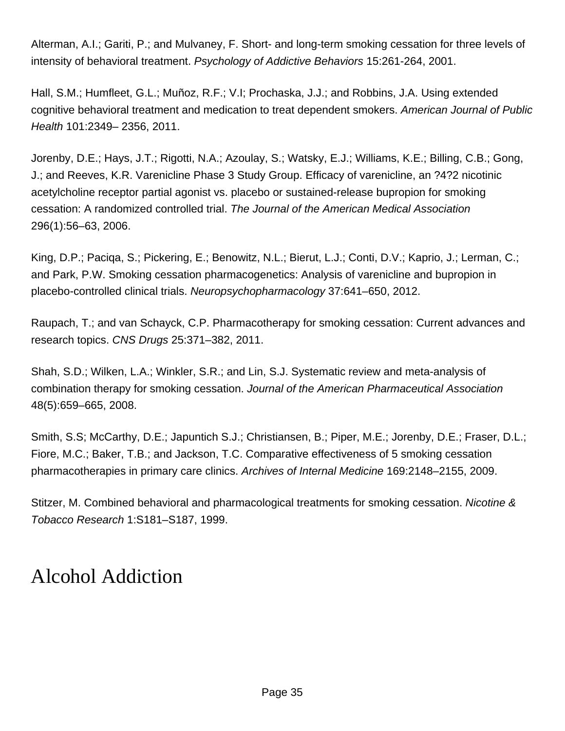Alterman, A.I.; Gariti, P.; and Mulvaney, F. Short- and long-term smoking cessation for three levels of intensity of behavioral treatment. *Psychology of Addictive Behaviors* 15:261-264, 2001.

Hall, S.M.; Humfleet, G.L.; Muñoz, R.F.; V.I; Prochaska, J.J.; and Robbins, J.A. Using extended cognitive behavioral treatment and medication to treat dependent smokers. *American Journal of Public Health* 101:2349– 2356, 2011.

Jorenby, D.E.; Hays, J.T.; Rigotti, N.A.; Azoulay, S.; Watsky, E.J.; Williams, K.E.; Billing, C.B.; Gong, J.; and Reeves, K.R. Varenicline Phase 3 Study Group. Efficacy of varenicline, an ?4?2 nicotinic acetylcholine receptor partial agonist vs. placebo or sustained-release bupropion for smoking cessation: A randomized controlled trial. *The Journal of the American Medical Association* 296(1):56–63, 2006.

King, D.P.; Paciqa, S.; Pickering, E.; Benowitz, N.L.; Bierut, L.J.; Conti, D.V.; Kaprio, J.; Lerman, C.; and Park, P.W. Smoking cessation pharmacogenetics: Analysis of varenicline and bupropion in placebo-controlled clinical trials. *Neuropsychopharmacology* 37:641–650, 2012.

Raupach, T.; and van Schayck, C.P. Pharmacotherapy for smoking cessation: Current advances and research topics. *CNS Drugs* 25:371–382, 2011.

Shah, S.D.; Wilken, L.A.; Winkler, S.R.; and Lin, S.J. Systematic review and meta-analysis of combination therapy for smoking cessation. *Journal of the American Pharmaceutical Association* 48(5):659–665, 2008.

Smith, S.S; McCarthy, D.E.; Japuntich S.J.; Christiansen, B.; Piper, M.E.; Jorenby, D.E.; Fraser, D.L.; Fiore, M.C.; Baker, T.B.; and Jackson, T.C. Comparative effectiveness of 5 smoking cessation pharmacotherapies in primary care clinics. *Archives of Internal Medicine* 169:2148–2155, 2009.

Stitzer, M. Combined behavioral and pharmacological treatments for smoking cessation. *Nicotine & Tobacco Research* 1:S181–S187, 1999.

# Alcohol Addiction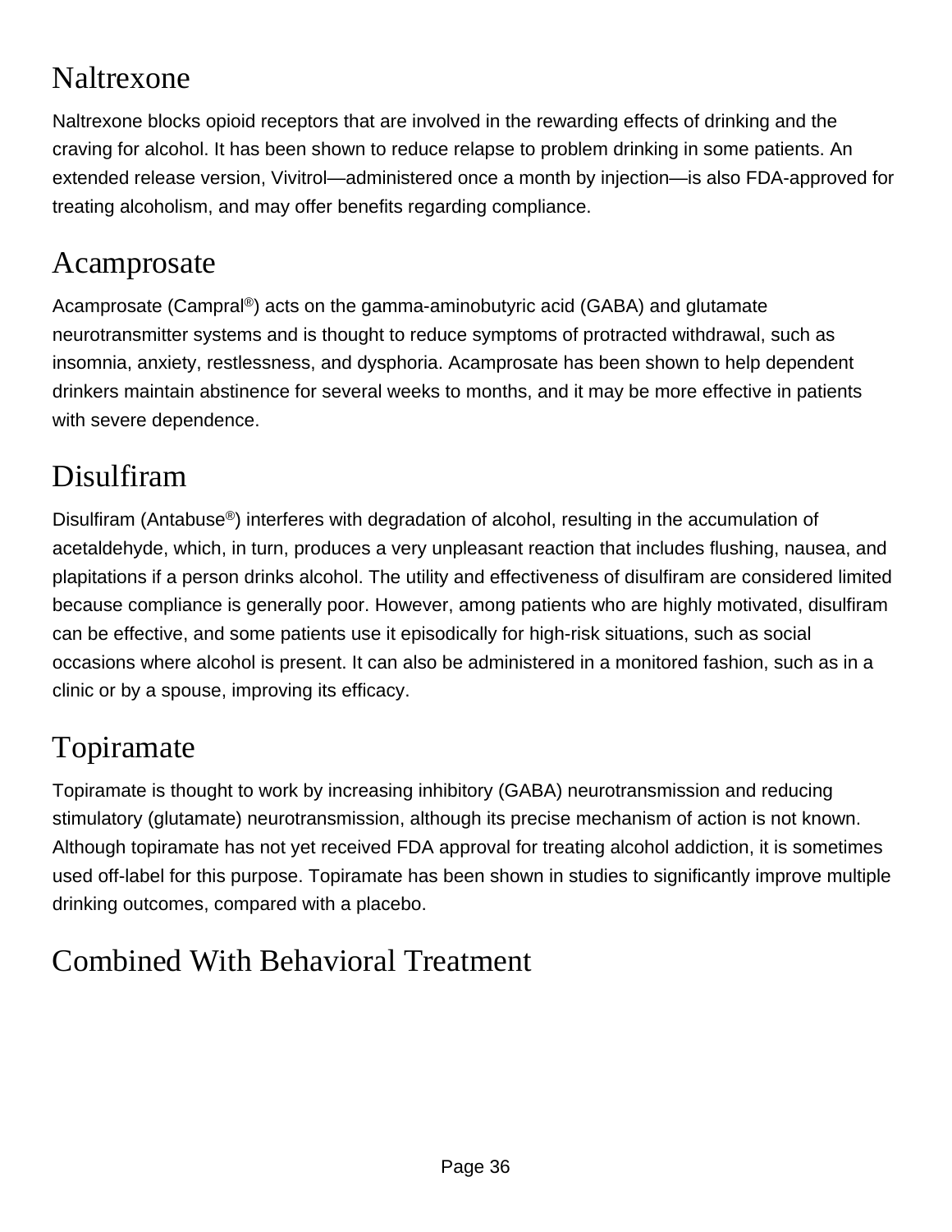## Naltrexone

Naltrexone blocks opioid receptors that are involved in the rewarding effects of drinking and the craving for alcohol. It has been shown to reduce relapse to problem drinking in some patients. An extended release version, Vivitrol—administered once a month by injection—is also FDA-approved for treating alcoholism, and may offer benefits regarding compliance.

## Acamprosate

Acamprosate (Campral®) acts on the gamma-aminobutyric acid (GABA) and glutamate neurotransmitter systems and is thought to reduce symptoms of protracted withdrawal, such as insomnia, anxiety, restlessness, and dysphoria. Acamprosate has been shown to help dependent drinkers maintain abstinence for several weeks to months, and it may be more effective in patients with severe dependence.

## Disulfiram

Disulfiram (Antabuse®) interferes with degradation of alcohol, resulting in the accumulation of acetaldehyde, which, in turn, produces a very unpleasant reaction that includes flushing, nausea, and plapitations if a person drinks alcohol. The utility and effectiveness of disulfiram are considered limited because compliance is generally poor. However, among patients who are highly motivated, disulfiram can be effective, and some patients use it episodically for high-risk situations, such as social occasions where alcohol is present. It can also be administered in a monitored fashion, such as in a clinic or by a spouse, improving its efficacy.

## Topiramate

Topiramate is thought to work by increasing inhibitory (GABA) neurotransmission and reducing stimulatory (glutamate) neurotransmission, although its precise mechanism of action is not known. Although topiramate has not yet received FDA approval for treating alcohol addiction, it is sometimes used off-label for this purpose. Topiramate has been shown in studies to significantly improve multiple drinking outcomes, compared with a placebo.

## Combined With Behavioral Treatment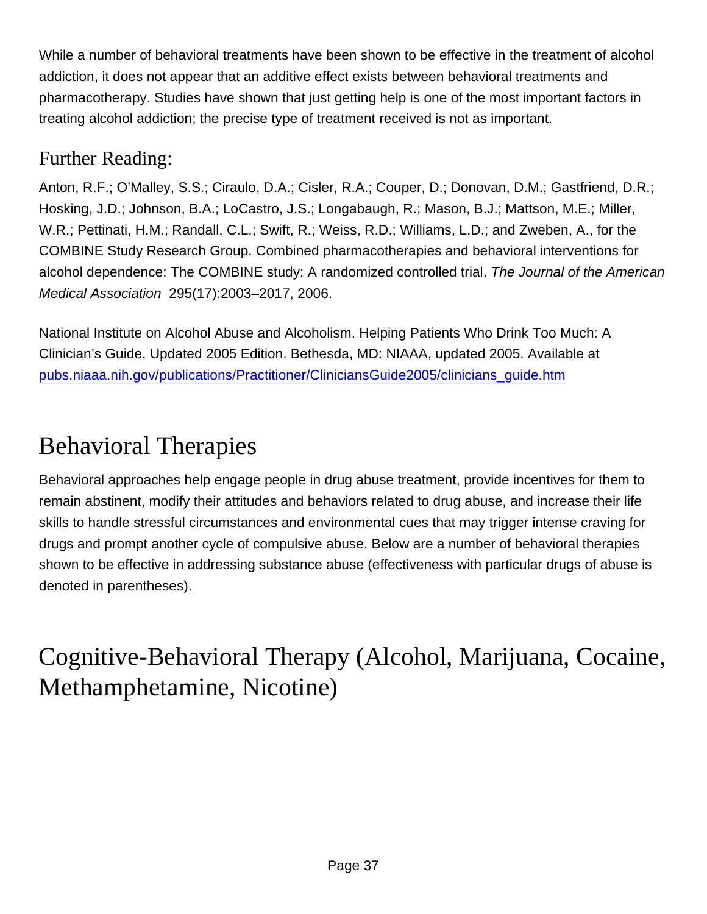While a number of behavioral treatments have been shown to be effective in the treatment of alcohol addiction, it does not appear that an additive effect exists between behavioral treatments and pharmacotherapy. Studies have shown that just getting help is one of the most important factors in treating alcohol addiction; the precise type of treatment received is not as important.

### Further Reading:

Anton, R.F.; O'Malley, S.S.; Ciraulo, D.A.; Cisler, R.A.; Couper, D.; Donovan, D.M.; Gastfriend, D.R.; Hosking, J.D.; Johnson, B.A.; LoCastro, J.S.; Longabaugh, R.; Mason, B.J.; Mattson, M.E.; Miller, W.R.; Pettinati, H.M.; Randall, C.L.; Swift, R.; Weiss, R.D.; Williams, L.D.; and Zweben, A., for the COMBINE Study Research Group. Combined pharmacotherapies and behavioral interventions for alcohol dependence: The COMBINE study: A randomized controlled trial. *The Journal of the American Medical Association* 295(17):2003–2017, 2006.

National Institute on Alcohol Abuse and Alcoholism. Helping Patients Who Drink Too Much: A Clinician's Guide, Updated 2005 Edition. Bethesda, MD: NIAAA, updated 2005. Available at [pubs.niaaa.nih.gov/publications/Practitioner/CliniciansGuide2005/clinicians_guide.htm](pubs.niaaa.nih.gov/publications/Practitioner/CliniciansGuide2005/clinicians_guide.htm)

## Behavioral Therapies

Behavioral approaches help engage people in drug abuse treatment, provide incentives for them to remain abstinent, modify their attitudes and behaviors related to drug abuse, and increase their life skills to handle stressful circumstances and environmental cues that may trigger intense craving for drugs and prompt another cycle of compulsive abuse. Below are a number of behavioral therapies shown to be effective in addressing substance abuse (effectiveness with particular drugs of abuse is denoted in parentheses).

## Cognitive-Behavioral Therapy (Alcohol, Marijuana, Cocaine, Methamphetamine, Nicotine)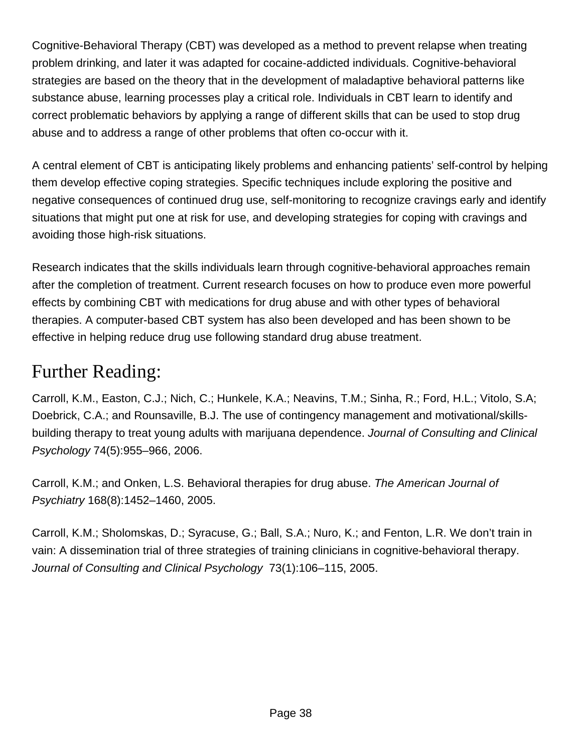Cognitive-Behavioral Therapy (CBT) was developed as a method to prevent relapse when treating problem drinking, and later it was adapted for cocaine-addicted individuals. Cognitive-behavioral strategies are based on the theory that in the development of maladaptive behavioral patterns like substance abuse, learning processes play a critical role. Individuals in CBT learn to identify and correct problematic behaviors by applying a range of different skills that can be used to stop drug abuse and to address a range of other problems that often co-occur with it.

A central element of CBT is anticipating likely problems and enhancing patients' self-control by helping them develop effective coping strategies. Specific techniques include exploring the positive and negative consequences of continued drug use, self-monitoring to recognize cravings early and identify situations that might put one at risk for use, and developing strategies for coping with cravings and avoiding those high-risk situations.

Research indicates that the skills individuals learn through cognitive-behavioral approaches remain after the completion of treatment. Current research focuses on how to produce even more powerful effects by combining CBT with medications for drug abuse and with other types of behavioral therapies. A computer-based CBT system has also been developed and has been shown to be effective in helping reduce drug use following standard drug abuse treatment.

## Further Reading:

Carroll, K.M., Easton, C.J.; Nich, C.; Hunkele, K.A.; Neavins, T.M.; Sinha, R.; Ford, H.L.; Vitolo, S.A; Doebrick, C.A.; and Rounsaville, B.J. The use of contingency management and motivational/skills-building therapy to treat young adults with marijuana dependence. *Journal of Consulting and Clinical Psychology* 74(5):955–966, 2006.

Carroll, K.M.; and Onken, L.S. Behavioral therapies for drug abuse. *The American Journal of Psychiatry* 168(8):1452–1460, 2005.

Carroll, K.M.; Sholomskas, D.; Syracuse, G.; Ball, S.A.; Nuro, K.; and Fenton, L.R. We don't train in vain: A dissemination trial of three strategies of training clinicians in cognitive-behavioral therapy. *Journal of Consulting and Clinical Psychology* 73(1):106–115, 2005.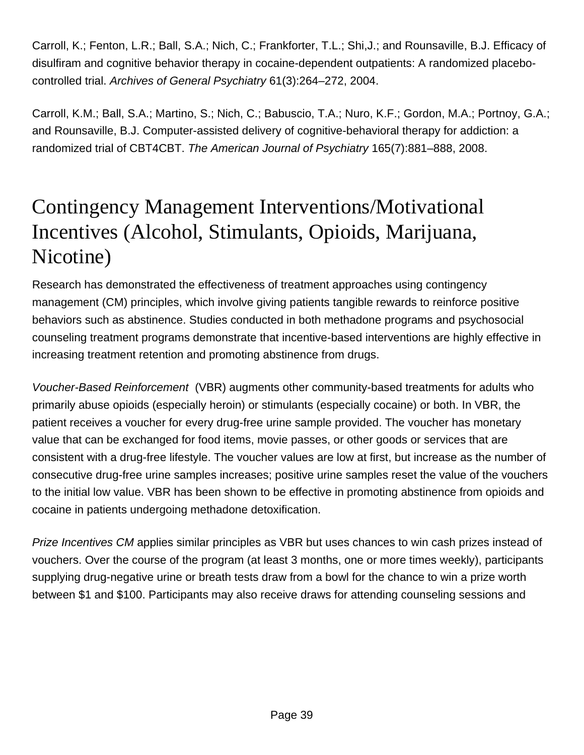Carroll, K.; Fenton, L.R.; Ball, S.A.; Nich, C.; Frankforter, T.L.; Shi,J.; and Rounsaville, B.J. Efficacy of disulfiram and cognitive behavior therapy in cocaine-dependent outpatients: A randomized placebo-controlled trial. *Archives of General Psychiatry* 61(3):264–272, 2004.

Carroll, K.M.; Ball, S.A.; Martino, S.; Nich, C.; Babuscio, T.A.; Nuro, K.F.; Gordon, M.A.; Portnoy, G.A.; and Rounsaville, B.J. Computer-assisted delivery of cognitive-behavioral therapy for addiction: a randomized trial of CBT4CBT. *The American Journal of Psychiatry* 165(7):881–888, 2008.

## Contingency Management Interventions/Motivational Incentives (Alcohol, Stimulants, Opioids, Marijuana, Nicotine)

Research has demonstrated the effectiveness of treatment approaches using contingency management (CM) principles, which involve giving patients tangible rewards to reinforce positive behaviors such as abstinence. Studies conducted in both methadone programs and psychosocial counseling treatment programs demonstrate that incentive-based interventions are highly effective in increasing treatment retention and promoting abstinence from drugs.

*Voucher-Based Reinforcement* (VBR) augments other community-based treatments for adults who primarily abuse opioids (especially heroin) or stimulants (especially cocaine) or both. In VBR, the patient receives a voucher for every drug-free urine sample provided. The voucher has monetary value that can be exchanged for food items, movie passes, or other goods or services that are consistent with a drug-free lifestyle. The voucher values are low at first, but increase as the number of consecutive drug-free urine samples increases; positive urine samples reset the value of the vouchers to the initial low value. VBR has been shown to be effective in promoting abstinence from opioids and cocaine in patients undergoing methadone detoxification.

*Prize Incentives CM* applies similar principles as VBR but uses chances to win cash prizes instead of vouchers. Over the course of the program (at least 3 months, one or more times weekly), participants supplying drug-negative urine or breath tests draw from a bowl for the chance to win a prize worth between $1 and $100. Participants may also receive draws for attending counseling sessions and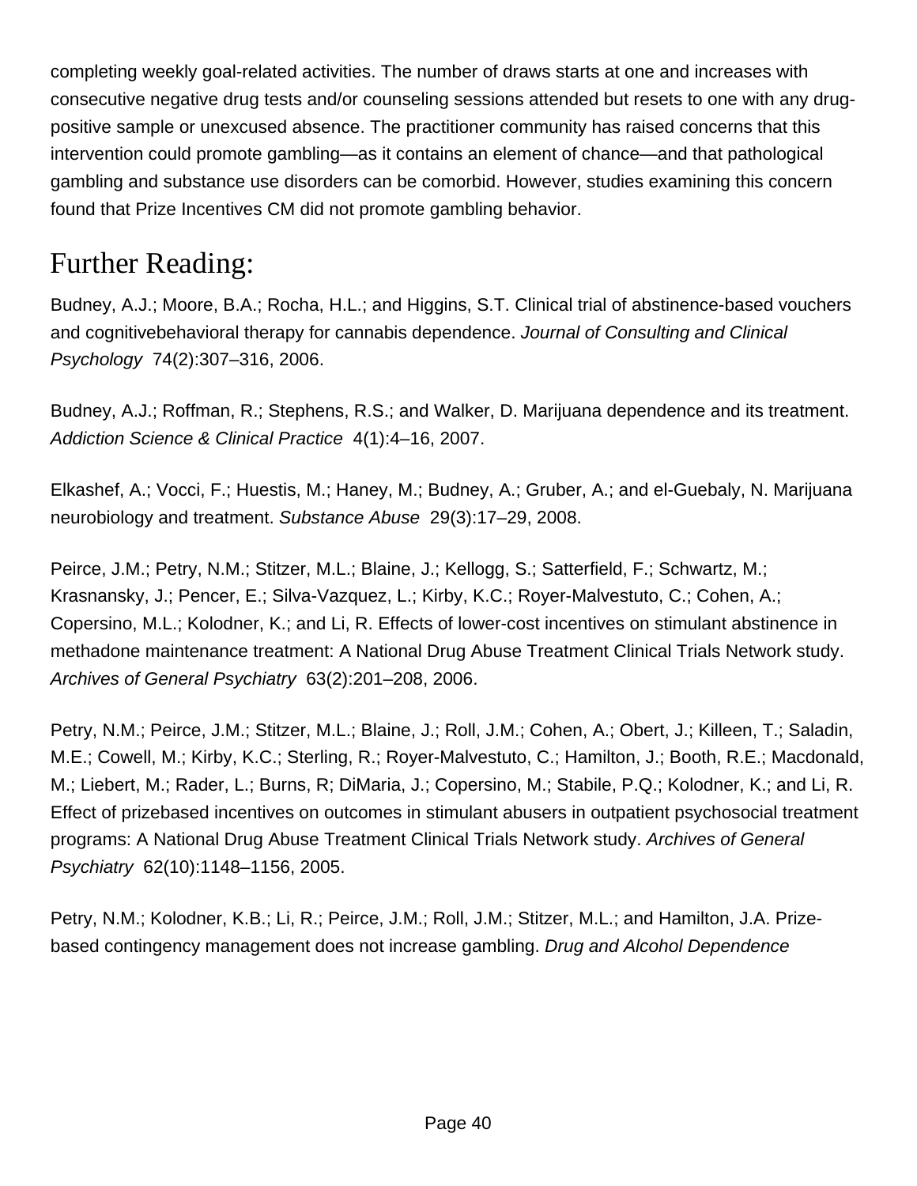completing weekly goal-related activities. The number of draws starts at one and increases with consecutive negative drug tests and/or counseling sessions attended but resets to one with any drug-positive sample or unexcused absence. The practitioner community has raised concerns that this intervention could promote gambling—as it contains an element of chance—and that pathological gambling and substance use disorders can be comorbid. However, studies examining this concern found that Prize Incentives CM did not promote gambling behavior.

## Further Reading:

Budney, A.J.; Moore, B.A.; Rocha, H.L.; and Higgins, S.T. Clinical trial of abstinence-based vouchers and cognitivebehavioral therapy for cannabis dependence. *Journal of Consulting and Clinical Psychology* 74(2):307–316, 2006.

Budney, A.J.; Roffman, R.; Stephens, R.S.; and Walker, D. Marijuana dependence and its treatment. *Addiction Science & Clinical Practice* 4(1):4–16, 2007.

Elkashef, A.; Vocci, F.; Huestis, M.; Haney, M.; Budney, A.; Gruber, A.; and el-Guebaly, N. Marijuana neurobiology and treatment. *Substance Abuse* 29(3):17–29, 2008.

Peirce, J.M.; Petry, N.M.; Stitzer, M.L.; Blaine, J.; Kellogg, S.; Satterfield, F.; Schwartz, M.; Krasnansky, J.; Pencer, E.; Silva-Vazquez, L.; Kirby, K.C.; Royer-Malvestuto, C.; Cohen, A.; Copersino, M.L.; Kolodner, K.; and Li, R. Effects of lower-cost incentives on stimulant abstinence in methadone maintenance treatment: A National Drug Abuse Treatment Clinical Trials Network study. *Archives of General Psychiatry* 63(2):201–208, 2006.

Petry, N.M.; Peirce, J.M.; Stitzer, M.L.; Blaine, J.; Roll, J.M.; Cohen, A.; Obert, J.; Killeen, T.; Saladin, M.E.; Cowell, M.; Kirby, K.C.; Sterling, R.; Royer-Malvestuto, C.; Hamilton, J.; Booth, R.E.; Macdonald, M.; Liebert, M.; Rader, L.; Burns, R; DiMaria, J.; Copersino, M.; Stabile, P.Q.; Kolodner, K.; and Li, R. Effect of prizebased incentives on outcomes in stimulant abusers in outpatient psychosocial treatment programs: A National Drug Abuse Treatment Clinical Trials Network study. *Archives of General Psychiatry* 62(10):1148–1156, 2005.

Petry, N.M.; Kolodner, K.B.; Li, R.; Peirce, J.M.; Roll, J.M.; Stitzer, M.L.; and Hamilton, J.A. Prize-based contingency management does not increase gambling. *Drug and Alcohol Dependence*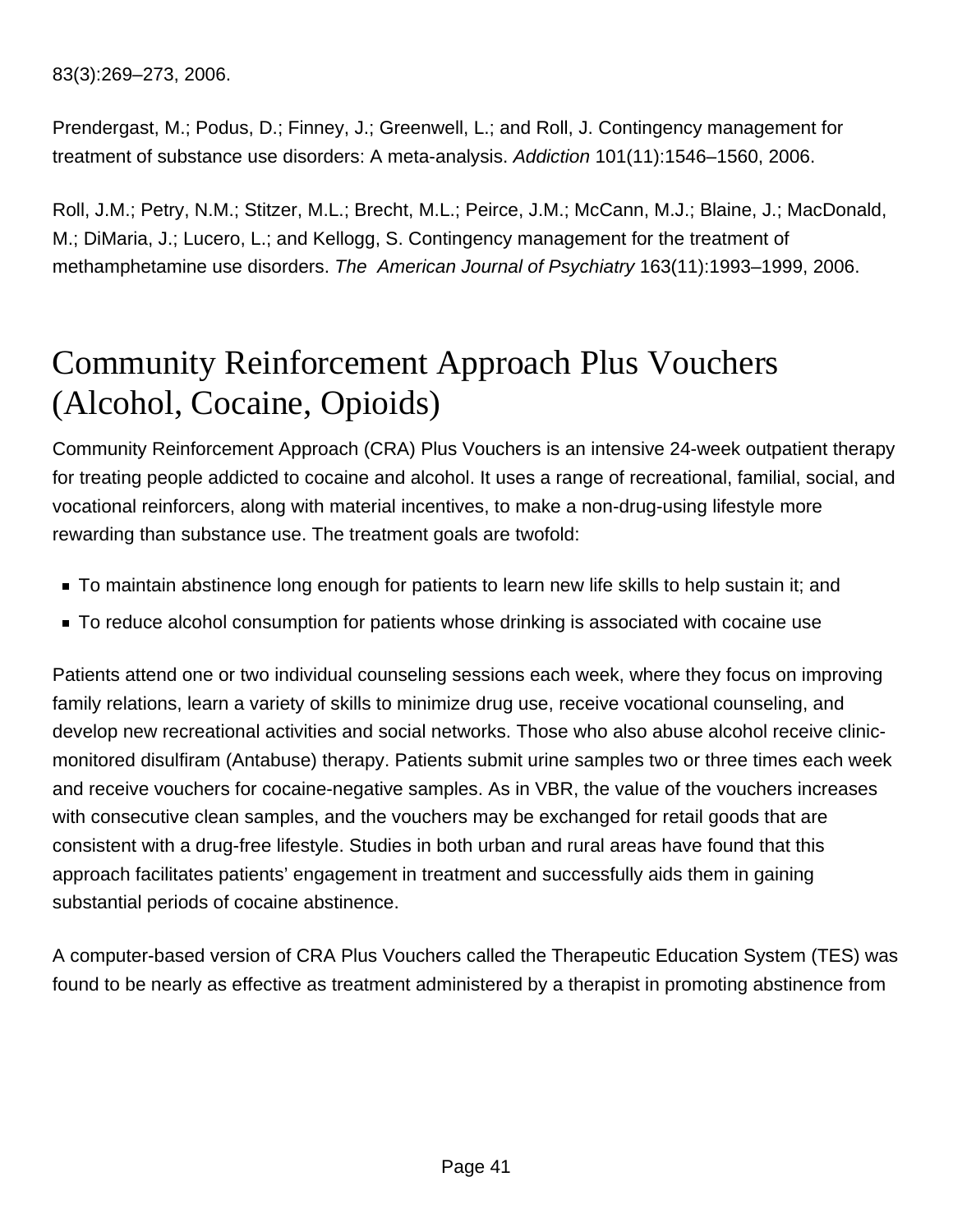83(3):269–273, 2006.

Prendergast, M.; Podus, D.; Finney, J.; Greenwell, L.; and Roll, J. Contingency management for treatment of substance use disorders: A meta-analysis. *Addiction* 101(11):1546–1560, 2006.

Roll, J.M.; Petry, N.M.; Stitzer, M.L.; Brecht, M.L.; Peirce, J.M.; McCann, M.J.; Blaine, J.; MacDonald, M.; DiMaria, J.; Lucero, L.; and Kellogg, S. Contingency management for the treatment of methamphetamine use disorders. *The American Journal of Psychiatry* 163(11):1993–1999, 2006.

# Community Reinforcement Approach Plus Vouchers (Alcohol, Cocaine, Opioids)

Community Reinforcement Approach (CRA) Plus Vouchers is an intensive 24-week outpatient therapy for treating people addicted to cocaine and alcohol. It uses a range of recreational, familial, social, and vocational reinforcers, along with material incentives, to make a non-drug-using lifestyle more rewarding than substance use. The treatment goals are twofold:

- To maintain abstinence long enough for patients to learn new life skills to help sustain it; and
- To reduce alcohol consumption for patients whose drinking is associated with cocaine use

Patients attend one or two individual counseling sessions each week, where they focus on improving family relations, learn a variety of skills to minimize drug use, receive vocational counseling, and develop new recreational activities and social networks. Those who also abuse alcohol receive clinic-monitored disulfiram (Antabuse) therapy. Patients submit urine samples two or three times each week and receive vouchers for cocaine-negative samples. As in VBR, the value of the vouchers increases with consecutive clean samples, and the vouchers may be exchanged for retail goods that are consistent with a drug-free lifestyle. Studies in both urban and rural areas have found that this approach facilitates patients' engagement in treatment and successfully aids them in gaining substantial periods of cocaine abstinence.

A computer-based version of CRA Plus Vouchers called the Therapeutic Education System (TES) was found to be nearly as effective as treatment administered by a therapist in promoting abstinence from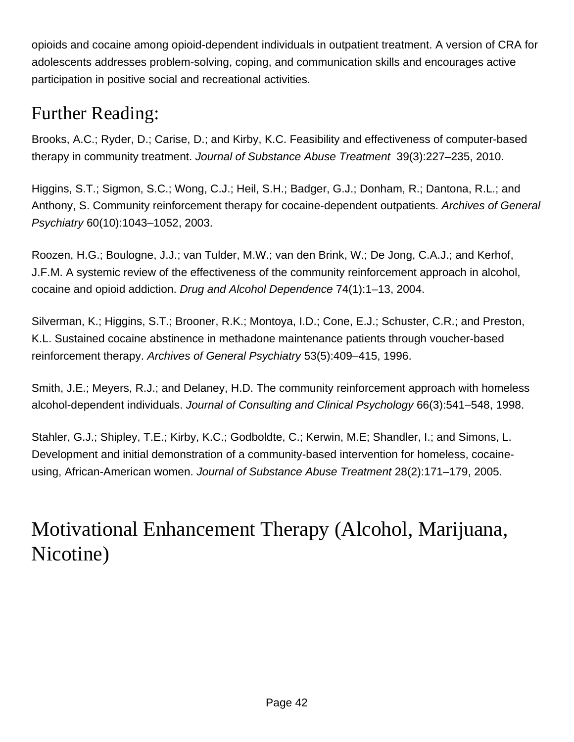opioids and cocaine among opioid-dependent individuals in outpatient treatment. A version of CRA for adolescents addresses problem-solving, coping, and communication skills and encourages active participation in positive social and recreational activities.

## Further Reading:

Brooks, A.C.; Ryder, D.; Carise, D.; and Kirby, K.C. Feasibility and effectiveness of computer-based therapy in community treatment. *Journal of Substance Abuse Treatment* 39(3):227–235, 2010.

Higgins, S.T.; Sigmon, S.C.; Wong, C.J.; Heil, S.H.; Badger, G.J.; Donham, R.; Dantona, R.L.; and Anthony, S. Community reinforcement therapy for cocaine-dependent outpatients. *Archives of General Psychiatry* 60(10):1043–1052, 2003.

Roozen, H.G.; Boulogne, J.J.; van Tulder, M.W.; van den Brink, W.; De Jong, C.A.J.; and Kerhof, J.F.M. A systemic review of the effectiveness of the community reinforcement approach in alcohol, cocaine and opioid addiction. *Drug and Alcohol Dependence* 74(1):1–13, 2004.

Silverman, K.; Higgins, S.T.; Brooner, R.K.; Montoya, I.D.; Cone, E.J.; Schuster, C.R.; and Preston, K.L. Sustained cocaine abstinence in methadone maintenance patients through voucher-based reinforcement therapy. *Archives of General Psychiatry* 53(5):409–415, 1996.

Smith, J.E.; Meyers, R.J.; and Delaney, H.D. The community reinforcement approach with homeless alcohol-dependent individuals. *Journal of Consulting and Clinical Psychology* 66(3):541–548, 1998.

Stahler, G.J.; Shipley, T.E.; Kirby, K.C.; Godboldte, C.; Kerwin, M.E; Shandler, I.; and Simons, L. Development and initial demonstration of a community-based intervention for homeless, cocaine-using, African-American women. *Journal of Substance Abuse Treatment* 28(2):171–179, 2005.

# Motivational Enhancement Therapy (Alcohol, Marijuana, Nicotine)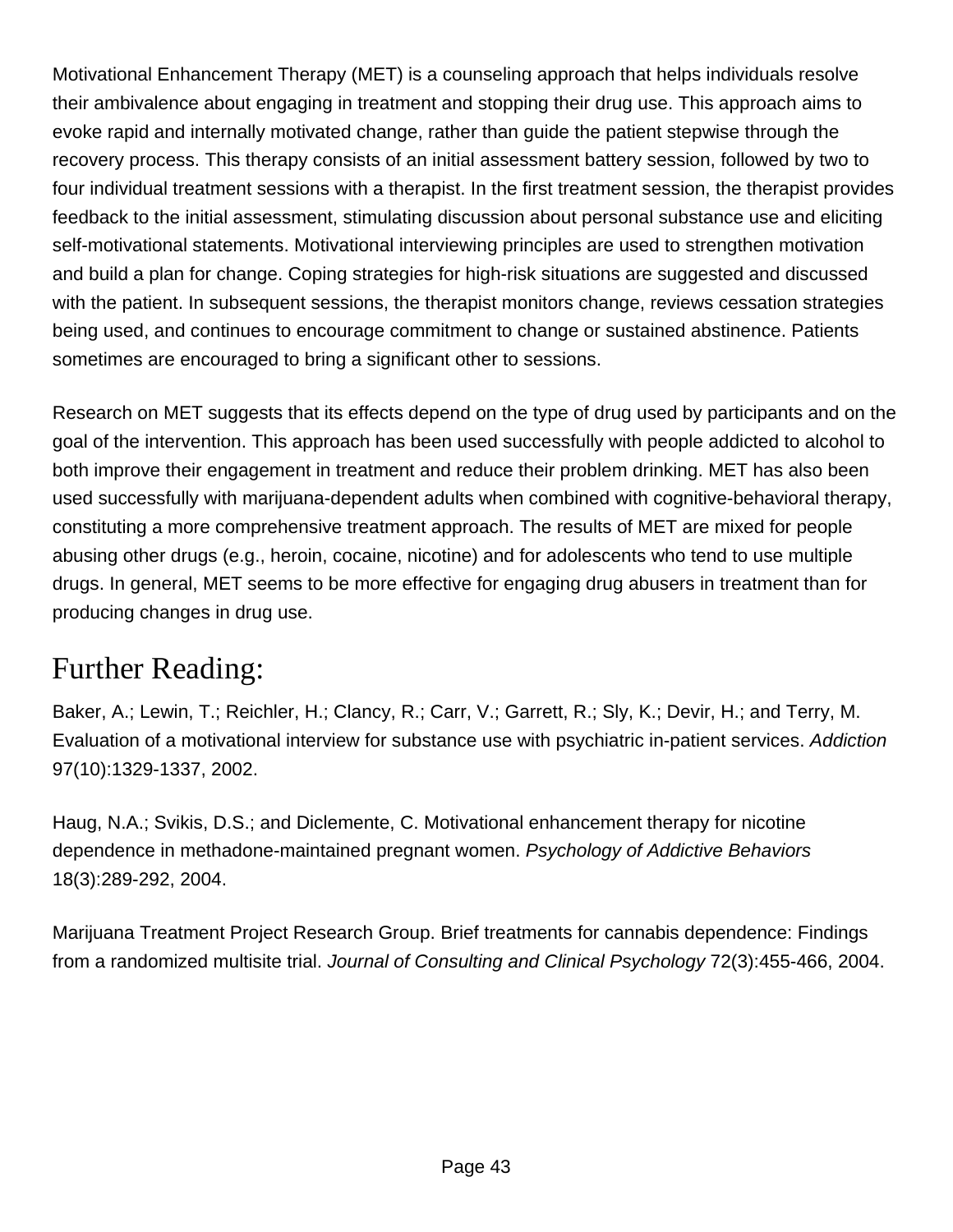Motivational Enhancement Therapy (MET) is a counseling approach that helps individuals resolve their ambivalence about engaging in treatment and stopping their drug use. This approach aims to evoke rapid and internally motivated change, rather than guide the patient stepwise through the recovery process. This therapy consists of an initial assessment battery session, followed by two to four individual treatment sessions with a therapist. In the first treatment session, the therapist provides feedback to the initial assessment, stimulating discussion about personal substance use and eliciting self-motivational statements. Motivational interviewing principles are used to strengthen motivation and build a plan for change. Coping strategies for high-risk situations are suggested and discussed with the patient. In subsequent sessions, the therapist monitors change, reviews cessation strategies being used, and continues to encourage commitment to change or sustained abstinence. Patients sometimes are encouraged to bring a significant other to sessions.

Research on MET suggests that its effects depend on the type of drug used by participants and on the goal of the intervention. This approach has been used successfully with people addicted to alcohol to both improve their engagement in treatment and reduce their problem drinking. MET has also been used successfully with marijuana-dependent adults when combined with cognitive-behavioral therapy, constituting a more comprehensive treatment approach. The results of MET are mixed for people abusing other drugs (e.g., heroin, cocaine, nicotine) and for adolescents who tend to use multiple drugs. In general, MET seems to be more effective for engaging drug abusers in treatment than for producing changes in drug use.

## Further Reading:

Baker, A.; Lewin, T.; Reichler, H.; Clancy, R.; Carr, V.; Garrett, R.; Sly, K.; Devir, H.; and Terry, M. Evaluation of a motivational interview for substance use with psychiatric in-patient services. *Addiction* 97(10):1329-1337, 2002.

Haug, N.A.; Svikis, D.S.; and Diclemente, C. Motivational enhancement therapy for nicotine dependence in methadone-maintained pregnant women. *Psychology of Addictive Behaviors* 18(3):289-292, 2004.

Marijuana Treatment Project Research Group. Brief treatments for cannabis dependence: Findings from a randomized multisite trial. *Journal of Consulting and Clinical Psychology* 72(3):455-466, 2004.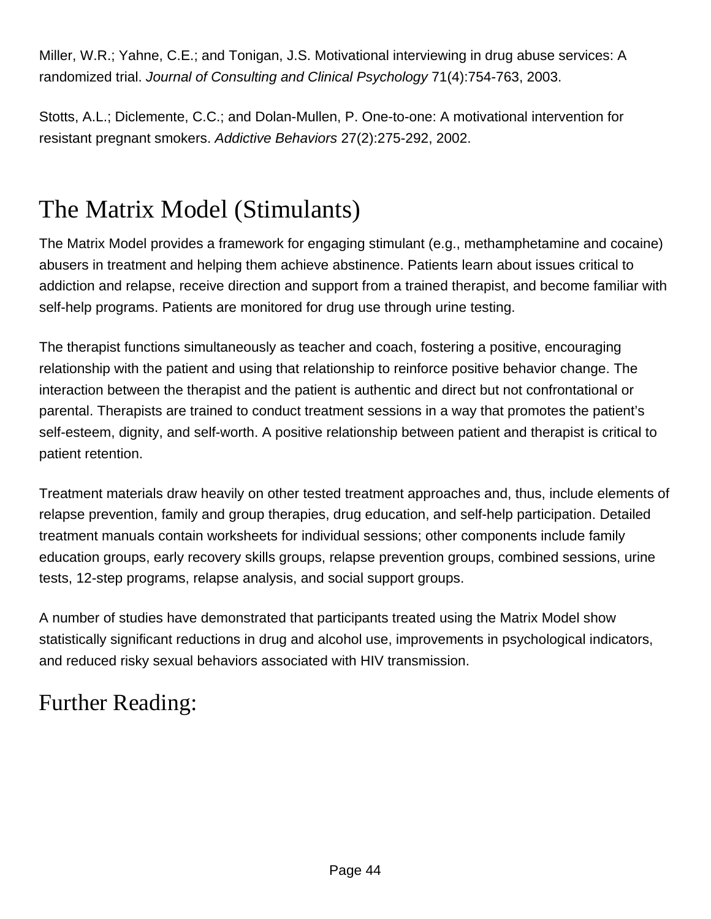Miller, W.R.; Yahne, C.E.; and Tonigan, J.S. Motivational interviewing in drug abuse services: A randomized trial. *Journal of Consulting and Clinical Psychology* 71(4):754-763, 2003.

Stotts, A.L.; Diclemente, C.C.; and Dolan-Mullen, P. One-to-one: A motivational intervention for resistant pregnant smokers. *Addictive Behaviors* 27(2):275-292, 2002.

## The Matrix Model (Stimulants)

The Matrix Model provides a framework for engaging stimulant (e.g., methamphetamine and cocaine) abusers in treatment and helping them achieve abstinence. Patients learn about issues critical to addiction and relapse, receive direction and support from a trained therapist, and become familiar with self-help programs. Patients are monitored for drug use through urine testing.

The therapist functions simultaneously as teacher and coach, fostering a positive, encouraging relationship with the patient and using that relationship to reinforce positive behavior change. The interaction between the therapist and the patient is authentic and direct but not confrontational or parental. Therapists are trained to conduct treatment sessions in a way that promotes the patient's self-esteem, dignity, and self-worth. A positive relationship between patient and therapist is critical to patient retention.

Treatment materials draw heavily on other tested treatment approaches and, thus, include elements of relapse prevention, family and group therapies, drug education, and self-help participation. Detailed treatment manuals contain worksheets for individual sessions; other components include family education groups, early recovery skills groups, relapse prevention groups, combined sessions, urine tests, 12-step programs, relapse analysis, and social support groups.

A number of studies have demonstrated that participants treated using the Matrix Model show statistically significant reductions in drug and alcohol use, improvements in psychological indicators, and reduced risky sexual behaviors associated with HIV transmission.

## Further Reading: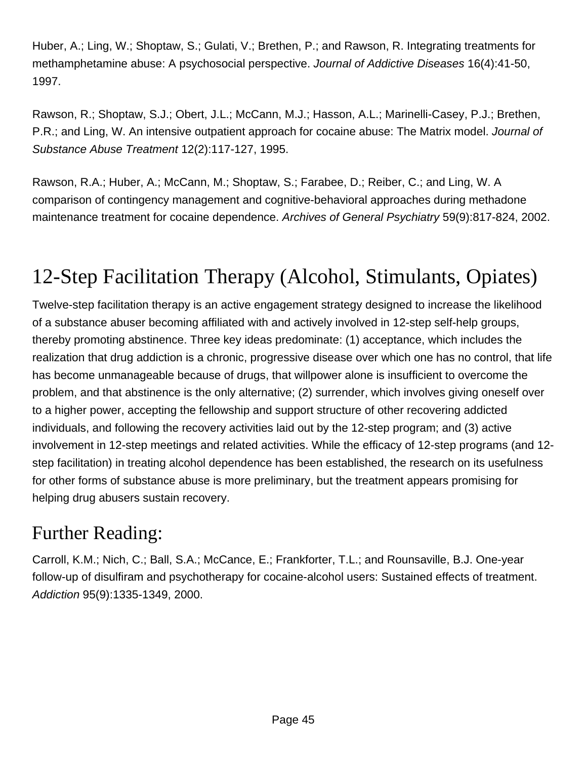Huber, A.; Ling, W.; Shoptaw, S.; Gulati, V.; Brethen, P.; and Rawson, R. Integrating treatments for methamphetamine abuse: A psychosocial perspective. *Journal of Addictive Diseases* 16(4):41-50, 1997.

Rawson, R.; Shoptaw, S.J.; Obert, J.L.; McCann, M.J.; Hasson, A.L.; Marinelli-Casey, P.J.; Brethen, P.R.; and Ling, W. An intensive outpatient approach for cocaine abuse: The Matrix model. *Journal of Substance Abuse Treatment* 12(2):117-127, 1995.

Rawson, R.A.; Huber, A.; McCann, M.; Shoptaw, S.; Farabee, D.; Reiber, C.; and Ling, W. A comparison of contingency management and cognitive-behavioral approaches during methadone maintenance treatment for cocaine dependence. *Archives of General Psychiatry* 59(9):817-824, 2002.

# 12-Step Facilitation Therapy (Alcohol, Stimulants, Opiates)

Twelve-step facilitation therapy is an active engagement strategy designed to increase the likelihood of a substance abuser becoming affiliated with and actively involved in 12-step self-help groups, thereby promoting abstinence. Three key ideas predominate: (1) acceptance, which includes the realization that drug addiction is a chronic, progressive disease over which one has no control, that life has become unmanageable because of drugs, that willpower alone is insufficient to overcome the problem, and that abstinence is the only alternative; (2) surrender, which involves giving oneself over to a higher power, accepting the fellowship and support structure of other recovering addicted individuals, and following the recovery activities laid out by the 12-step program; and (3) active involvement in 12-step meetings and related activities. While the efficacy of 12-step programs (and 12-step facilitation) in treating alcohol dependence has been established, the research on its usefulness for other forms of substance abuse is more preliminary, but the treatment appears promising for helping drug abusers sustain recovery.

## Further Reading:

Carroll, K.M.; Nich, C.; Ball, S.A.; McCance, E.; Frankforter, T.L.; and Rounsaville, B.J. One-year follow-up of disulfiram and psychotherapy for cocaine-alcohol users: Sustained effects of treatment. *Addiction* 95(9):1335-1349, 2000.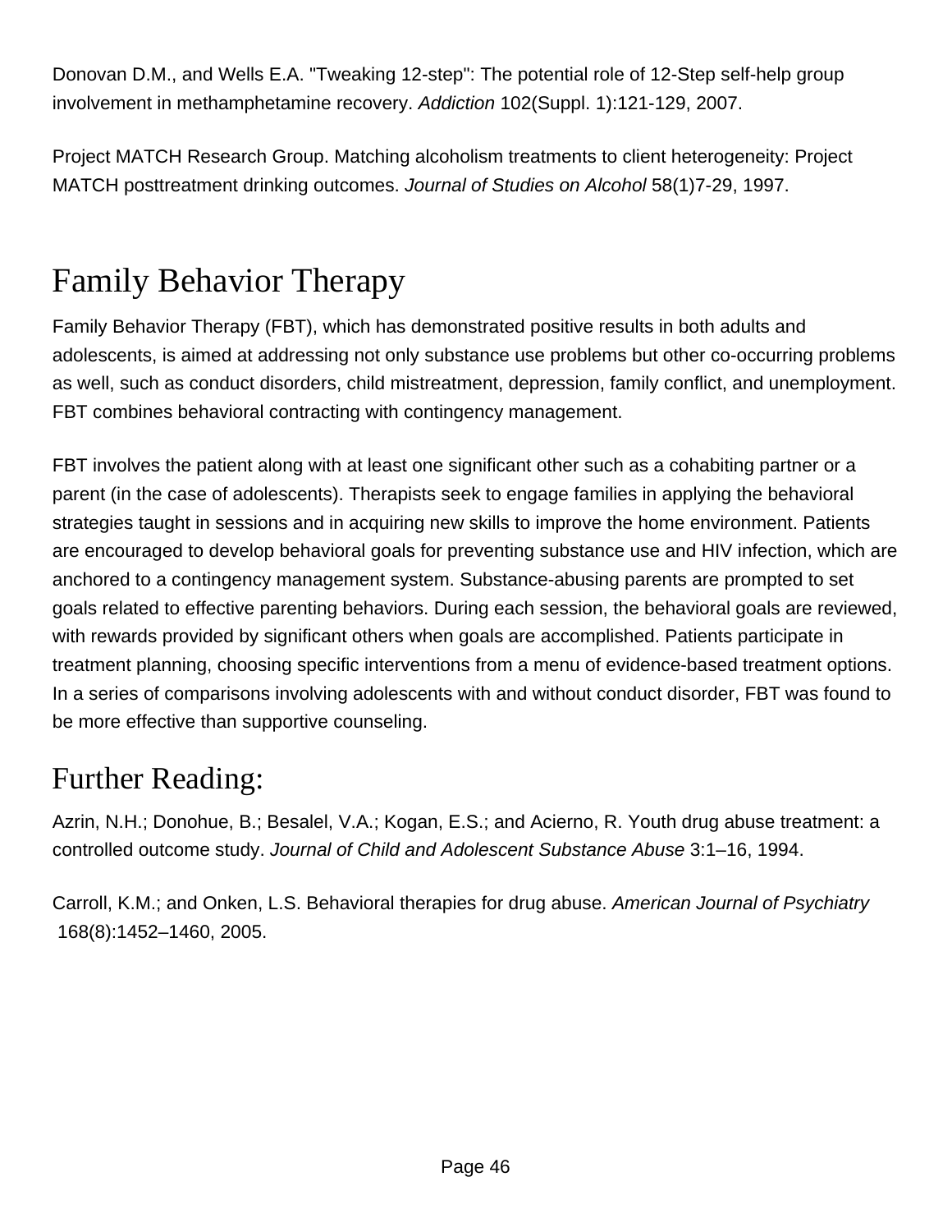Donovan D.M., and Wells E.A. "Tweaking 12-step": The potential role of 12-Step self-help group involvement in methamphetamine recovery. *Addiction* 102(Suppl. 1):121-129, 2007.

Project MATCH Research Group. Matching alcoholism treatments to client heterogeneity: Project MATCH posttreatment drinking outcomes. *Journal of Studies on Alcohol* 58(1)7-29, 1997.

# Family Behavior Therapy

Family Behavior Therapy (FBT), which has demonstrated positive results in both adults and adolescents, is aimed at addressing not only substance use problems but other co-occurring problems as well, such as conduct disorders, child mistreatment, depression, family conflict, and unemployment. FBT combines behavioral contracting with contingency management.

FBT involves the patient along with at least one significant other such as a cohabiting partner or a parent (in the case of adolescents). Therapists seek to engage families in applying the behavioral strategies taught in sessions and in acquiring new skills to improve the home environment. Patients are encouraged to develop behavioral goals for preventing substance use and HIV infection, which are anchored to a contingency management system. Substance-abusing parents are prompted to set goals related to effective parenting behaviors. During each session, the behavioral goals are reviewed, with rewards provided by significant others when goals are accomplished. Patients participate in treatment planning, choosing specific interventions from a menu of evidence-based treatment options. In a series of comparisons involving adolescents with and without conduct disorder, FBT was found to be more effective than supportive counseling.

## Further Reading:

Azrin, N.H.; Donohue, B.; Besalel, V.A.; Kogan, E.S.; and Acierno, R. Youth drug abuse treatment: a controlled outcome study. *Journal of Child and Adolescent Substance Abuse* 3:1–16, 1994.

Carroll, K.M.; and Onken, L.S. Behavioral therapies for drug abuse. *American Journal of Psychiatry* 168(8):1452–1460, 2005.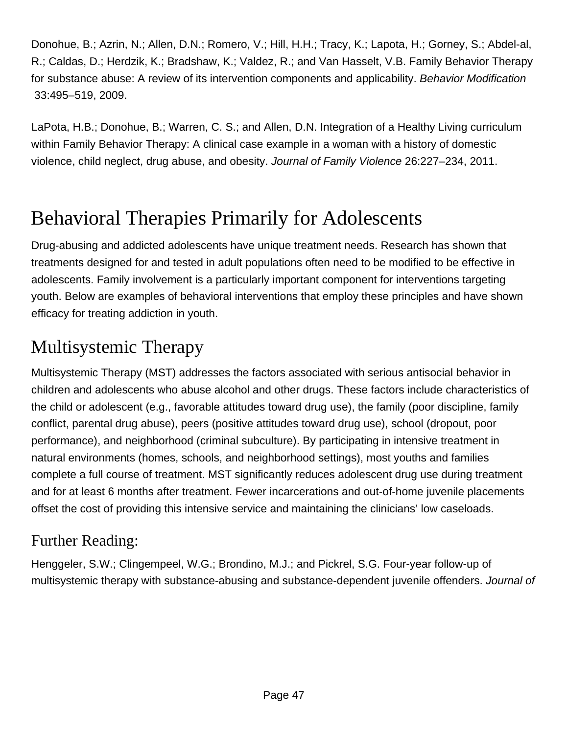Donohue, B.; Azrin, N.; Allen, D.N.; Romero, V.; Hill, H.H.; Tracy, K.; Lapota, H.; Gorney, S.; Abdel-al, R.; Caldas, D.; Herdzik, K.; Bradshaw, K.; Valdez, R.; and Van Hasselt, V.B. Family Behavior Therapy for substance abuse: A review of its intervention components and applicability. *Behavior Modification* 33:495–519, 2009.

LaPota, H.B.; Donohue, B.; Warren, C. S.; and Allen, D.N. Integration of a Healthy Living curriculum within Family Behavior Therapy: A clinical case example in a woman with a history of domestic violence, child neglect, drug abuse, and obesity. *Journal of Family Violence* 26:227–234, 2011.

# Behavioral Therapies Primarily for Adolescents

Drug-abusing and addicted adolescents have unique treatment needs. Research has shown that treatments designed for and tested in adult populations often need to be modified to be effective in adolescents. Family involvement is a particularly important component for interventions targeting youth. Below are examples of behavioral interventions that employ these principles and have shown efficacy for treating addiction in youth.

## Multisystemic Therapy

Multisystemic Therapy (MST) addresses the factors associated with serious antisocial behavior in children and adolescents who abuse alcohol and other drugs. These factors include characteristics of the child or adolescent (e.g., favorable attitudes toward drug use), the family (poor discipline, family conflict, parental drug abuse), peers (positive attitudes toward drug use), school (dropout, poor performance), and neighborhood (criminal subculture). By participating in intensive treatment in natural environments (homes, schools, and neighborhood settings), most youths and families complete a full course of treatment. MST significantly reduces adolescent drug use during treatment and for at least 6 months after treatment. Fewer incarcerations and out-of-home juvenile placements offset the cost of providing this intensive service and maintaining the clinicians' low caseloads.

### Further Reading:

Henggeler, S.W.; Clingempeel, W.G.; Brondino, M.J.; and Pickrel, S.G. Four-year follow-up of multisystemic therapy with substance-abusing and substance-dependent juvenile offenders. *Journal of*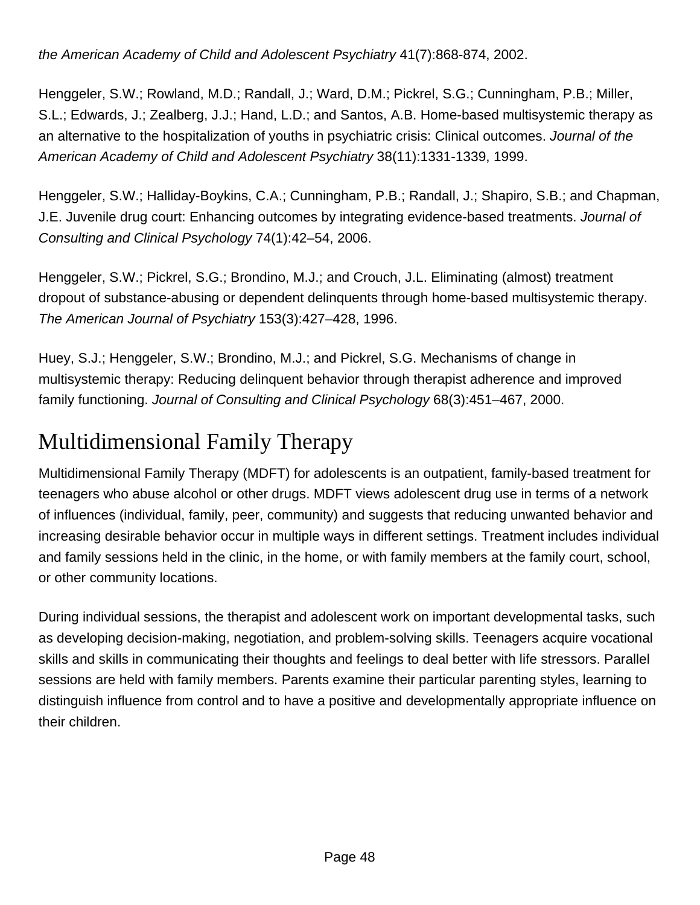*the American Academy of Child and Adolescent Psychiatry* 41(7):868-874, 2002.

Henggeler, S.W.; Rowland, M.D.; Randall, J.; Ward, D.M.; Pickrel, S.G.; Cunningham, P.B.; Miller, S.L.; Edwards, J.; Zealberg, J.J.; Hand, L.D.; and Santos, A.B. Home-based multisystemic therapy as an alternative to the hospitalization of youths in psychiatric crisis: Clinical outcomes. *Journal of the American Academy of Child and Adolescent Psychiatry* 38(11):1331-1339, 1999.

Henggeler, S.W.; Halliday-Boykins, C.A.; Cunningham, P.B.; Randall, J.; Shapiro, S.B.; and Chapman, J.E. Juvenile drug court: Enhancing outcomes by integrating evidence-based treatments. *Journal of Consulting and Clinical Psychology* 74(1):42–54, 2006.

Henggeler, S.W.; Pickrel, S.G.; Brondino, M.J.; and Crouch, J.L. Eliminating (almost) treatment dropout of substance-abusing or dependent delinquents through home-based multisystemic therapy. *The American Journal of Psychiatry* 153(3):427–428, 1996.

Huey, S.J.; Henggeler, S.W.; Brondino, M.J.; and Pickrel, S.G. Mechanisms of change in multisystemic therapy: Reducing delinquent behavior through therapist adherence and improved family functioning. *Journal of Consulting and Clinical Psychology* 68(3):451–467, 2000.

## Multidimensional Family Therapy

Multidimensional Family Therapy (MDFT) for adolescents is an outpatient, family-based treatment for teenagers who abuse alcohol or other drugs. MDFT views adolescent drug use in terms of a network of influences (individual, family, peer, community) and suggests that reducing unwanted behavior and increasing desirable behavior occur in multiple ways in different settings. Treatment includes individual and family sessions held in the clinic, in the home, or with family members at the family court, school, or other community locations.

During individual sessions, the therapist and adolescent work on important developmental tasks, such as developing decision-making, negotiation, and problem-solving skills. Teenagers acquire vocational skills and skills in communicating their thoughts and feelings to deal better with life stressors. Parallel sessions are held with family members. Parents examine their particular parenting styles, learning to distinguish influence from control and to have a positive and developmentally appropriate influence on their children.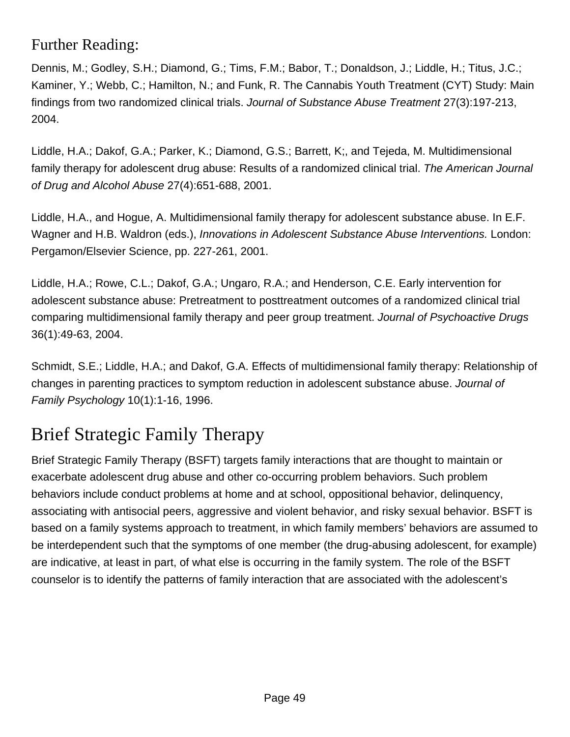### Further Reading:

Dennis, M.; Godley, S.H.; Diamond, G.; Tims, F.M.; Babor, T.; Donaldson, J.; Liddle, H.; Titus, J.C.; Kaminer, Y.; Webb, C.; Hamilton, N.; and Funk, R. The Cannabis Youth Treatment (CYT) Study: Main findings from two randomized clinical trials. *Journal of Substance Abuse Treatment* 27(3):197-213, 2004.

Liddle, H.A.; Dakof, G.A.; Parker, K.; Diamond, G.S.; Barrett, K;, and Tejeda, M. Multidimensional family therapy for adolescent drug abuse: Results of a randomized clinical trial. *The American Journal of Drug and Alcohol Abuse* 27(4):651-688, 2001.

Liddle, H.A., and Hogue, A. Multidimensional family therapy for adolescent substance abuse. In E.F. Wagner and H.B. Waldron (eds.), *Innovations in Adolescent Substance Abuse Interventions.* London: Pergamon/Elsevier Science, pp. 227-261, 2001.

Liddle, H.A.; Rowe, C.L.; Dakof, G.A.; Ungaro, R.A.; and Henderson, C.E. Early intervention for adolescent substance abuse: Pretreatment to posttreatment outcomes of a randomized clinical trial comparing multidimensional family therapy and peer group treatment. *Journal of Psychoactive Drugs* 36(1):49-63, 2004.

Schmidt, S.E.; Liddle, H.A.; and Dakof, G.A. Effects of multidimensional family therapy: Relationship of changes in parenting practices to symptom reduction in adolescent substance abuse. *Journal of Family Psychology* 10(1):1-16, 1996.

## Brief Strategic Family Therapy

Brief Strategic Family Therapy (BSFT) targets family interactions that are thought to maintain or exacerbate adolescent drug abuse and other co-occurring problem behaviors. Such problem behaviors include conduct problems at home and at school, oppositional behavior, delinquency, associating with antisocial peers, aggressive and violent behavior, and risky sexual behavior. BSFT is based on a family systems approach to treatment, in which family members' behaviors are assumed to be interdependent such that the symptoms of one member (the drug-abusing adolescent, for example) are indicative, at least in part, of what else is occurring in the family system. The role of the BSFT counselor is to identify the patterns of family interaction that are associated with the adolescent's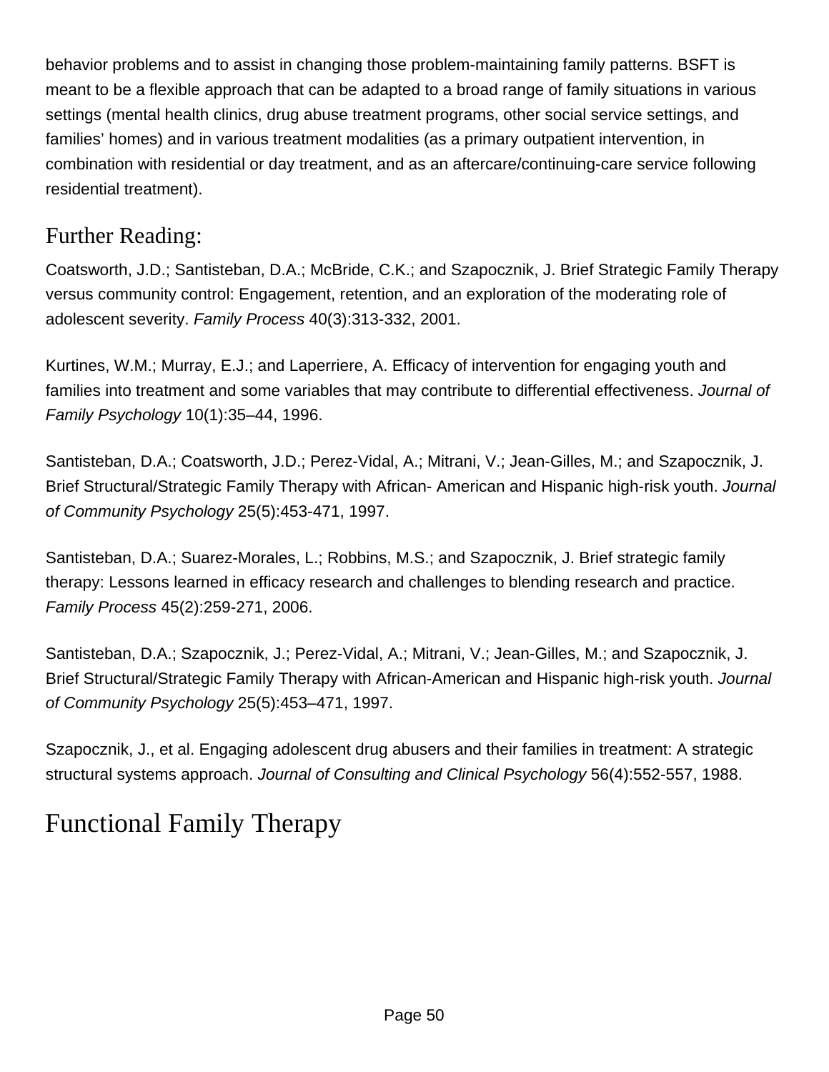behavior problems and to assist in changing those problem-maintaining family patterns. BSFT is meant to be a flexible approach that can be adapted to a broad range of family situations in various settings (mental health clinics, drug abuse treatment programs, other social service settings, and families' homes) and in various treatment modalities (as a primary outpatient intervention, in combination with residential or day treatment, and as an aftercare/continuing-care service following residential treatment).

## Further Reading:

Coatsworth, J.D.; Santisteban, D.A.; McBride, C.K.; and Szapocznik, J. Brief Strategic Family Therapy versus community control: Engagement, retention, and an exploration of the moderating role of adolescent severity. *Family Process* 40(3):313-332, 2001.

Kurtines, W.M.; Murray, E.J.; and Laperriere, A. Efficacy of intervention for engaging youth and families into treatment and some variables that may contribute to differential effectiveness. *Journal of Family Psychology* 10(1):35–44, 1996.

Santisteban, D.A.; Coatsworth, J.D.; Perez-Vidal, A.; Mitrani, V.; Jean-Gilles, M.; and Szapocznik, J. Brief Structural/Strategic Family Therapy with African- American and Hispanic high-risk youth. *Journal of Community Psychology* 25(5):453-471, 1997.

Santisteban, D.A.; Suarez-Morales, L.; Robbins, M.S.; and Szapocznik, J. Brief strategic family therapy: Lessons learned in efficacy research and challenges to blending research and practice. *Family Process* 45(2):259-271, 2006.

Santisteban, D.A.; Szapocznik, J.; Perez-Vidal, A.; Mitrani, V.; Jean-Gilles, M.; and Szapocznik, J. Brief Structural/Strategic Family Therapy with African-American and Hispanic high-risk youth. *Journal of Community Psychology* 25(5):453–471, 1997.

Szapocznik, J., et al. Engaging adolescent drug abusers and their families in treatment: A strategic structural systems approach. *Journal of Consulting and Clinical Psychology* 56(4):552-557, 1988.

# Functional Family Therapy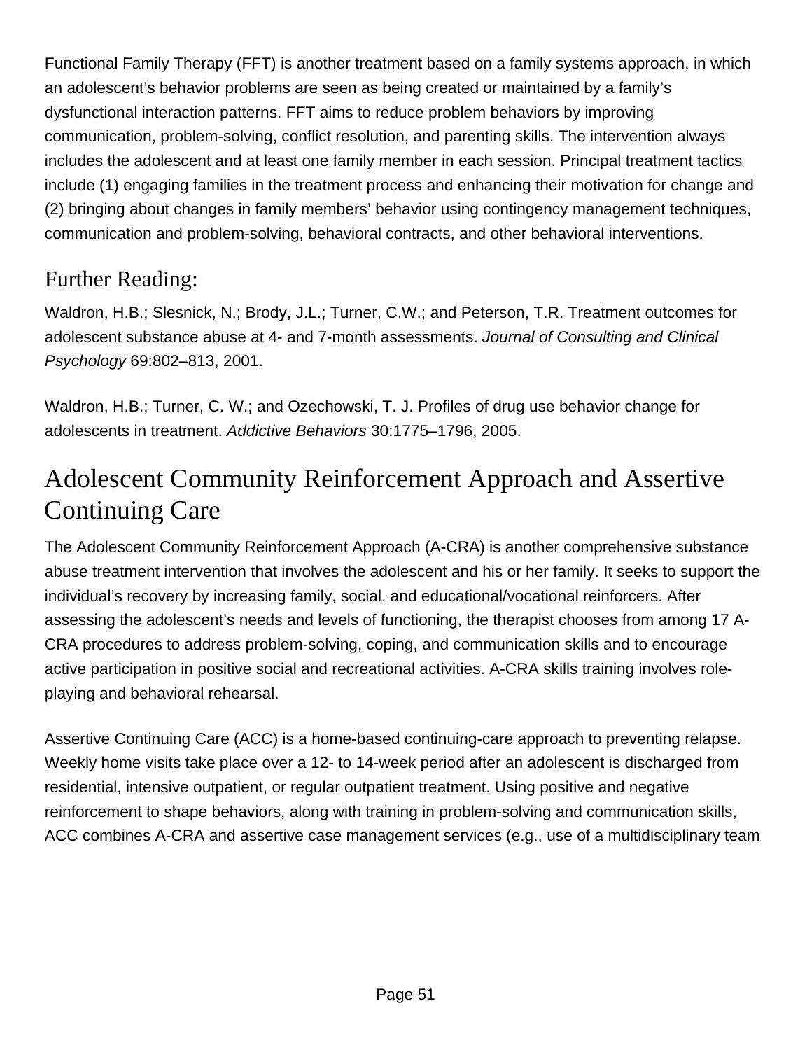Functional Family Therapy (FFT) is another treatment based on a family systems approach, in which an adolescent's behavior problems are seen as being created or maintained by a family's dysfunctional interaction patterns. FFT aims to reduce problem behaviors by improving communication, problem-solving, conflict resolution, and parenting skills. The intervention always includes the adolescent and at least one family member in each session. Principal treatment tactics include (1) engaging families in the treatment process and enhancing their motivation for change and (2) bringing about changes in family members' behavior using contingency management techniques, communication and problem-solving, behavioral contracts, and other behavioral interventions.

### Further Reading:

Waldron, H.B.; Slesnick, N.; Brody, J.L.; Turner, C.W.; and Peterson, T.R. Treatment outcomes for adolescent substance abuse at 4- and 7-month assessments. *Journal of Consulting and Clinical Psychology* 69:802–813, 2001.

Waldron, H.B.; Turner, C. W.; and Ozechowski, T. J. Profiles of drug use behavior change for adolescents in treatment. *Addictive Behaviors* 30:1775–1796, 2005.

## Adolescent Community Reinforcement Approach and Assertive Continuing Care

The Adolescent Community Reinforcement Approach (A-CRA) is another comprehensive substance abuse treatment intervention that involves the adolescent and his or her family. It seeks to support the individual's recovery by increasing family, social, and educational/vocational reinforcers. After assessing the adolescent's needs and levels of functioning, the therapist chooses from among 17 A-CRA procedures to address problem-solving, coping, and communication skills and to encourage active participation in positive social and recreational activities. A-CRA skills training involves role-playing and behavioral rehearsal.

Assertive Continuing Care (ACC) is a home-based continuing-care approach to preventing relapse. Weekly home visits take place over a 12- to 14-week period after an adolescent is discharged from residential, intensive outpatient, or regular outpatient treatment. Using positive and negative reinforcement to shape behaviors, along with training in problem-solving and communication skills, ACC combines A-CRA and assertive case management services (e.g., use of a multidisciplinary team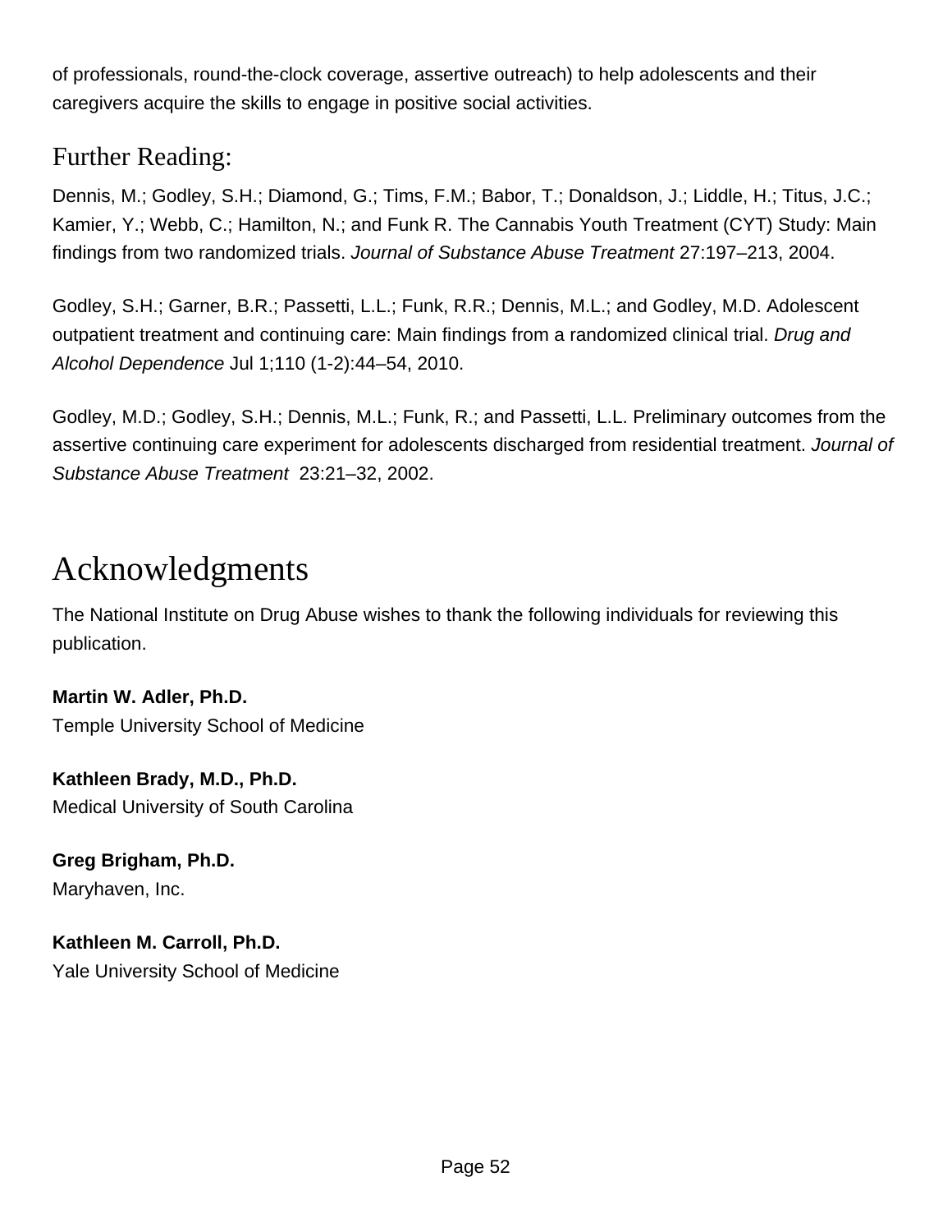of professionals, round-the-clock coverage, assertive outreach) to help adolescents and their caregivers acquire the skills to engage in positive social activities.

### Further Reading:

Dennis, M.; Godley, S.H.; Diamond, G.; Tims, F.M.; Babor, T.; Donaldson, J.; Liddle, H.; Titus, J.C.; Kamier, Y.; Webb, C.; Hamilton, N.; and Funk R. The Cannabis Youth Treatment (CYT) Study: Main findings from two randomized trials. *Journal of Substance Abuse Treatment* 27:197–213, 2004.

Godley, S.H.; Garner, B.R.; Passetti, L.L.; Funk, R.R.; Dennis, M.L.; and Godley, M.D. Adolescent outpatient treatment and continuing care: Main findings from a randomized clinical trial. *Drug and Alcohol Dependence* Jul 1;110 (1-2):44–54, 2010.

Godley, M.D.; Godley, S.H.; Dennis, M.L.; Funk, R.; and Passetti, L.L. Preliminary outcomes from the assertive continuing care experiment for adolescents discharged from residential treatment. *Journal of Substance Abuse Treatment* 23:21–32, 2002.

# Acknowledgments

The National Institute on Drug Abuse wishes to thank the following individuals for reviewing this publication.

**Martin W. Adler, Ph.D.**
Temple University School of Medicine

**Kathleen Brady, M.D., Ph.D.**
Medical University of South Carolina

**Greg Brigham, Ph.D.**
Maryhaven, Inc.

**Kathleen M. Carroll, Ph.D.**
Yale University School of Medicine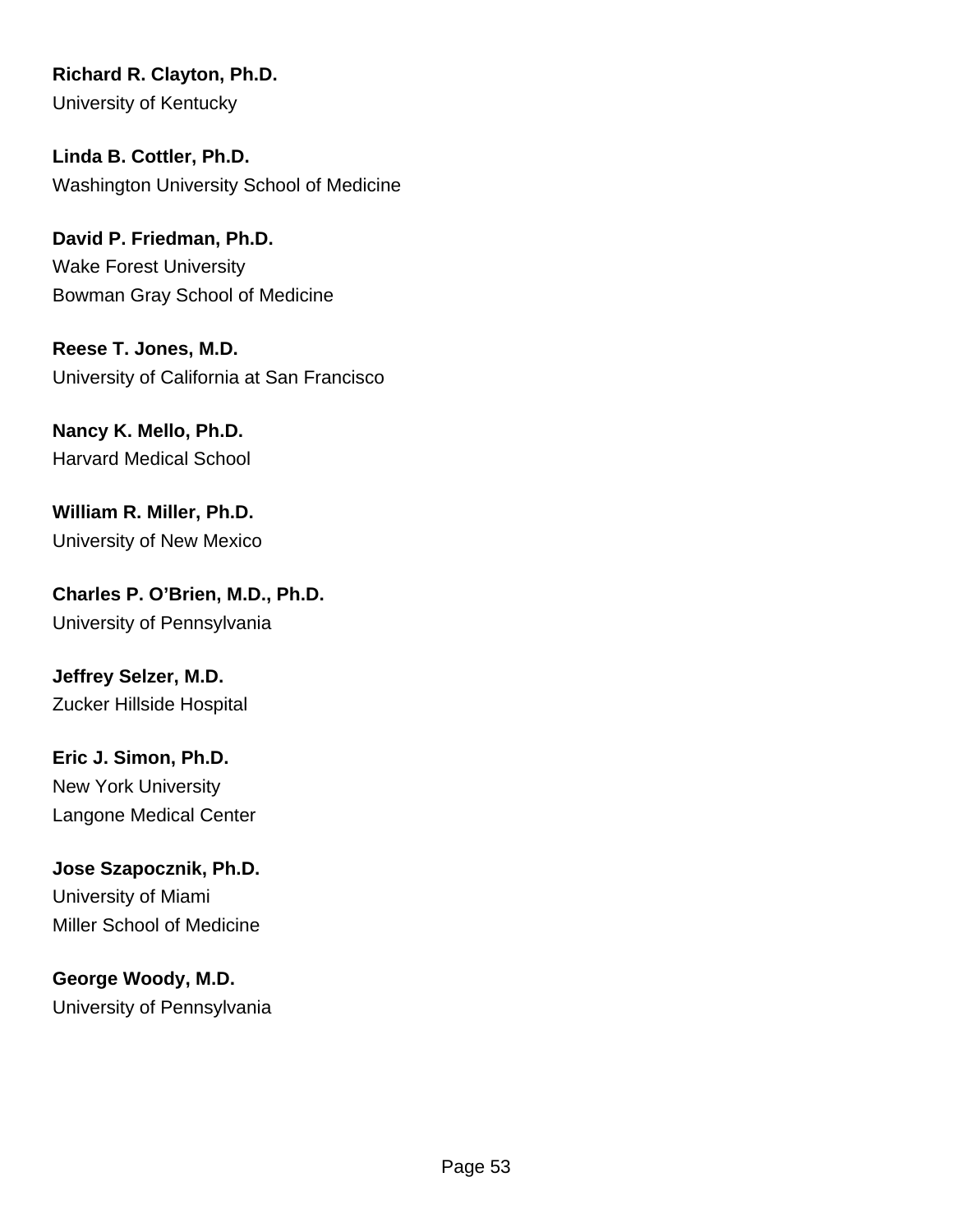**Richard R. Clayton, Ph.D.**
University of Kentucky

**Linda B. Cottler, Ph.D.**
Washington University School of Medicine

**David P. Friedman, Ph.D.**
Wake Forest University
Bowman Gray School of Medicine

**Reese T. Jones, M.D.**
University of California at San Francisco

**Nancy K. Mello, Ph.D.**
Harvard Medical School

**William R. Miller, Ph.D.**
University of New Mexico

**Charles P. O'Brien, M.D., Ph.D.**
University of Pennsylvania

**Jeffrey Selzer, M.D.**
Zucker Hillside Hospital

**Eric J. Simon, Ph.D.**
New York University
Langone Medical Center

**Jose Szapocznik, Ph.D.**
University of Miami
Miller School of Medicine

**George Woody, M.D.**
University of Pennsylvania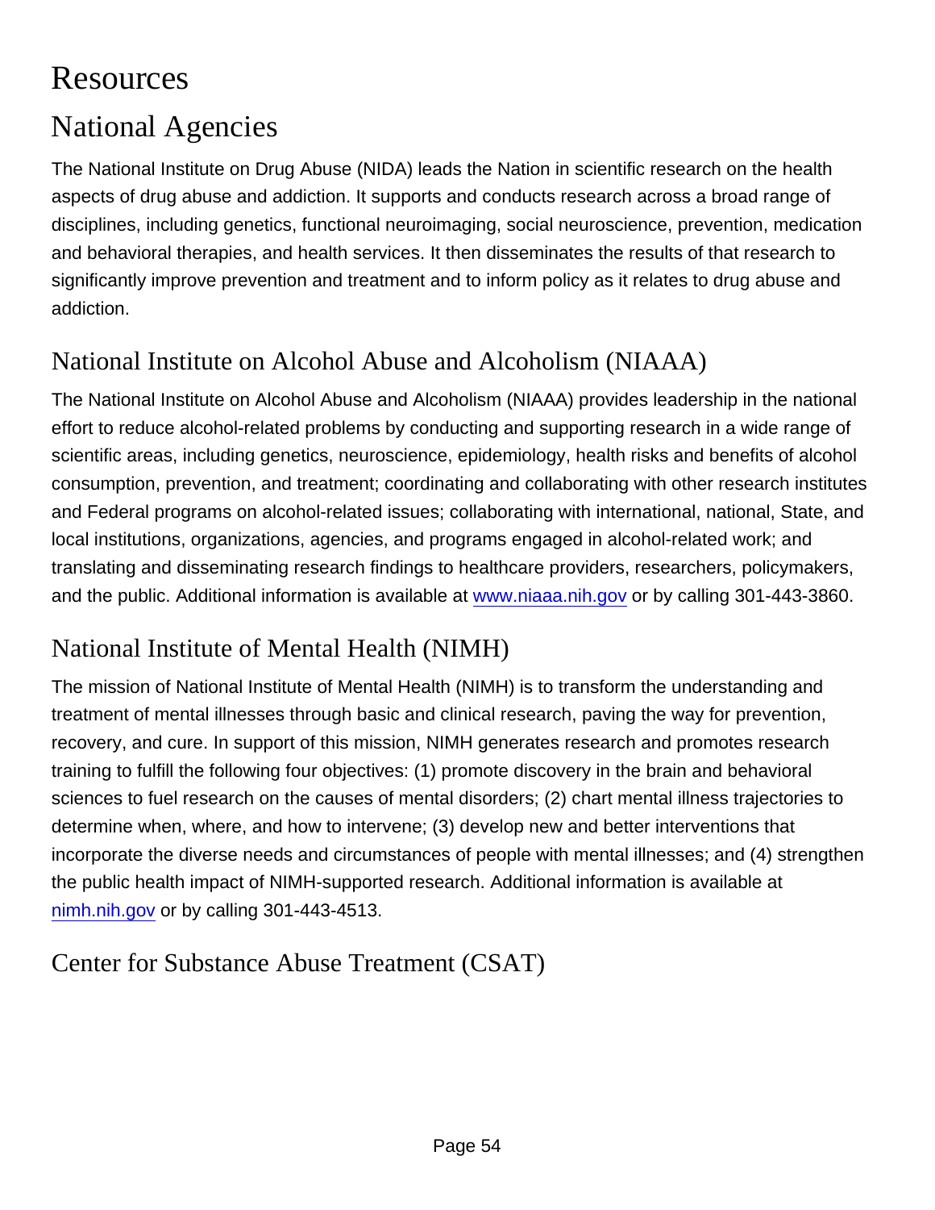# Resources

## National Agencies

The National Institute on Drug Abuse (NIDA) leads the Nation in scientific research on the health aspects of drug abuse and addiction. It supports and conducts research across a broad range of disciplines, including genetics, functional neuroimaging, social neuroscience, prevention, medication and behavioral therapies, and health services. It then disseminates the results of that research to significantly improve prevention and treatment and to inform policy as it relates to drug abuse and addiction.

### National Institute on Alcohol Abuse and Alcoholism (NIAAA)

The National Institute on Alcohol Abuse and Alcoholism (NIAAA) provides leadership in the national effort to reduce alcohol-related problems by conducting and supporting research in a wide range of scientific areas, including genetics, neuroscience, epidemiology, health risks and benefits of alcohol consumption, prevention, and treatment; coordinating and collaborating with other research institutes and Federal programs on alcohol-related issues; collaborating with international, national, State, and local institutions, organizations, agencies, and programs engaged in alcohol-related work; and translating and disseminating research findings to healthcare providers, researchers, policymakers, and the public. Additional information is available at www.niaaa.nih.gov or by calling 301-443-3860.

### National Institute of Mental Health (NIMH)

The mission of National Institute of Mental Health (NIMH) is to transform the understanding and treatment of mental illnesses through basic and clinical research, paving the way for prevention, recovery, and cure. In support of this mission, NIMH generates research and promotes research training to fulfill the following four objectives: (1) promote discovery in the brain and behavioral sciences to fuel research on the causes of mental disorders; (2) chart mental illness trajectories to determine when, where, and how to intervene; (3) develop new and better interventions that incorporate the diverse needs and circumstances of people with mental illnesses; and (4) strengthen the public health impact of NIMH-supported research. Additional information is available at nimh.nih.gov or by calling 301-443-4513.

### Center for Substance Abuse Treatment (CSAT)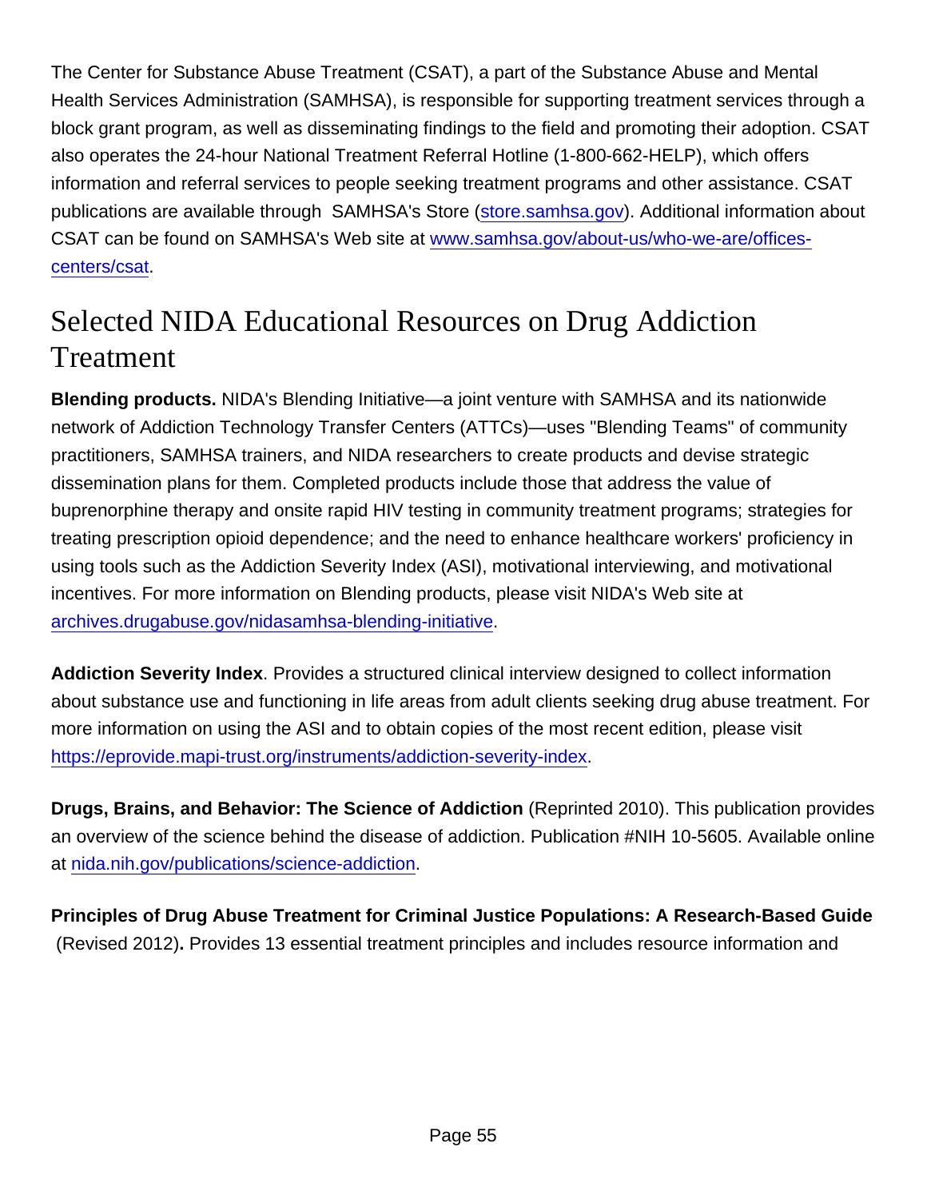The Center for Substance Abuse Treatment (CSAT), a part of the Substance Abuse and Mental Health Services Administration (SAMHSA), is responsible for supporting treatment services through a block grant program, as well as disseminating findings to the field and promoting their adoption. CSAT also operates the 24-hour National Treatment Referral Hotline (1-800-662-HELP), which offers information and referral services to people seeking treatment programs and other assistance. CSAT publications are available through SAMHSA's Store (store.samhsa.gov). Additional information about CSAT can be found on SAMHSA's Web site at www.samhsa.gov/about-us/who-we-are/offices-centers/csat.

## Selected NIDA Educational Resources on Drug Addiction Treatment

**Blending products.** NIDA's Blending Initiative—a joint venture with SAMHSA and its nationwide network of Addiction Technology Transfer Centers (ATTCs)—uses "Blending Teams" of community practitioners, SAMHSA trainers, and NIDA researchers to create products and devise strategic dissemination plans for them. Completed products include those that address the value of buprenorphine therapy and onsite rapid HIV testing in community treatment programs; strategies for treating prescription opioid dependence; and the need to enhance healthcare workers' proficiency in using tools such as the Addiction Severity Index (ASI), motivational interviewing, and motivational incentives. For more information on Blending products, please visit NIDA's Web site at archives.drugabuse.gov/nidasamhsa-blending-initiative.

**Addiction Severity Index**. Provides a structured clinical interview designed to collect information about substance use and functioning in life areas from adult clients seeking drug abuse treatment. For more information on using the ASI and to obtain copies of the most recent edition, please visit https://eprovide.mapi-trust.org/instruments/addiction-severity-index.

**Drugs, Brains, and Behavior: The Science of Addiction** (Reprinted 2010). This publication provides an overview of the science behind the disease of addiction. Publication #NIH 10-5605. Available online at nida.nih.gov/publications/science-addiction.

**Principles of Drug Abuse Treatment for Criminal Justice Populations: A Research-Based Guide** (Revised 2012)**.** Provides 13 essential treatment principles and includes resource information and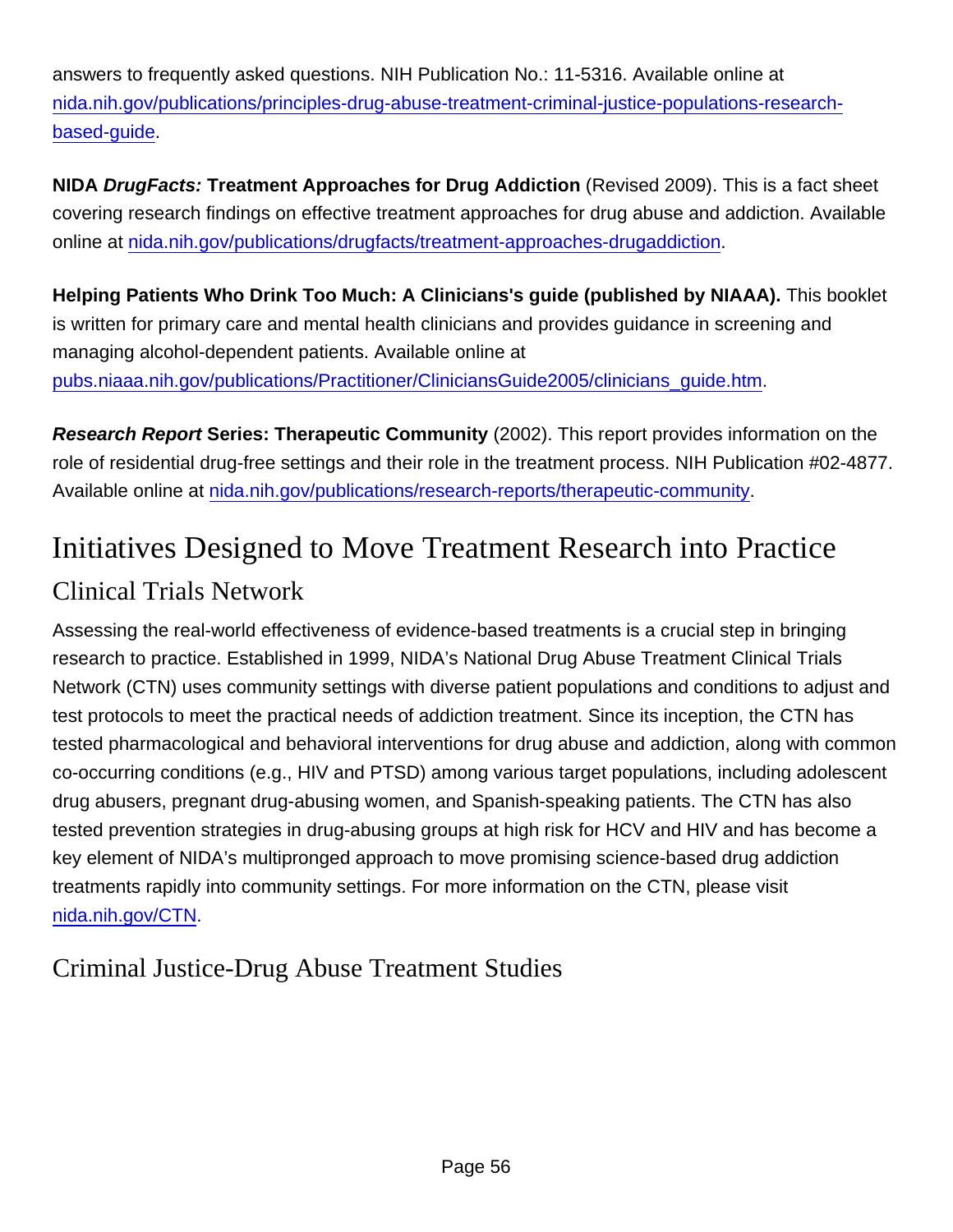answers to frequently asked questions. NIH Publication No.: 11-5316. Available online at nida.nih.gov/publications/principles-drug-abuse-treatment-criminal-justice-populations-research-based-guide.

**NIDA *DrugFacts:* Treatment Approaches for Drug Addiction** (Revised 2009). This is a fact sheet covering research findings on effective treatment approaches for drug abuse and addiction. Available online at nida.nih.gov/publications/drugfacts/treatment-approaches-drugaddiction.

**Helping Patients Who Drink Too Much: A Clinicians's guide (published by NIAAA).** This booklet is written for primary care and mental health clinicians and provides guidance in screening and managing alcohol-dependent patients. Available online at pubs.niaaa.nih.gov/publications/Practitioner/CliniciansGuide2005/clinicians_guide.htm.

***Research Report* Series: Therapeutic Community** (2002). This report provides information on the role of residential drug-free settings and their role in the treatment process. NIH Publication #02-4877. Available online at nida.nih.gov/publications/research-reports/therapeutic-community.

# Initiatives Designed to Move Treatment Research into Practice

## Clinical Trials Network

Assessing the real-world effectiveness of evidence-based treatments is a crucial step in bringing research to practice. Established in 1999, NIDA's National Drug Abuse Treatment Clinical Trials Network (CTN) uses community settings with diverse patient populations and conditions to adjust and test protocols to meet the practical needs of addiction treatment. Since its inception, the CTN has tested pharmacological and behavioral interventions for drug abuse and addiction, along with common co-occurring conditions (e.g., HIV and PTSD) among various target populations, including adolescent drug abusers, pregnant drug-abusing women, and Spanish-speaking patients. The CTN has also tested prevention strategies in drug-abusing groups at high risk for HCV and HIV and has become a key element of NIDA's multipronged approach to move promising science-based drug addiction treatments rapidly into community settings. For more information on the CTN, please visit nida.nih.gov/CTN.

## Criminal Justice-Drug Abuse Treatment Studies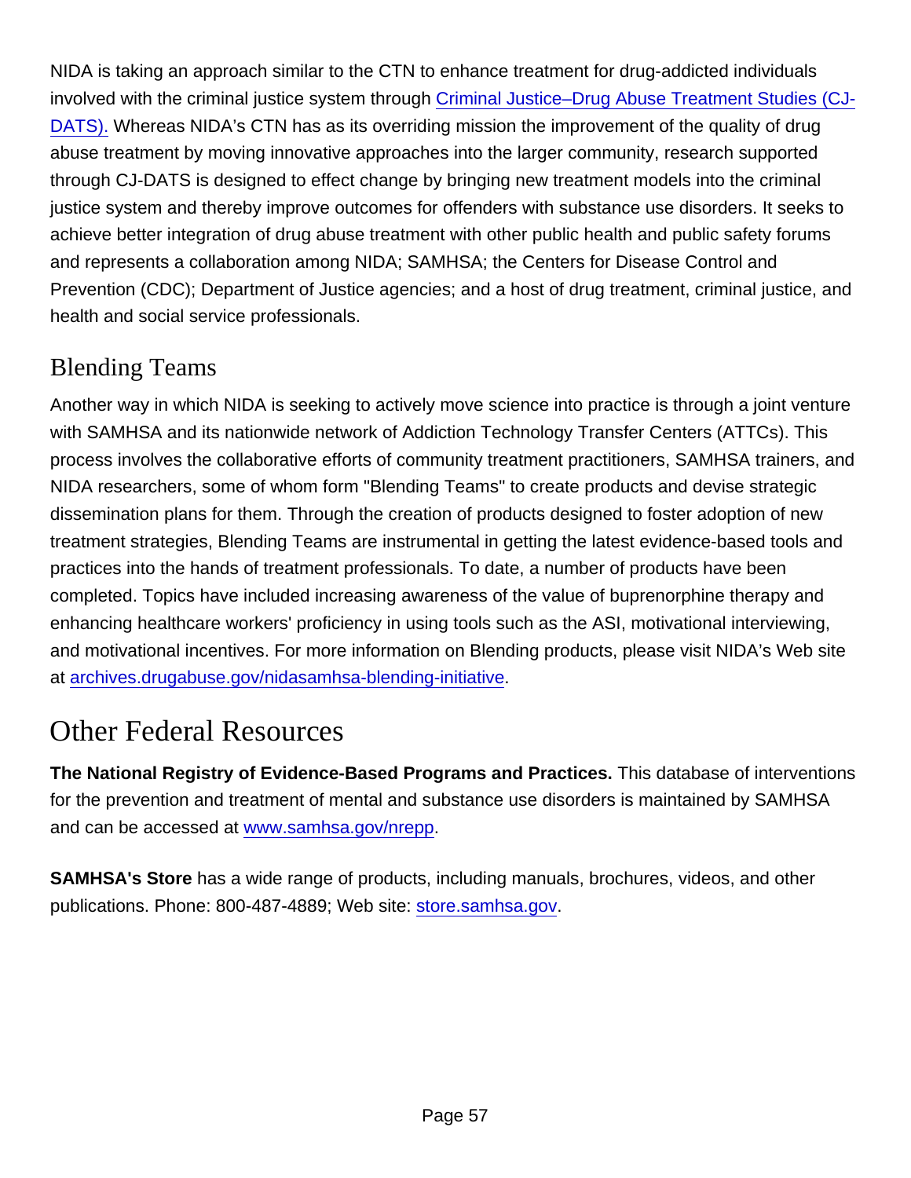NIDA is taking an approach similar to the CTN to enhance treatment for drug-addicted individuals involved with the criminal justice system through [Criminal Justice–Drug Abuse Treatment Studies (CJ-DATS).](#) Whereas NIDA's CTN has as its overriding mission the improvement of the quality of drug abuse treatment by moving innovative approaches into the larger community, research supported through CJ-DATS is designed to effect change by bringing new treatment models into the criminal justice system and thereby improve outcomes for offenders with substance use disorders. It seeks to achieve better integration of drug abuse treatment with other public health and public safety forums and represents a collaboration among NIDA; SAMHSA; the Centers for Disease Control and Prevention (CDC); Department of Justice agencies; and a host of drug treatment, criminal justice, and health and social service professionals.

### Blending Teams

Another way in which NIDA is seeking to actively move science into practice is through a joint venture with SAMHSA and its nationwide network of Addiction Technology Transfer Centers (ATTCs). This process involves the collaborative efforts of community treatment practitioners, SAMHSA trainers, and NIDA researchers, some of whom form "Blending Teams" to create products and devise strategic dissemination plans for them. Through the creation of products designed to foster adoption of new treatment strategies, Blending Teams are instrumental in getting the latest evidence-based tools and practices into the hands of treatment professionals. To date, a number of products have been completed. Topics have included increasing awareness of the value of buprenorphine therapy and enhancing healthcare workers' proficiency in using tools such as the ASI, motivational interviewing, and motivational incentives. For more information on Blending products, please visit NIDA's Web site at archives.drugabuse.gov/nidasamhsa-blending-initiative.

## Other Federal Resources

**The National Registry of Evidence-Based Programs and Practices.** This database of interventions for the prevention and treatment of mental and substance use disorders is maintained by SAMHSA and can be accessed at www.samhsa.gov/nrepp.

**SAMHSA's Store** has a wide range of products, including manuals, brochures, videos, and other publications. Phone: 800-487-4889; Web site: store.samhsa.gov.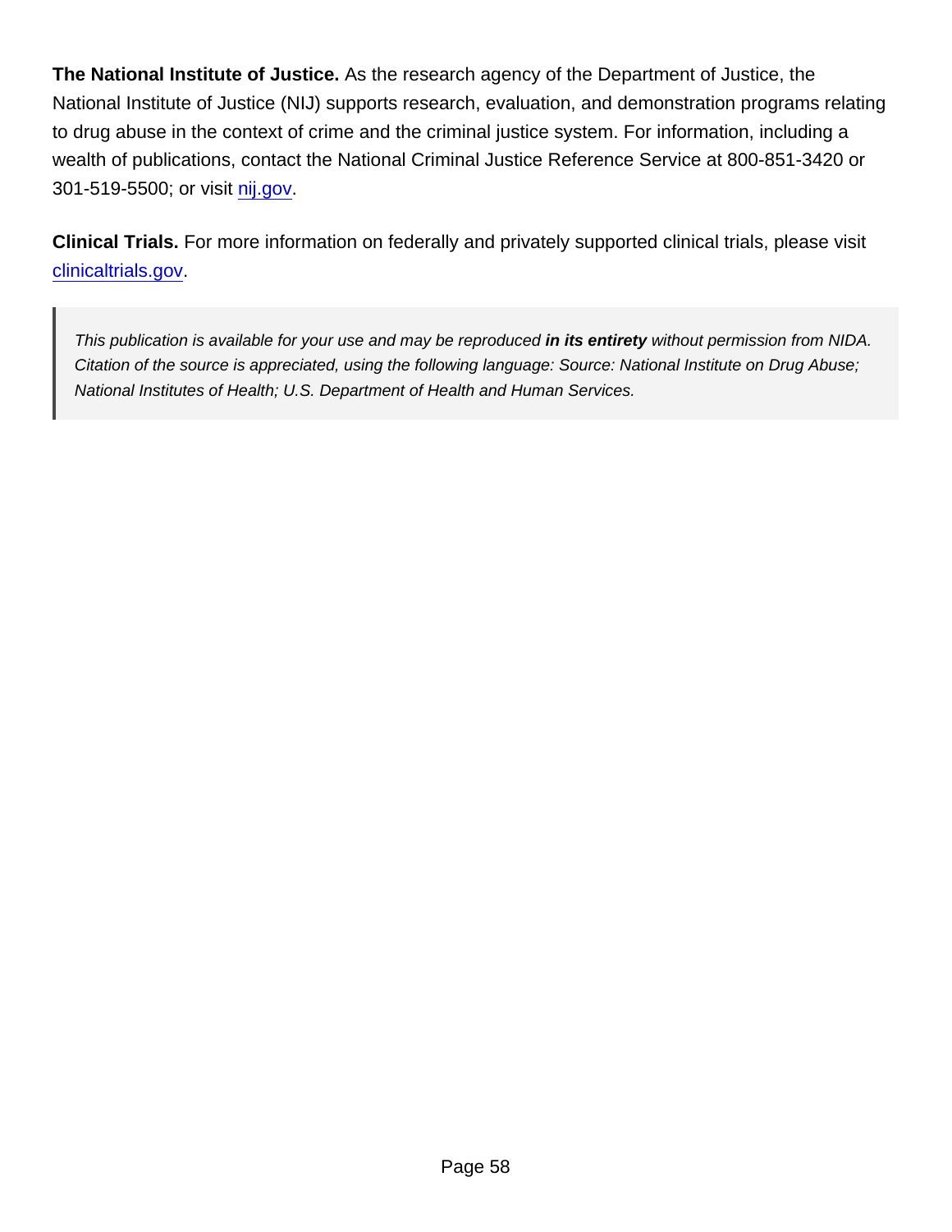**The National Institute of Justice.** As the research agency of the Department of Justice, the National Institute of Justice (NIJ) supports research, evaluation, and demonstration programs relating to drug abuse in the context of crime and the criminal justice system. For information, including a wealth of publications, contact the National Criminal Justice Reference Service at 800-851-3420 or 301-519-5500; or visit nij.gov.

**Clinical Trials.** For more information on federally and privately supported clinical trials, please visit clinicaltrials.gov.

> *This publication is available for your use and may be reproduced* ***in its entirety*** *without permission from NIDA. Citation of the source is appreciated, using the following language: Source: National Institute on Drug Abuse; National Institutes of Health; U.S. Department of Health and Human Services.*